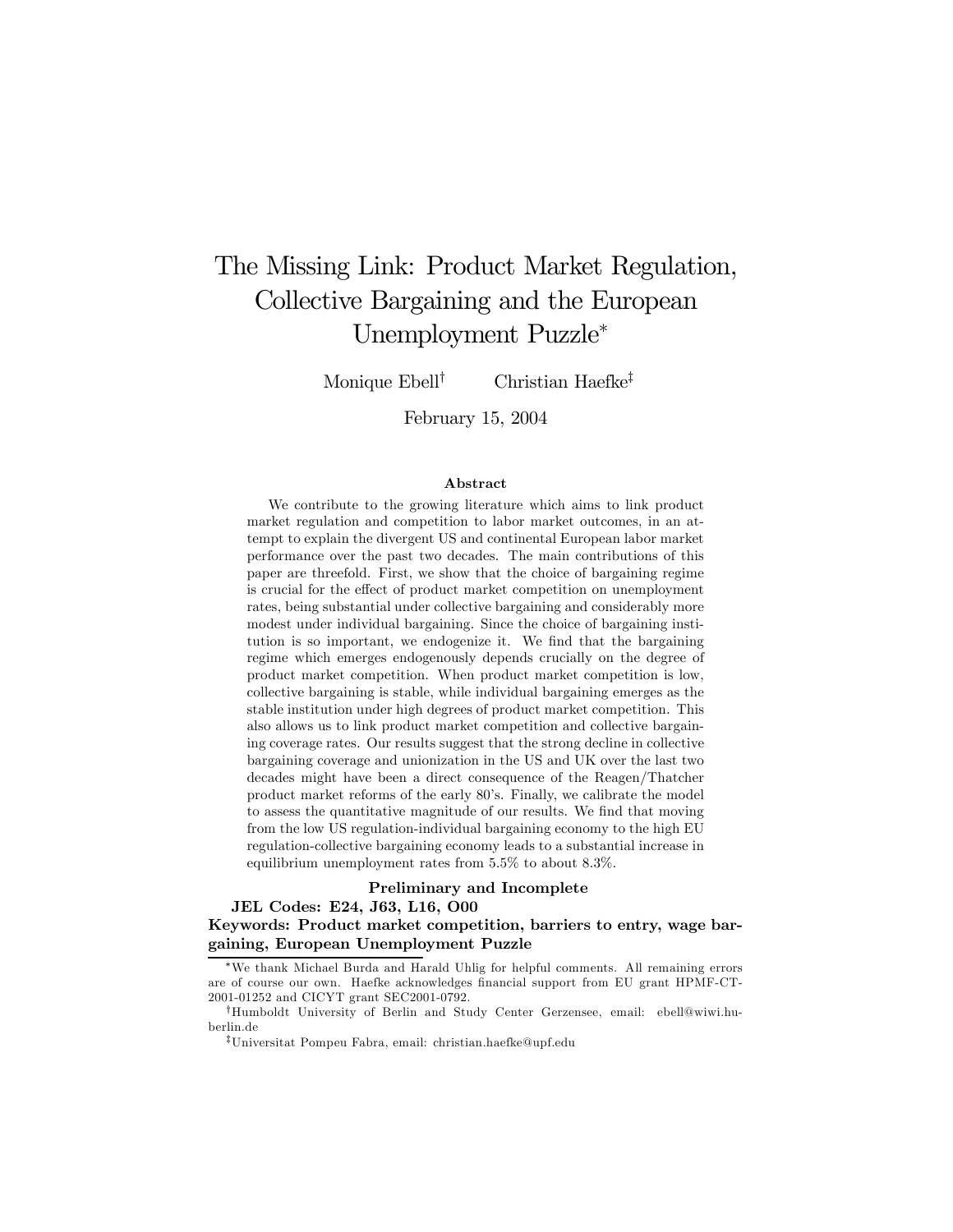# The Missing Link: Product Market Regulation, Collective Bargaining and the European Unemployment Puzzle*

Monique Ebell[†] Christian Haefke[‡]

February 15, 2004

### Abstract

We contribute to the growing literature which aims to link product market regulation and competition to labor market outcomes, in an attempt to explain the divergent US and continental European labor market performance over the past two decades. The main contributions of this paper are threefold. First, we show that the choice of bargaining regime is crucial for the effect of product market competition on unemployment rates, being substantial under collective bargaining and considerably more modest under individual bargaining. Since the choice of bargaining institution is so important, we endogenize it. We find that the bargaining regime which emerges endogenously depends crucially on the degree of product market competition. When product market competition is low, collective bargaining is stable, while individual bargaining emerges as the stable institution under high degrees of product market competition. This also allows us to link product market competition and collective bargaining coverage rates. Our results suggest that the strong decline in collective bargaining coverage and unionization in the US and UK over the last two decades might have been a direct consequence of the Reagen/Thatcher product market reforms of the early 80's. Finally, we calibrate the model to assess the quantitative magnitude of our results. We find that moving from the low US regulation-individual bargaining economy to the high EU regulation-collective bargaining economy leads to a substantial increase in equilibrium unemployment rates from 5.5% to about 8.3%.

**Preliminary and Incomplete**

**JEL Codes: E24, J63, L16, O00**

**Keywords: Product market competition, barriers to entry, wage bargaining, European Unemployment Puzzle**

---

*We thank Michael Burda and Harald Uhlig for helpful comments. All remaining errors are of course our own. Haefke acknowledges financial support from EU grant HPMF-CT-2001-01252 and CICYT grant SEC2001-0792.

[†]Humboldt University of Berlin and Study Center Gerzensee, email: ebell@wiwi.hu-berlin.de

[‡]Universitat Pompeu Fabra, email: christian.haefke@upf.edu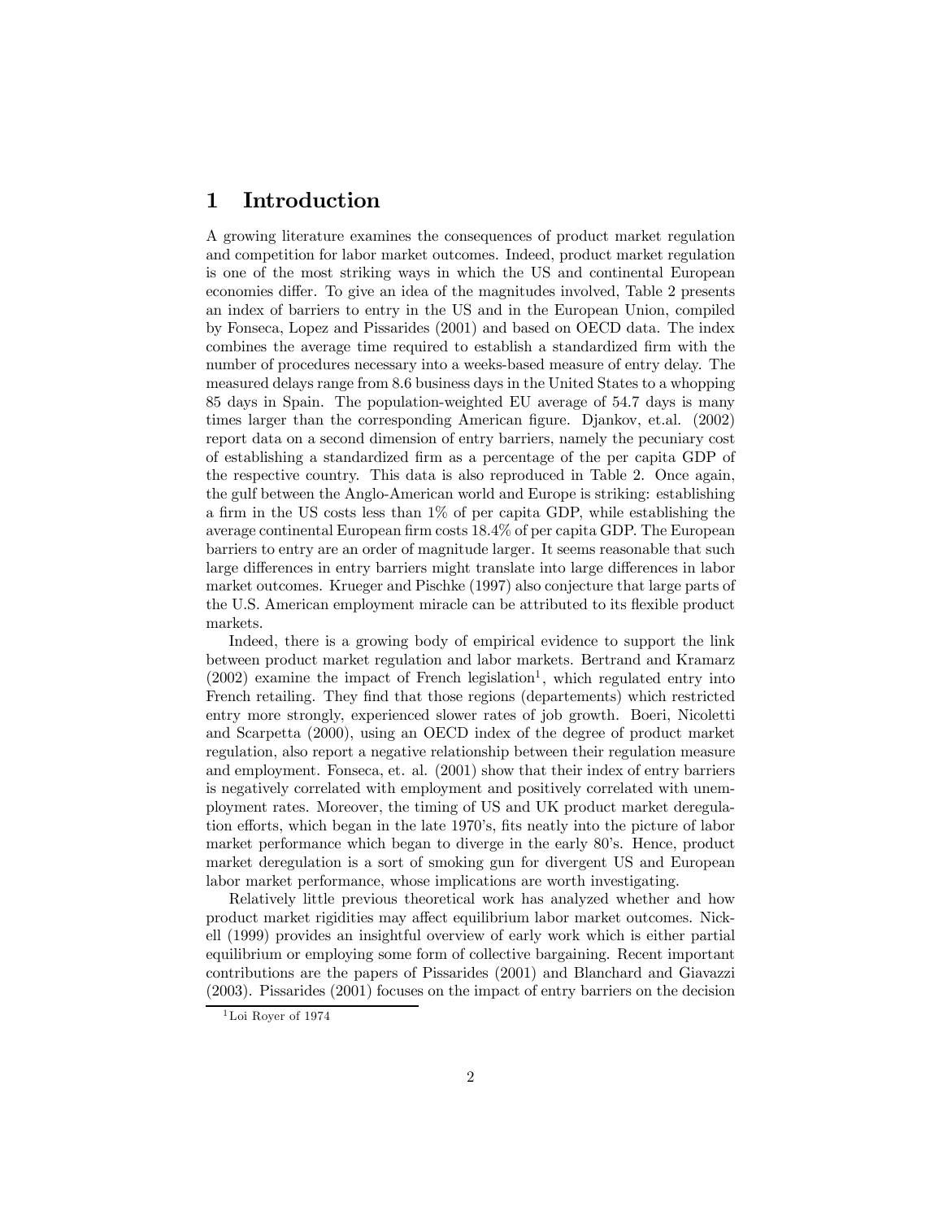# 1 Introduction

A growing literature examines the consequences of product market regulation and competition for labor market outcomes. Indeed, product market regulation is one of the most striking ways in which the US and continental European economies differ. To give an idea of the magnitudes involved, Table 2 presents an index of barriers to entry in the US and in the European Union, compiled by Fonseca, Lopez and Pissarides (2001) and based on OECD data. The index combines the average time required to establish a standardized firm with the number of procedures necessary into a weeks-based measure of entry delay. The measured delays range from 8.6 business days in the United States to a whopping 85 days in Spain. The population-weighted EU average of 54.7 days is many times larger than the corresponding American figure. Djankov, et.al. (2002) report data on a second dimension of entry barriers, namely the pecuniary cost of establishing a standardized firm as a percentage of the per capita GDP of the respective country. This data is also reproduced in Table 2. Once again, the gulf between the Anglo-American world and Europe is striking: establishing a firm in the US costs less than 1% of per capita GDP, while establishing the average continental European firm costs 18.4% of per capita GDP. The European barriers to entry are an order of magnitude larger. It seems reasonable that such large differences in entry barriers might translate into large differences in labor market outcomes. Krueger and Pischke (1997) also conjecture that large parts of the U.S. American employment miracle can be attributed to its flexible product markets.

Indeed, there is a growing body of empirical evidence to support the link between product market regulation and labor markets. Bertrand and Kramarz (2002) examine the impact of French legislation[1], which regulated entry into French retailing. They find that those regions (departements) which restricted entry more strongly, experienced slower rates of job growth. Boeri, Nicoletti and Scarpetta (2000), using an OECD index of the degree of product market regulation, also report a negative relationship between their regulation measure and employment. Fonseca, et. al. (2001) show that their index of entry barriers is negatively correlated with employment and positively correlated with unemployment rates. Moreover, the timing of US and UK product market deregulation efforts, which began in the late 1970's, fits neatly into the picture of labor market performance which began to diverge in the early 80's. Hence, product market deregulation is a sort of smoking gun for divergent US and European labor market performance, whose implications are worth investigating.

Relatively little previous theoretical work has analyzed whether and how product market rigidities may affect equilibrium labor market outcomes. Nickell (1999) provides an insightful overview of early work which is either partial equilibrium or employing some form of collective bargaining. Recent important contributions are the papers of Pissarides (2001) and Blanchard and Giavazzi (2003). Pissarides (2001) focuses on the impact of entry barriers on the decision

[1] Loi Royer of 1974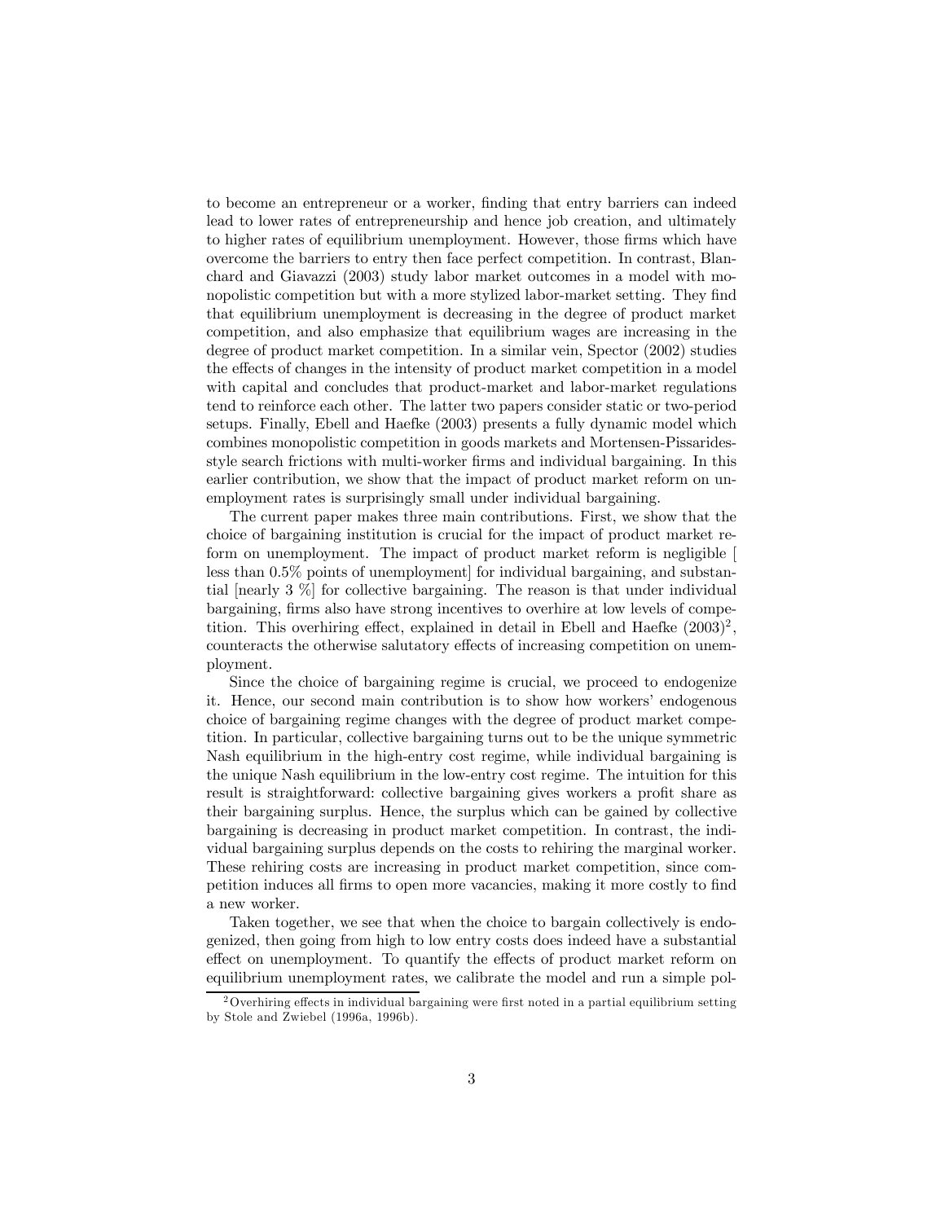to become an entrepreneur or a worker, finding that entry barriers can indeed lead to lower rates of entrepreneurship and hence job creation, and ultimately to higher rates of equilibrium unemployment. However, those firms which have overcome the barriers to entry then face perfect competition. In contrast, Blanchard and Giavazzi (2003) study labor market outcomes in a model with monopolistic competition but with a more stylized labor-market setting. They find that equilibrium unemployment is decreasing in the degree of product market competition, and also emphasize that equilibrium wages are increasing in the degree of product market competition. In a similar vein, Spector (2002) studies the effects of changes in the intensity of product market competition in a model with capital and concludes that product-market and labor-market regulations tend to reinforce each other. The latter two papers consider static or two-period setups. Finally, Ebell and Haefke (2003) presents a fully dynamic model which combines monopolistic competition in goods markets and Mortensen-Pissarides-style search frictions with multi-worker firms and individual bargaining. In this earlier contribution, we show that the impact of product market reform on unemployment rates is surprisingly small under individual bargaining.

The current paper makes three main contributions. First, we show that the choice of bargaining institution is crucial for the impact of product market reform on unemployment. The impact of product market reform is negligible [ less than 0.5% points of unemployment] for individual bargaining, and substantial [nearly 3 %] for collective bargaining. The reason is that under individual bargaining, firms also have strong incentives to overhire at low levels of competition. This overhiring effect, explained in detail in Ebell and Haefke (2003)[2], counteracts the otherwise salutatory effects of increasing competition on unemployment.

Since the choice of bargaining regime is crucial, we proceed to endogenize it. Hence, our second main contribution is to show how workers' endogenous choice of bargaining regime changes with the degree of product market competition. In particular, collective bargaining turns out to be the unique symmetric Nash equilibrium in the high-entry cost regime, while individual bargaining is the unique Nash equilibrium in the low-entry cost regime. The intuition for this result is straightforward: collective bargaining gives workers a profit share as their bargaining surplus. Hence, the surplus which can be gained by collective bargaining is decreasing in product market competition. In contrast, the individual bargaining surplus depends on the costs to rehiring the marginal worker. These rehiring costs are increasing in product market competition, since competition induces all firms to open more vacancies, making it more costly to find a new worker.

Taken together, we see that when the choice to bargain collectively is endogenized, then going from high to low entry costs does indeed have a substantial effect on unemployment. To quantify the effects of product market reform on equilibrium unemployment rates, we calibrate the model and run a simple pol-

[2] Overhiring effects in individual bargaining were first noted in a partial equilibrium setting by Stole and Zwiebel (1996a, 1996b).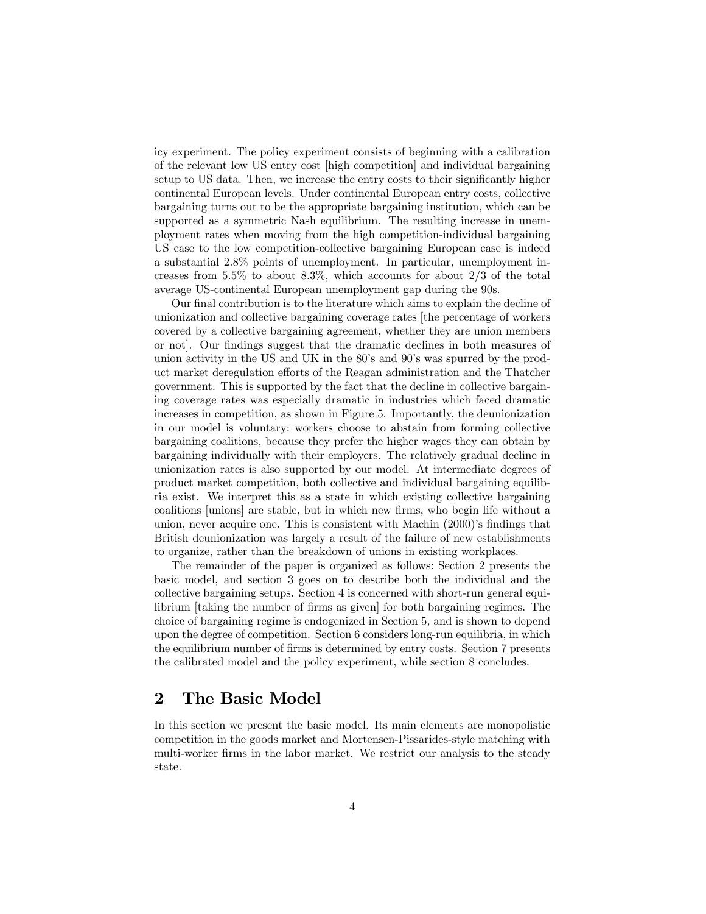icy experiment. The policy experiment consists of beginning with a calibration of the relevant low US entry cost [high competition] and individual bargaining setup to US data. Then, we increase the entry costs to their significantly higher continental European levels. Under continental European entry costs, collective bargaining turns out to be the appropriate bargaining institution, which can be supported as a symmetric Nash equilibrium. The resulting increase in unemployment rates when moving from the high competition-individual bargaining US case to the low competition-collective bargaining European case is indeed a substantial 2.8% points of unemployment. In particular, unemployment increases from 5.5% to about 8.3%, which accounts for about 2/3 of the total average US-continental European unemployment gap during the 90s.

Our final contribution is to the literature which aims to explain the decline of unionization and collective bargaining coverage rates [the percentage of workers covered by a collective bargaining agreement, whether they are union members or not]. Our findings suggest that the dramatic declines in both measures of union activity in the US and UK in the 80's and 90's was spurred by the product market deregulation efforts of the Reagan administration and the Thatcher government. This is supported by the fact that the decline in collective bargaining coverage rates was especially dramatic in industries which faced dramatic increases in competition, as shown in Figure 5. Importantly, the deunionization in our model is voluntary: workers choose to abstain from forming collective bargaining coalitions, because they prefer the higher wages they can obtain by bargaining individually with their employers. The relatively gradual decline in unionization rates is also supported by our model. At intermediate degrees of product market competition, both collective and individual bargaining equilibria exist. We interpret this as a state in which existing collective bargaining coalitions [unions] are stable, but in which new firms, who begin life without a union, never acquire one. This is consistent with Machin (2000)'s findings that British deunionization was largely a result of the failure of new establishments to organize, rather than the breakdown of unions in existing workplaces.

The remainder of the paper is organized as follows: Section 2 presents the basic model, and section 3 goes on to describe both the individual and the collective bargaining setups. Section 4 is concerned with short-run general equilibrium [taking the number of firms as given] for both bargaining regimes. The choice of bargaining regime is endogenized in Section 5, and is shown to depend upon the degree of competition. Section 6 considers long-run equilibria, in which the equilibrium number of firms is determined by entry costs. Section 7 presents the calibrated model and the policy experiment, while section 8 concludes.

## 2 The Basic Model

In this section we present the basic model. Its main elements are monopolistic competition in the goods market and Mortensen-Pissarides-style matching with multi-worker firms in the labor market. We restrict our analysis to the steady state.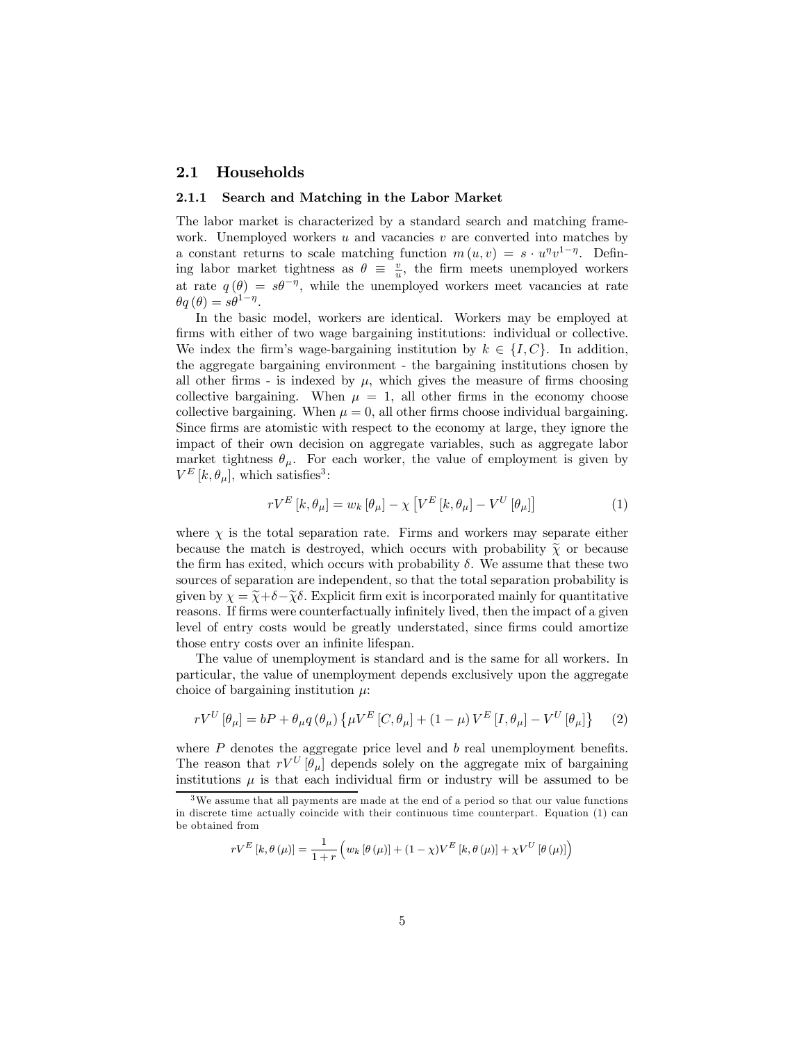## 2.1 Households

### 2.1.1 Search and Matching in the Labor Market

The labor market is characterized by a standard search and matching framework. Unemployed workers $u$ and vacancies $v$ are converted into matches by a constant returns to scale matching function $m(u,v) = s \cdot u^{\eta} v^{1-\eta}$. Defining labor market tightness as $\theta \equiv \frac{v}{u}$, the firm meets unemployed workers at rate $q(\theta) = s\theta^{-\eta}$, while the unemployed workers meet vacancies at rate $\theta q(\theta) = s\theta^{1-\eta}$.

In the basic model, workers are identical. Workers may be employed at firms with either of two wage bargaining institutions: individual or collective. We index the firm's wage-bargaining institution by $k \in \{I, C\}$. In addition, the aggregate bargaining environment - the bargaining institutions chosen by all other firms - is indexed by $\mu$, which gives the measure of firms choosing collective bargaining. When $\mu = 1$, all other firms in the economy choose collective bargaining. When $\mu = 0$, all other firms choose individual bargaining. Since firms are atomistic with respect to the economy at large, they ignore the impact of their own decision on aggregate variables, such as aggregate labor market tightness $\theta_{\mu}$. For each worker, the value of employment is given by $V^E[k, \theta_{\mu}]$, which satisfies[3]:

$$rV^E[k, \theta_{\mu}] = w_k[\theta_{\mu}] - \chi\left[V^E[k, \theta_{\mu}] - V^U[\theta_{\mu}]\right] \tag{1}$$

where $\chi$ is the total separation rate. Firms and workers may separate either because the match is destroyed, which occurs with probability $\widetilde{\chi}$ or because the firm has exited, which occurs with probability $\delta$. We assume that these two sources of separation are independent, so that the total separation probability is given by $\chi = \widetilde{\chi} + \delta - \widetilde{\chi}\delta$. Explicit firm exit is incorporated mainly for quantitative reasons. If firms were counterfactually infinitely lived, then the impact of a given level of entry costs would be greatly understated, since firms could amortize those entry costs over an infinite lifespan.

The value of unemployment is standard and is the same for all workers. In particular, the value of unemployment depends exclusively upon the aggregate choice of bargaining institution $\mu$:

$$rV^U[\theta_{\mu}] = bP + \theta_{\mu} q(\theta_{\mu})\left\{\mu V^E[C, \theta_{\mu}] + (1-\mu) V^E[I, \theta_{\mu}] - V^U[\theta_{\mu}]\right\} \tag{2}$$

where $P$ denotes the aggregate price level and $b$ real unemployment benefits. The reason that $rV^U[\theta_{\mu}]$ depends solely on the aggregate mix of bargaining institutions $\mu$ is that each individual firm or industry will be assumed to be

[3] We assume that all payments are made at the end of a period so that our value functions in discrete time actually coincide with their continuous time counterpart. Equation (1) can be obtained from

$$rV^E[k, \theta(\mu)] = \frac{1}{1+r}\left(w_k[\theta(\mu)] + (1-\chi)V^E[k, \theta(\mu)] + \chi V^U[\theta(\mu)]\right)$$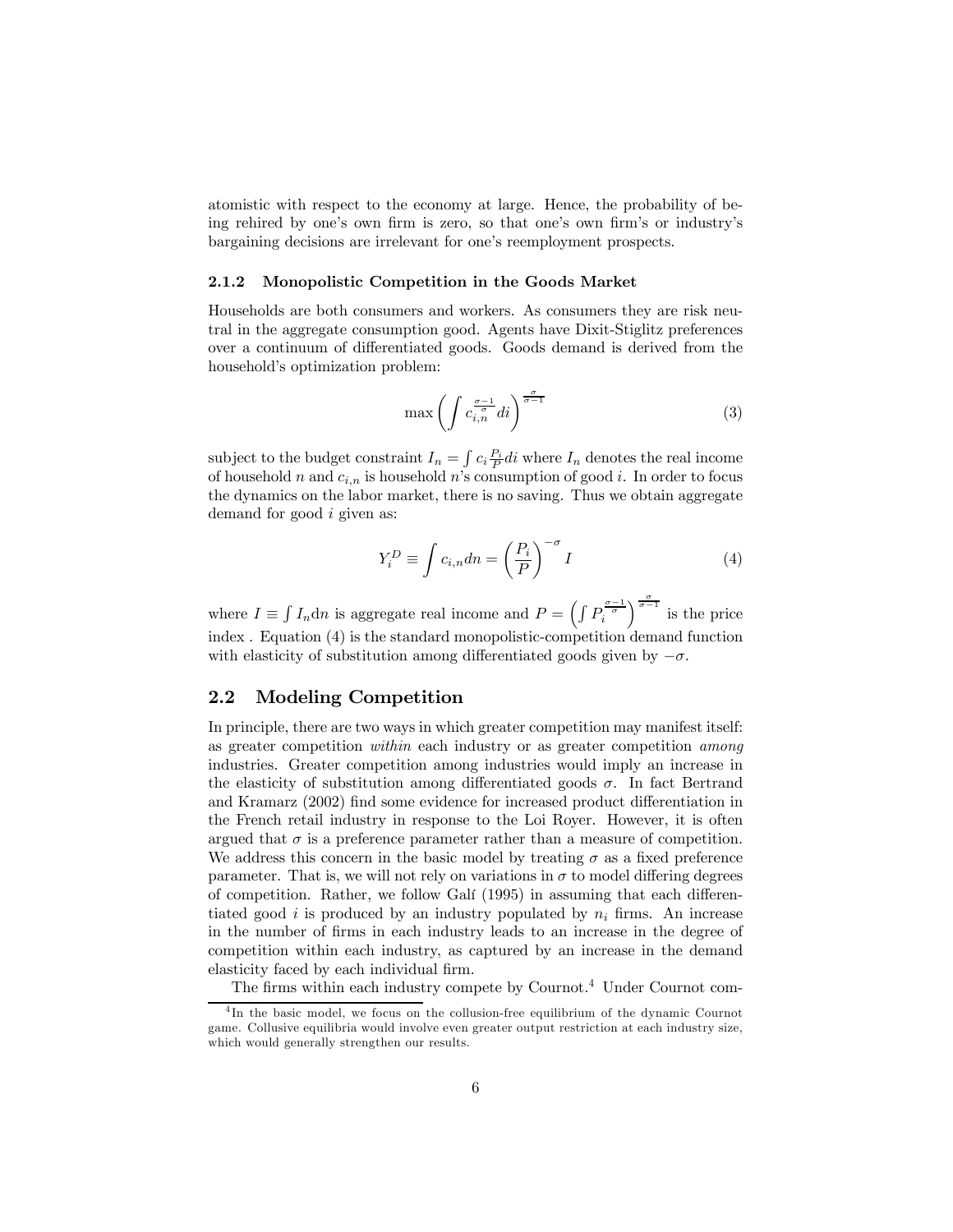atomistic with respect to the economy at large. Hence, the probability of being rehired by one's own firm is zero, so that one's own firm's or industry's bargaining decisions are irrelevant for one's reemployment prospects.

### 2.1.2 Monopolistic Competition in the Goods Market

Households are both consumers and workers. As consumers they are risk neutral in the aggregate consumption good. Agents have Dixit-Stiglitz preferences over a continuum of differentiated goods. Goods demand is derived from the household's optimization problem:

$$\max \left( \int c_{i,n}^{\frac{\sigma-1}{\sigma}} di \right)^{\frac{\sigma}{\sigma-1}} \tag{3}$$

subject to the budget constraint $I_n = \int c_i \frac{P_i}{P} di$ where $I_n$ denotes the real income of household $n$ and $c_{i,n}$ is household $n$'s consumption of good $i$. In order to focus the dynamics on the labor market, there is no saving. Thus we obtain aggregate demand for good $i$ given as:

$$Y_i^D \equiv \int c_{i,n} dn = \left( \frac{P_i}{P} \right)^{-\sigma} I \tag{4}$$

where $I \equiv \int I_n \mathrm{d}n$ is aggregate real income and $P = \left( \int P_i^{\frac{\sigma-1}{\sigma}} \right)^{\frac{\sigma}{\sigma-1}}$ is the price index . Equation (4) is the standard monopolistic-competition demand function with elasticity of substitution among differentiated goods given by $-\sigma$.

## 2.2 Modeling Competition

In principle, there are two ways in which greater competition may manifest itself: as greater competition *within* each industry or as greater competition *among* industries. Greater competition among industries would imply an increase in the elasticity of substitution among differentiated goods $\sigma$. In fact Bertrand and Kramarz (2002) find some evidence for increased product differentiation in the French retail industry in response to the Loi Royer. However, it is often argued that $\sigma$ is a preference parameter rather than a measure of competition. We address this concern in the basic model by treating $\sigma$ as a fixed preference parameter. That is, we will not rely on variations in $\sigma$ to model differing degrees of competition. Rather, we follow Galí (1995) in assuming that each differentiated good $i$ is produced by an industry populated by $n_i$ firms. An increase in the number of firms in each industry leads to an increase in the degree of competition within each industry, as captured by an increase in the demand elasticity faced by each individual firm.

The firms within each industry compete by Cournot.[4] Under Cournot com-

[4] In the basic model, we focus on the collusion-free equilibrium of the dynamic Cournot game. Collusive equilibria would involve even greater output restriction at each industry size, which would generally strengthen our results.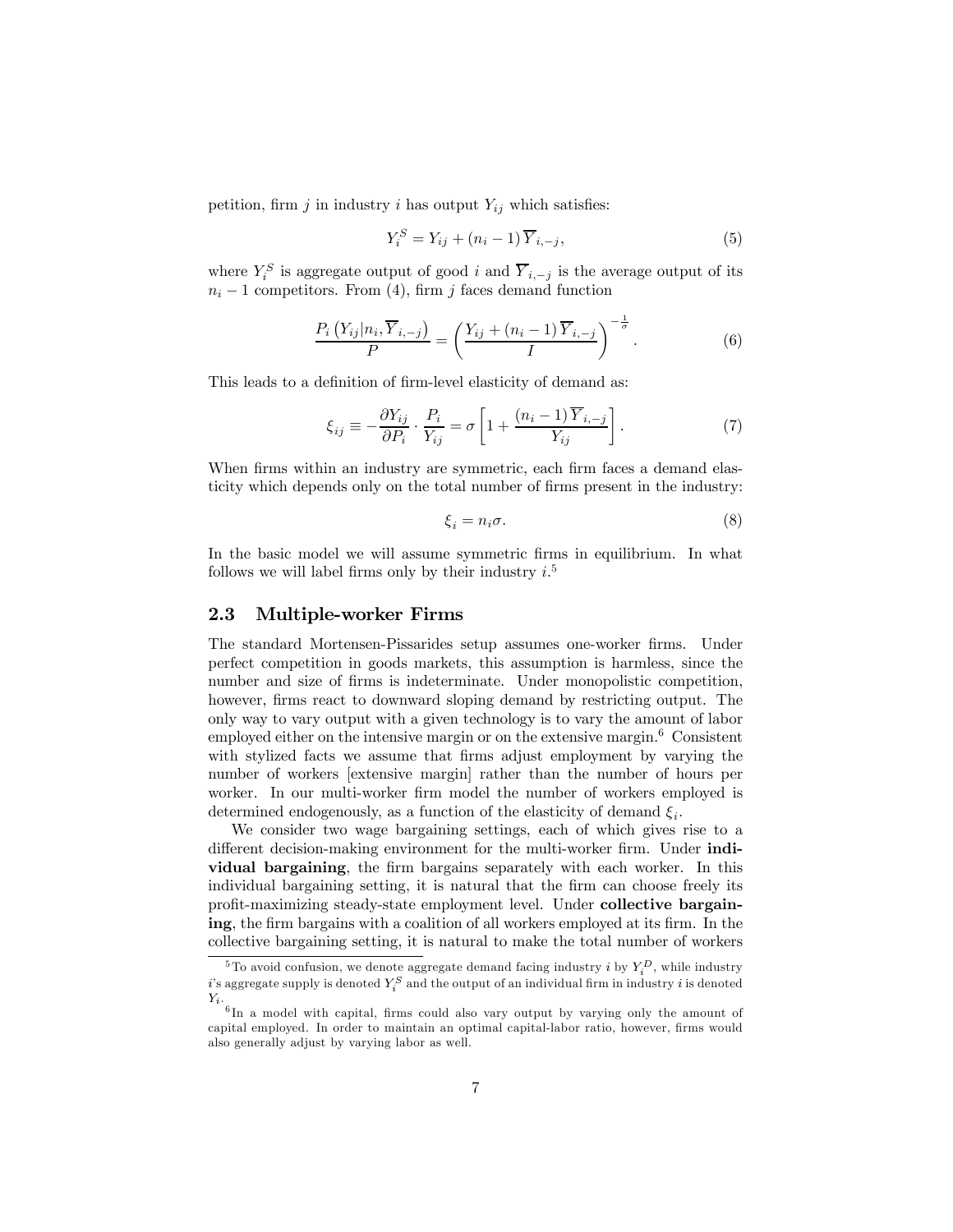petition, firm $j$ in industry $i$ has output $Y_{ij}$ which satisfies:

$$Y_i^S = Y_{ij} + (n_i - 1)\,\overline{Y}_{i,-j}, \tag{5}$$

where $Y_i^S$ is aggregate output of good $i$ and $\overline{Y}_{i,-j}$ is the average output of its $n_i - 1$ competitors. From (4), firm $j$ faces demand function

$$\frac{P_i\left(Y_{ij}|n_i,\overline{Y}_{i,-j}\right)}{P} = \left(\frac{Y_{ij} + (n_i - 1)\,\overline{Y}_{i,-j}}{I}\right)^{-\frac{1}{\sigma}}. \tag{6}$$

This leads to a definition of firm-level elasticity of demand as:

$$\xi_{ij} \equiv -\frac{\partial Y_{ij}}{\partial P_i} \cdot \frac{P_i}{Y_{ij}} = \sigma\left[1 + \frac{(n_i - 1)\,\overline{Y}_{i,-j}}{Y_{ij}}\right]. \tag{7}$$

When firms within an industry are symmetric, each firm faces a demand elasticity which depends only on the total number of firms present in the industry:

$$\xi_i = n_i \sigma. \tag{8}$$

In the basic model we will assume symmetric firms in equilibrium. In what follows we will label firms only by their industry $i$.[5]

### 2.3 Multiple-worker Firms

The standard Mortensen-Pissarides setup assumes one-worker firms. Under perfect competition in goods markets, this assumption is harmless, since the number and size of firms is indeterminate. Under monopolistic competition, however, firms react to downward sloping demand by restricting output. The only way to vary output with a given technology is to vary the amount of labor employed either on the intensive margin or on the extensive margin.[6] Consistent with stylized facts we assume that firms adjust employment by varying the number of workers [extensive margin] rather than the number of hours per worker. In our multi-worker firm model the number of workers employed is determined endogenously, as a function of the elasticity of demand $\xi_i$.

We consider two wage bargaining settings, each of which gives rise to a different decision-making environment for the multi-worker firm. Under **individual bargaining**, the firm bargains separately with each worker. In this individual bargaining setting, it is natural that the firm can choose freely its profit-maximizing steady-state employment level. Under **collective bargaining**, the firm bargains with a coalition of all workers employed at its firm. In the collective bargaining setting, it is natural to make the total number of workers

[5] To avoid confusion, we denote aggregate demand facing industry $i$ by $Y_i^D$, while industry $i$'s aggregate supply is denoted $Y_i^S$ and the output of an individual firm in industry $i$ is denoted $Y_i$.

[6] In a model with capital, firms could also vary output by varying only the amount of capital employed. In order to maintain an optimal capital-labor ratio, however, firms would also generally adjust by varying labor as well.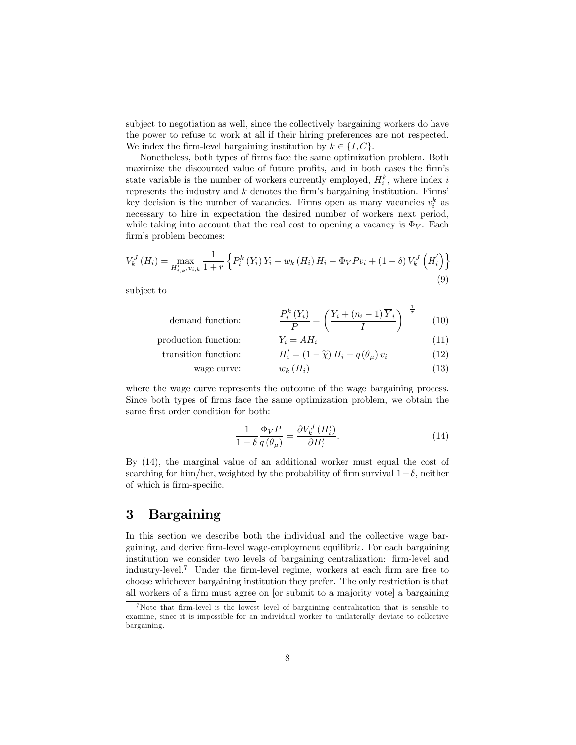subject to negotiation as well, since the collectively bargaining workers do have the power to refuse to work at all if their hiring preferences are not respected. We index the firm-level bargaining institution by $k \in \{I, C\}$.

Nonetheless, both types of firms face the same optimization problem. Both maximize the discounted value of future profits, and in both cases the firm's state variable is the number of workers currently employed, $H_i^k$, where index $i$ represents the industry and $k$ denotes the firm's bargaining institution. Firms' key decision is the number of vacancies. Firms open as many vacancies $v_i^k$ as necessary to hire in expectation the desired number of workers next period, while taking into account that the real cost to opening a vacancy is $\Phi_V$. Each firm's problem becomes:

$$V_k^J(H_i) = \max_{H'_{i,k}, v_{i,k}} \frac{1}{1+r} \left\{ P_i^k(Y_i) Y_i - w_k(H_i) H_i - \Phi_V P v_i + (1-\delta) V_k^J\left(H_i'\right) \right\} \tag{9}$$

subject to

$$\text{demand function:} \qquad \frac{P_i^k(Y_i)}{P} = \left( \frac{Y_i + (n_i - 1)\overline{Y}_i}{I} \right)^{-\frac{1}{\sigma}} \tag{10}$$

$$\text{production function:} \qquad Y_i = AH_i \tag{11}$$

$$\text{transition function:} \qquad H_i' = (1 - \widetilde{\chi}) H_i + q(\theta_\mu) v_i \tag{12}$$

$$\text{wage curve:} \qquad w_k(H_i) \tag{13}$$

where the wage curve represents the outcome of the wage bargaining process. Since both types of firms face the same optimization problem, we obtain the same first order condition for both:

$$\frac{1}{1-\delta} \frac{\Phi_V P}{q(\theta_\mu)} = \frac{\partial V_k^J(H_i')}{\partial H_i'}. \tag{14}$$

By (14), the marginal value of an additional worker must equal the cost of searching for him/her, weighted by the probability of firm survival $1-\delta$, neither of which is firm-specific.

# 3 Bargaining

In this section we describe both the individual and the collective wage bargaining, and derive firm-level wage-employment equilibria. For each bargaining institution we consider two levels of bargaining centralization: firm-level and industry-level.[7] Under the firm-level regime, workers at each firm are free to choose whichever bargaining institution they prefer. The only restriction is that all workers of a firm must agree on [or submit to a majority vote] a bargaining

[7] Note that firm-level is the lowest level of bargaining centralization that is sensible to examine, since it is impossible for an individual worker to unilaterally deviate to collective bargaining.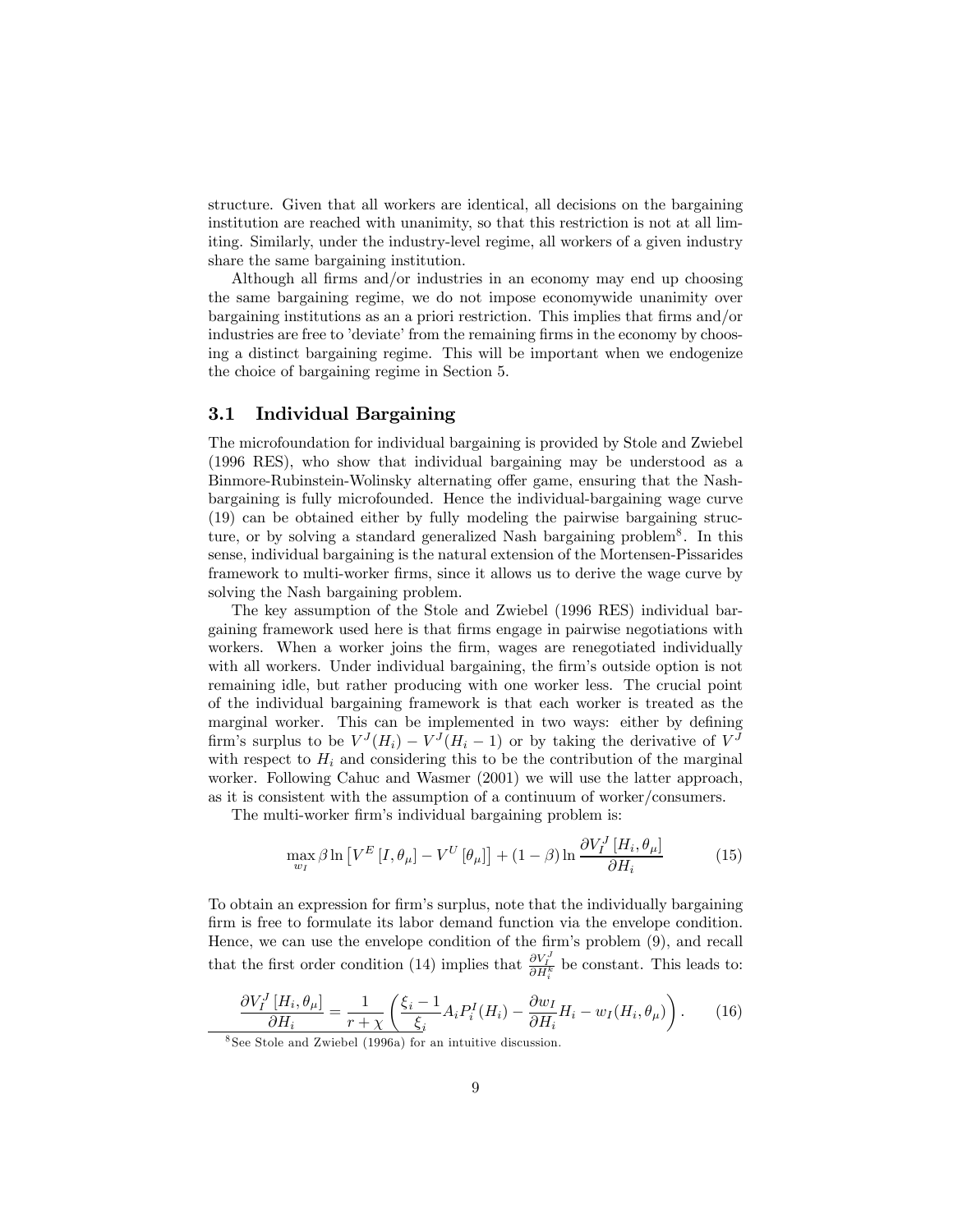structure. Given that all workers are identical, all decisions on the bargaining institution are reached with unanimity, so that this restriction is not at all limiting. Similarly, under the industry-level regime, all workers of a given industry share the same bargaining institution.

Although all firms and/or industries in an economy may end up choosing the same bargaining regime, we do not impose economywide unanimity over bargaining institutions as an a priori restriction. This implies that firms and/or industries are free to 'deviate' from the remaining firms in the economy by choosing a distinct bargaining regime. This will be important when we endogenize the choice of bargaining regime in Section 5.

## 3.1 Individual Bargaining

The microfoundation for individual bargaining is provided by Stole and Zwiebel (1996 RES), who show that individual bargaining may be understood as a Binmore-Rubinstein-Wolinsky alternating offer game, ensuring that the Nash-bargaining is fully microfounded. Hence the individual-bargaining wage curve (19) can be obtained either by fully modeling the pairwise bargaining structure, or by solving a standard generalized Nash bargaining problem[8]. In this sense, individual bargaining is the natural extension of the Mortensen-Pissarides framework to multi-worker firms, since it allows us to derive the wage curve by solving the Nash bargaining problem.

The key assumption of the Stole and Zwiebel (1996 RES) individual bargaining framework used here is that firms engage in pairwise negotiations with workers. When a worker joins the firm, wages are renegotiated individually with all workers. Under individual bargaining, the firm's outside option is not remaining idle, but rather producing with one worker less. The crucial point of the individual bargaining framework is that each worker is treated as the marginal worker. This can be implemented in two ways: either by defining firm's surplus to be $V^J(H_i) - V^J(H_i - 1)$ or by taking the derivative of $V^J$ with respect to $H_i$ and considering this to be the contribution of the marginal worker. Following Cahuc and Wasmer (2001) we will use the latter approach, as it is consistent with the assumption of a continuum of worker/consumers.

The multi-worker firm's individual bargaining problem is:

$$\max_{w_I} \beta \ln \left[ V^E \left[ I, \theta_\mu \right] - V^U \left[ \theta_\mu \right] \right] + (1 - \beta) \ln \frac{\partial V_I^J \left[ H_i, \theta_\mu \right]}{\partial H_i} \tag{15}$$

To obtain an expression for firm's surplus, note that the individually bargaining firm is free to formulate its labor demand function via the envelope condition. Hence, we can use the envelope condition of the firm's problem (9), and recall that the first order condition (14) implies that $\frac{\partial V_I^J}{\partial H_i^k}$ be constant. This leads to:

$$\frac{\partial V_I^J \left[ H_i, \theta_\mu \right]}{\partial H_i} = \frac{1}{r + \chi} \left( \frac{\xi_i - 1}{\xi_i} A_i P_i^I(H_i) - \frac{\partial w_I}{\partial H_i} H_i - w_I(H_i, \theta_\mu) \right). \tag{16}$$

[8] See Stole and Zwiebel (1996a) for an intuitive discussion.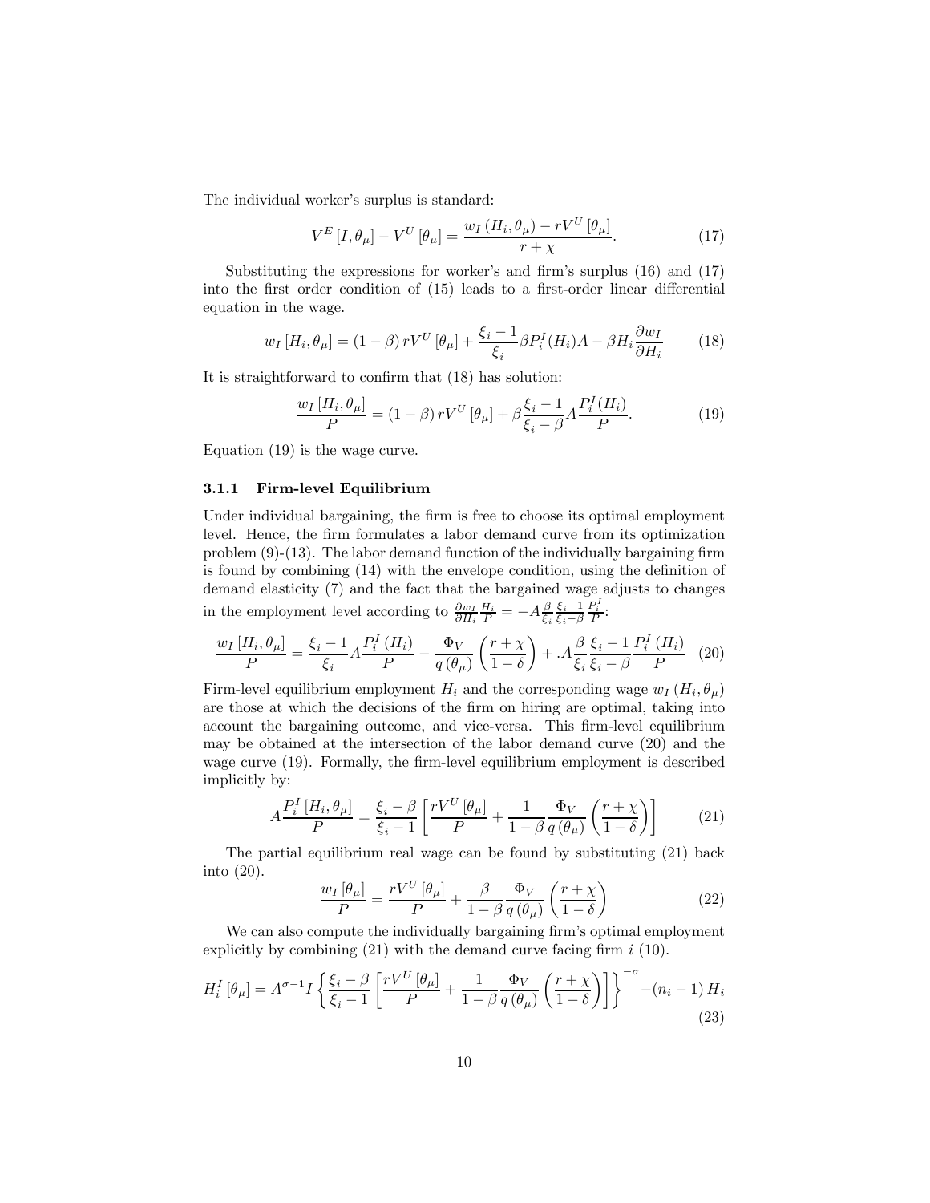The individual worker's surplus is standard:

$$V^E[I,\theta_\mu] - V^U[\theta_\mu] = \frac{w_I(H_i,\theta_\mu) - rV^U[\theta_\mu]}{r+\chi}. \tag{17}$$

Substituting the expressions for worker's and firm's surplus (16) and (17) into the first order condition of (15) leads to a first-order linear differential equation in the wage.

$$w_I[H_i,\theta_\mu] = (1-\beta)\, rV^U[\theta_\mu] + \frac{\xi_i - 1}{\xi_i}\beta P_i^I(H_i)A - \beta H_i \frac{\partial w_I}{\partial H_i} \tag{18}$$

It is straightforward to confirm that (18) has solution:

$$\frac{w_I[H_i,\theta_\mu]}{P} = (1-\beta)\, rV^U[\theta_\mu] + \beta\frac{\xi_i - 1}{\xi_i - \beta} A \frac{P_i^I(H_i)}{P}. \tag{19}$$

Equation (19) is the wage curve.

### 3.1.1 Firm-level Equilibrium

Under individual bargaining, the firm is free to choose its optimal employment level. Hence, the firm formulates a labor demand curve from its optimization problem (9)-(13). The labor demand function of the individually bargaining firm is found by combining (14) with the envelope condition, using the definition of demand elasticity (7) and the fact that the bargained wage adjusts to changes in the employment level according to $\frac{\partial w_I}{\partial H_i}\frac{H_i}{P} = -A\frac{\beta}{\xi_i}\frac{\xi_i-1}{\xi_i-\beta}\frac{P_i^I}{P}$:

$$\frac{w_I[H_i,\theta_\mu]}{P} = \frac{\xi_i - 1}{\xi_i} A \frac{P_i^I(H_i)}{P} - \frac{\Phi_V}{q(\theta_\mu)}\left(\frac{r+\chi}{1-\delta}\right) + .A\frac{\beta}{\xi_i}\frac{\xi_i - 1}{\xi_i - \beta}\frac{P_i^I(H_i)}{P} \tag{20}$$

Firm-level equilibrium employment $H_i$ and the corresponding wage $w_I(H_i,\theta_\mu)$ are those at which the decisions of the firm on hiring are optimal, taking into account the bargaining outcome, and vice-versa. This firm-level equilibrium may be obtained at the intersection of the labor demand curve (20) and the wage curve (19). Formally, the firm-level equilibrium employment is described implicitly by:

$$A\frac{P_i^I[H_i,\theta_\mu]}{P} = \frac{\xi_i - \beta}{\xi_i - 1}\left[\frac{rV^U[\theta_\mu]}{P} + \frac{1}{1-\beta}\frac{\Phi_V}{q(\theta_\mu)}\left(\frac{r+\chi}{1-\delta}\right)\right] \tag{21}$$

The partial equilibrium real wage can be found by substituting (21) back into (20).

$$\frac{w_I[\theta_\mu]}{P} = \frac{rV^U[\theta_\mu]}{P} + \frac{\beta}{1-\beta}\frac{\Phi_V}{q(\theta_\mu)}\left(\frac{r+\chi}{1-\delta}\right) \tag{22}$$

We can also compute the individually bargaining firm's optimal employment explicitly by combining (21) with the demand curve facing firm $i$ (10).

$$H_i^I[\theta_\mu] = A^{\sigma-1} I\left\{\frac{\xi_i - \beta}{\xi_i - 1}\left[\frac{rV^U[\theta_\mu]}{P} + \frac{1}{1-\beta}\frac{\Phi_V}{q(\theta_\mu)}\left(\frac{r+\chi}{1-\delta}\right)\right]\right\}^{-\sigma} - (n_i - 1)\overline{H}_i \tag{23}$$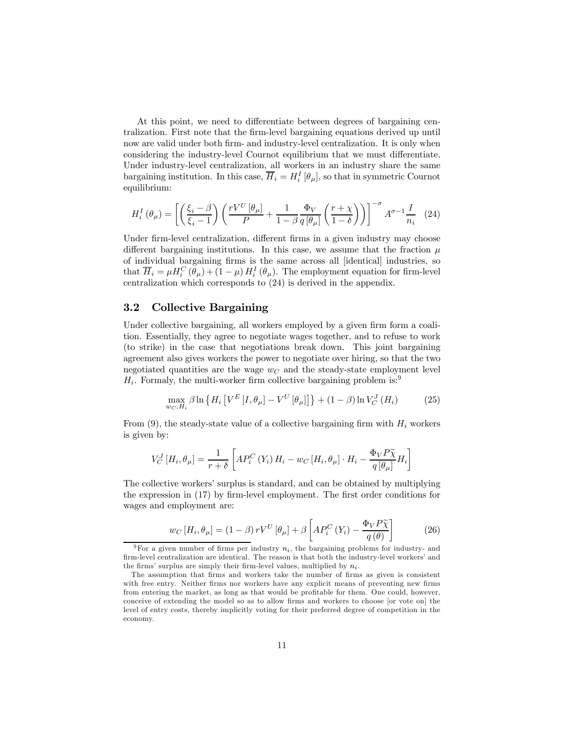At this point, we need to differentiate between degrees of bargaining centralization. First note that the firm-level bargaining equations derived up until now are valid under both firm- and industry-level centralization. It is only when considering the industry-level Cournot equilibrium that we must differentiate. Under industry-level centralization, all workers in an industry share the same bargaining institution. In this case, $\overline{H}_i = H_i^I[\theta_\mu]$, so that in symmetric Cournot equilibrium:

$$H_i^I(\theta_\mu) = \left[\left(\frac{\xi_i - \beta}{\xi_i - 1}\right)\left(\frac{rV^U[\theta_\mu]}{P} + \frac{1}{1-\beta}\frac{\Phi_V}{q[\theta_\mu]}\left(\frac{r+\chi}{1-\delta}\right)\right)\right]^{-\sigma} A^{\sigma-1}\frac{I}{n_i} \quad (24)$$

Under firm-level centralization, different firms in a given industry may choose different bargaining institutions. In this case, we assume that the fraction $\mu$ of individual bargaining firms is the same across all [identical] industries, so that $\overline{H}_i = \mu H_i^C(\theta_\mu) + (1-\mu) H_i^I(\theta_\mu)$. The employment equation for firm-level centralization which corresponds to (24) is derived in the appendix.

## 3.2 Collective Bargaining

Under collective bargaining, all workers employed by a given firm form a coalition. Essentially, they agree to negotiate wages together, and to refuse to work (to strike) in the case that negotiations break down. This joint bargaining agreement also gives workers the power to negotiate over hiring, so that the two negotiated quantities are the wage $w_C$ and the steady-state employment level $H_i$. Formaly, the multi-worker firm collective bargaining problem is:[9]

$$\max_{w_C, H_i} \beta \ln\left\{H_i\left[V^E[I,\theta_\mu] - V^U[\theta_\mu]\right]\right\} + (1-\beta)\ln V_C^J(H_i) \quad (25)$$

From (9), the steady-state value of a collective bargaining firm with $H_i$ workers is given by:

$$V_C^J[H_i,\theta_\mu] = \frac{1}{r+\delta}\left[AP_i^C(Y_i)H_i - w_C[H_i,\theta_\mu]\cdot H_i - \frac{\Phi_V P\widetilde{\chi}}{q[\theta_\mu]}H_i\right]$$

The collective workers' surplus is standard, and can be obtained by multiplying the expression in (17) by firm-level employment. The first order conditions for wages and employment are:

$$w_C[H_i,\theta_\mu] = (1-\beta)rV^U[\theta_\mu] + \beta\left[AP_i^C(Y_i) - \frac{\Phi_V P\widetilde{\chi}}{q(\theta)}\right] \quad (26)$$

[9] For a given number of firms per industry $n_i$, the bargaining problems for industry- and firm-level centralization are identical. The reason is that both the industry-level workers' and the firms' surplus are simply their firm-level values, multiplied by $n_i$.

The assumption that firms and workers take the number of firms as given is consistent with free entry. Neither firms nor workers have any explicit means of preventing new firms from entering the market, as long as that would be profitable for them. One could, however, conceive of extending the model so as to allow firms and workers to choose [or vote on] the level of entry costs, thereby implicitly voting for their preferred degree of competition in the economy.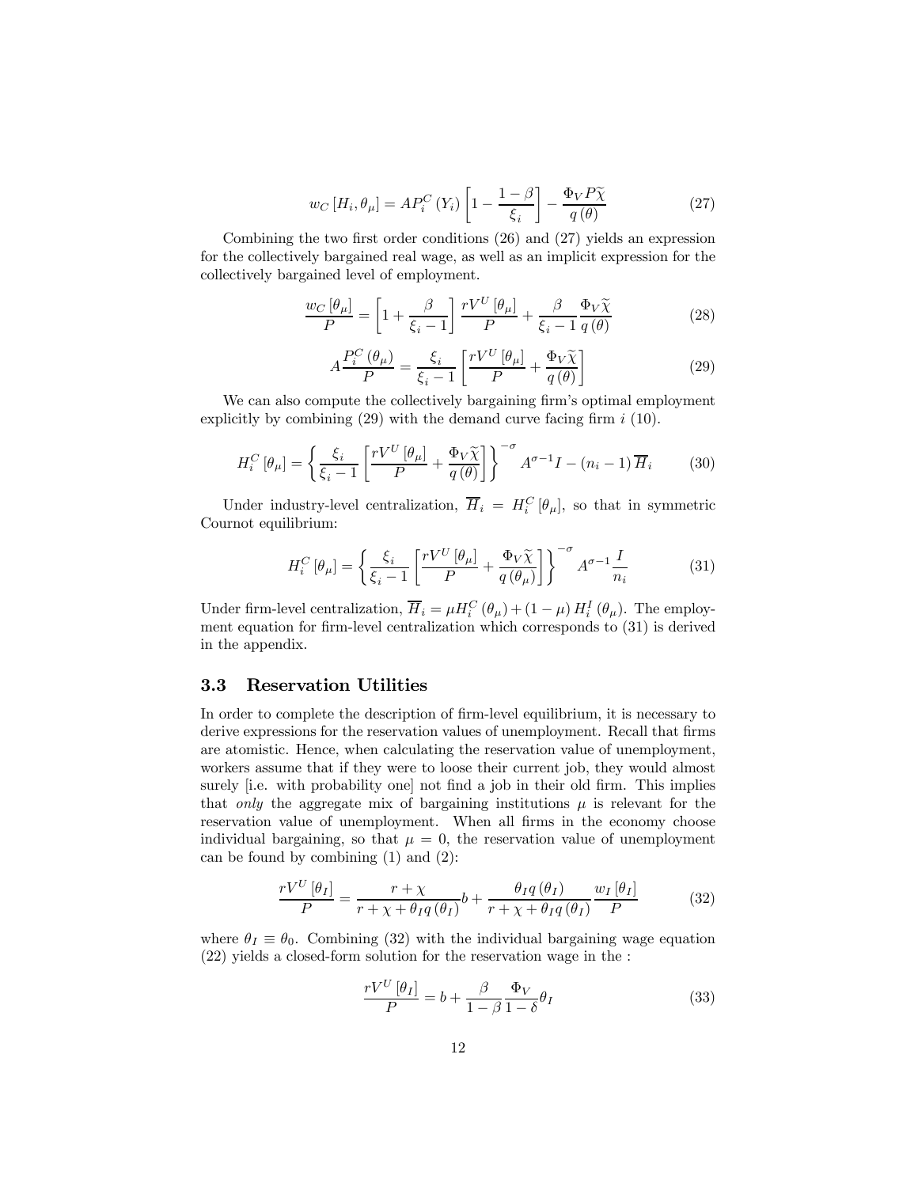$$w_C\left[H_i,\theta_\mu\right]=AP_i^C\left(Y_i\right)\left[1-\frac{1-\beta}{\xi_i}\right]-\frac{\Phi_V P\widetilde{\chi}}{q\left(\theta\right)} \tag{27}$$

Combining the two first order conditions (26) and (27) yields an expression for the collectively bargained real wage, as well as an implicit expression for the collectively bargained level of employment.

$$\frac{w_C\left[\theta_\mu\right]}{P}=\left[1+\frac{\beta}{\xi_i-1}\right]\frac{rV^U\left[\theta_\mu\right]}{P}+\frac{\beta}{\xi_i-1}\frac{\Phi_V\widetilde{\chi}}{q\left(\theta\right)} \tag{28}$$

$$A\frac{P_i^C\left(\theta_\mu\right)}{P}=\frac{\xi_i}{\xi_i-1}\left[\frac{rV^U\left[\theta_\mu\right]}{P}+\frac{\Phi_V\widetilde{\chi}}{q\left(\theta\right)}\right] \tag{29}$$

We can also compute the collectively bargaining firm's optimal employment explicitly by combining (29) with the demand curve facing firm $i$ (10).

$$H_i^C\left[\theta_\mu\right]=\left\{\frac{\xi_i}{\xi_i-1}\left[\frac{rV^U\left[\theta_\mu\right]}{P}+\frac{\Phi_V\widetilde{\chi}}{q\left(\theta\right)}\right]\right\}^{-\sigma}A^{\sigma-1}I-\left(n_i-1\right)\overline{H}_i \tag{30}$$

Under industry-level centralization, $\overline{H}_i = H_i^C\left[\theta_\mu\right]$, so that in symmetric Cournot equilibrium:

$$H_i^C\left[\theta_\mu\right]=\left\{\frac{\xi_i}{\xi_i-1}\left[\frac{rV^U\left[\theta_\mu\right]}{P}+\frac{\Phi_V\widetilde{\chi}}{q\left(\theta_\mu\right)}\right]\right\}^{-\sigma}A^{\sigma-1}\frac{I}{n_i} \tag{31}$$

Under firm-level centralization, $\overline{H}_i=\mu H_i^C\left(\theta_\mu\right)+\left(1-\mu\right)H_i^I\left(\theta_\mu\right)$. The employment equation for firm-level centralization which corresponds to (31) is derived in the appendix.

### 3.3 Reservation Utilities

In order to complete the description of firm-level equilibrium, it is necessary to derive expressions for the reservation values of unemployment. Recall that firms are atomistic. Hence, when calculating the reservation value of unemployment, workers assume that if they were to loose their current job, they would almost surely [i.e. with probability one] not find a job in their old firm. This implies that *only* the aggregate mix of bargaining institutions $\mu$ is relevant for the reservation value of unemployment. When all firms in the economy choose individual bargaining, so that $\mu = 0$, the reservation value of unemployment can be found by combining (1) and (2):

$$\frac{rV^U\left[\theta_I\right]}{P}=\frac{r+\chi}{r+\chi+\theta_I q\left(\theta_I\right)}b+\frac{\theta_I q\left(\theta_I\right)}{r+\chi+\theta_I q\left(\theta_I\right)}\frac{w_I\left[\theta_I\right]}{P} \tag{32}$$

where $\theta_I \equiv \theta_0$. Combining (32) with the individual bargaining wage equation (22) yields a closed-form solution for the reservation wage in the :

$$\frac{rV^U\left[\theta_I\right]}{P}=b+\frac{\beta}{1-\beta}\frac{\Phi_V}{1-\delta}\theta_I \tag{33}$$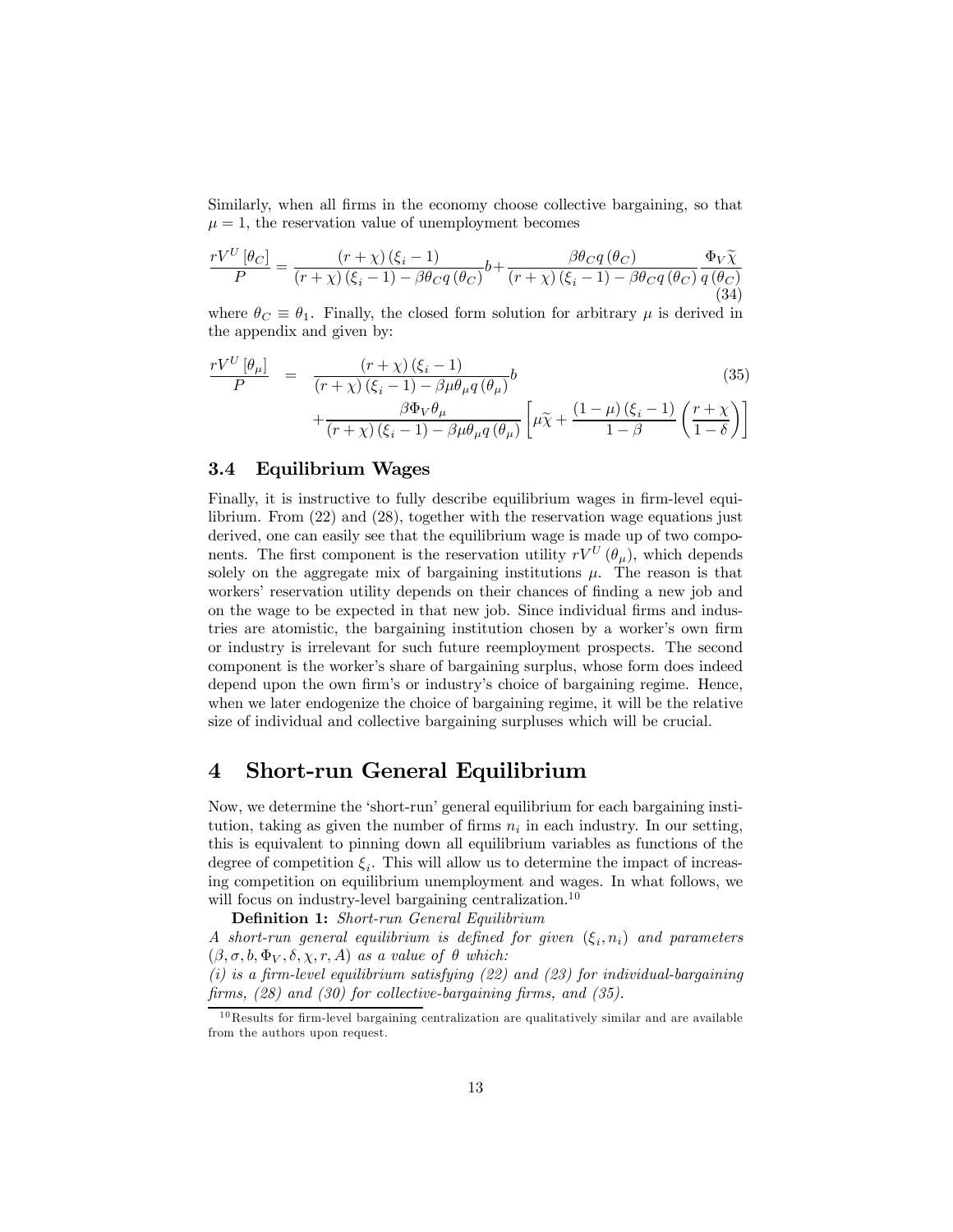Similarly, when all firms in the economy choose collective bargaining, so that $\mu = 1$, the reservation value of unemployment becomes

$$\frac{rV^U[\theta_C]}{P} = \frac{(r+\chi)(\xi_i - 1)}{(r+\chi)(\xi_i - 1) - \beta\theta_C q(\theta_C)} b + \frac{\beta\theta_C q(\theta_C)}{(r+\chi)(\xi_i - 1) - \beta\theta_C q(\theta_C)} \frac{\Phi_V \widetilde{\chi}}{q(\theta_C)} \tag{34}$$

where $\theta_C \equiv \theta_1$. Finally, the closed form solution for arbitrary $\mu$ is derived in the appendix and given by:

$$\begin{aligned}\frac{rV^U[\theta_\mu]}{P} &= \frac{(r+\chi)(\xi_i - 1)}{(r+\chi)(\xi_i - 1) - \beta\mu\theta_\mu q(\theta_\mu)} b \\ &\quad + \frac{\beta\Phi_V\theta_\mu}{(r+\chi)(\xi_i - 1) - \beta\mu\theta_\mu q(\theta_\mu)} \left[\mu\widetilde{\chi} + \frac{(1-\mu)(\xi_i - 1)}{1-\beta}\left(\frac{r+\chi}{1-\delta}\right)\right]\end{aligned} \tag{35}$$

### 3.4 Equilibrium Wages

Finally, it is instructive to fully describe equilibrium wages in firm-level equilibrium. From (22) and (28), together with the reservation wage equations just derived, one can easily see that the equilibrium wage is made up of two components. The first component is the reservation utility $rV^U(\theta_\mu)$, which depends solely on the aggregate mix of bargaining institutions $\mu$. The reason is that workers' reservation utility depends on their chances of finding a new job and on the wage to be expected in that new job. Since individual firms and industries are atomistic, the bargaining institution chosen by a worker's own firm or industry is irrelevant for such future reemployment prospects. The second component is the worker's share of bargaining surplus, whose form does indeed depend upon the own firm's or industry's choice of bargaining regime. Hence, when we later endogenize the choice of bargaining regime, it will be the relative size of individual and collective bargaining surpluses which will be crucial.

## 4 Short-run General Equilibrium

Now, we determine the 'short-run' general equilibrium for each bargaining institution, taking as given the number of firms $n_i$ in each industry. In our setting, this is equivalent to pinning down all equilibrium variables as functions of the degree of competition $\xi_i$. This will allow us to determine the impact of increasing competition on equilibrium unemployment and wages. In what follows, we will focus on industry-level bargaining centralization.[10]

**Definition 1:** *Short-run General Equilibrium*
*A short-run general equilibrium is defined for given $(\xi_i, n_i)$ and parameters $(\beta, \sigma, b, \Phi_V, \delta, \chi, r, A)$ as a value of $\theta$ which:*
*(i) is a firm-level equilibrium satisfying (22) and (23) for individual-bargaining firms, (28) and (30) for collective-bargaining firms, and (35).*

[10] Results for firm-level bargaining centralization are qualitatively similar and are available from the authors upon request.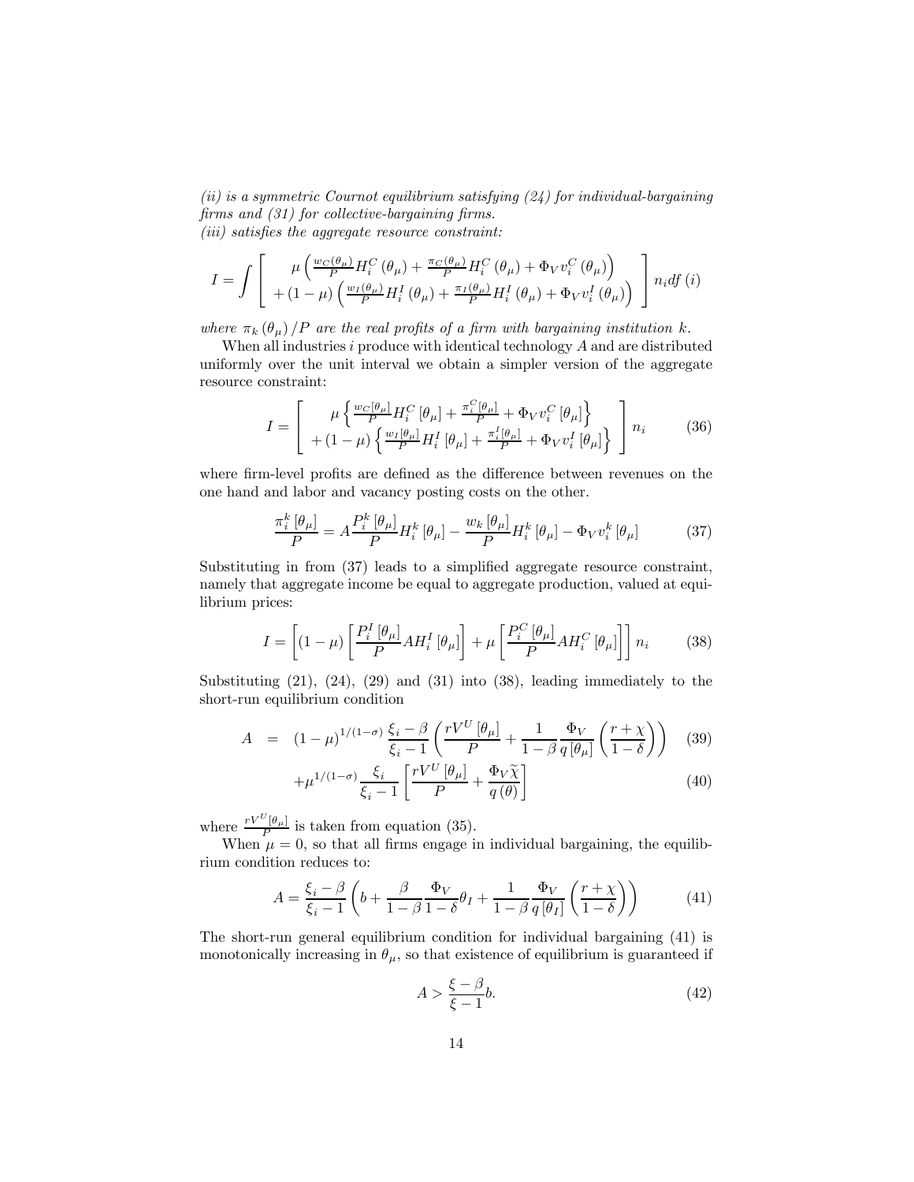*(ii) is a symmetric Cournot equilibrium satisfying (24) for individual-bargaining firms and (31) for collective-bargaining firms.*
*(iii) satisfies the aggregate resource constraint:*

$$I = \int \left[ \begin{array}{c} \mu \left( \frac{w_C(\theta_\mu)}{P} H_i^C(\theta_\mu) + \frac{\pi_C(\theta_\mu)}{P} H_i^C(\theta_\mu) + \Phi_V v_i^C(\theta_\mu) \right) \\ + (1-\mu) \left( \frac{w_I(\theta_\mu)}{P} H_i^I(\theta_\mu) + \frac{\pi_I(\theta_\mu)}{P} H_i^I(\theta_\mu) + \Phi_V v_i^I(\theta_\mu) \right) \end{array} \right] n_i df(i)$$

*where $\pi_k(\theta_\mu)/P$ are the real profits of a firm with bargaining institution $k$.*

When all industries $i$ produce with identical technology $A$ and are distributed uniformly over the unit interval we obtain a simpler version of the aggregate resource constraint:

$$I = \left[ \begin{array}{c} \mu \left\{ \frac{w_C[\theta_\mu]}{P} H_i^C[\theta_\mu] + \frac{\pi_i^C[\theta_\mu]}{P} + \Phi_V v_i^C[\theta_\mu] \right\} \\ + (1-\mu) \left\{ \frac{w_I[\theta_\mu]}{P} H_i^I[\theta_\mu] + \frac{\pi_i^I[\theta_\mu]}{P} + \Phi_V v_i^I[\theta_\mu] \right\} \end{array} \right] n_i \tag{36}$$

where firm-level profits are defined as the difference between revenues on the one hand and labor and vacancy posting costs on the other.

$$\frac{\pi_i^k[\theta_\mu]}{P} = A \frac{P_i^k[\theta_\mu]}{P} H_i^k[\theta_\mu] - \frac{w_k[\theta_\mu]}{P} H_i^k[\theta_\mu] - \Phi_V v_i^k[\theta_\mu] \tag{37}$$

Substituting in from (37) leads to a simplified aggregate resource constraint, namely that aggregate income be equal to aggregate production, valued at equilibrium prices:

$$I = \left[ (1-\mu) \left[ \frac{P_i^I[\theta_\mu]}{P} A H_i^I[\theta_\mu] \right] + \mu \left[ \frac{P_i^C[\theta_\mu]}{P} A H_i^C[\theta_\mu] \right] \right] n_i \tag{38}$$

Substituting (21), (24), (29) and (31) into (38), leading immediately to the short-run equilibrium condition

$$A = (1-\mu)^{1/(1-\sigma)} \frac{\xi_i - \beta}{\xi_i - 1} \left( \frac{rV^U[\theta_\mu]}{P} + \frac{1}{1-\beta} \frac{\Phi_V}{q[\theta_\mu]} \left( \frac{r+\chi}{1-\delta} \right) \right) \tag{39}$$

$$+ \mu^{1/(1-\sigma)} \frac{\xi_i}{\xi_i - 1} \left[ \frac{rV^U[\theta_\mu]}{P} + \frac{\Phi_V \widetilde{\chi}}{q(\theta)} \right] \tag{40}$$

where $\frac{rV^U[\theta_\mu]}{P}$ is taken from equation (35).

When $\mu = 0$, so that all firms engage in individual bargaining, the equilibrium condition reduces to:

$$A = \frac{\xi_i - \beta}{\xi_i - 1} \left( b + \frac{\beta}{1-\beta} \frac{\Phi_V}{1-\delta} \theta_I + \frac{1}{1-\beta} \frac{\Phi_V}{q[\theta_I]} \left( \frac{r+\chi}{1-\delta} \right) \right) \tag{41}$$

The short-run general equilibrium condition for individual bargaining (41) is monotonically increasing in $\theta_\mu$, so that existence of equilibrium is guaranteed if

$$A > \frac{\xi - \beta}{\xi - 1} b. \tag{42}$$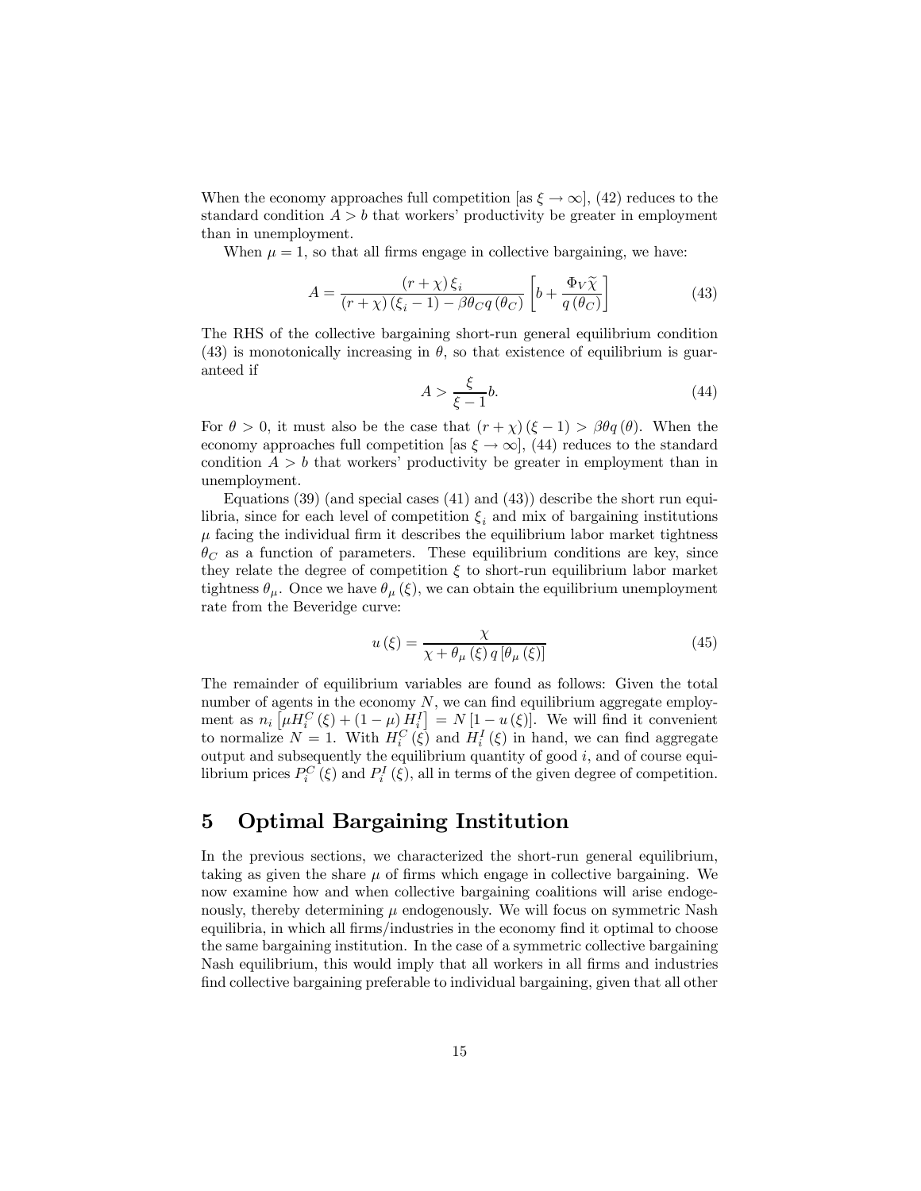When the economy approaches full competition [as $\xi \to \infty$], (42) reduces to the standard condition $A > b$ that workers' productivity be greater in employment than in unemployment.

When $\mu = 1$, so that all firms engage in collective bargaining, we have:

$$A = \frac{(r+\chi)\,\xi_i}{(r+\chi)\,(\xi_i - 1) - \beta\theta_C q\,(\theta_C)} \left[ b + \frac{\Phi_V \widetilde{\chi}}{q\,(\theta_C)} \right] \tag{43}$$

The RHS of the collective bargaining short-run general equilibrium condition (43) is monotonically increasing in $\theta$, so that existence of equilibrium is guaranteed if

$$A > \frac{\xi}{\xi - 1} b. \tag{44}$$

For $\theta > 0$, it must also be the case that $(r+\chi)(\xi - 1) > \beta\theta q(\theta)$. When the economy approaches full competition [as $\xi \to \infty$], (44) reduces to the standard condition $A > b$ that workers' productivity be greater in employment than in unemployment.

Equations (39) (and special cases (41) and (43)) describe the short run equilibria, since for each level of competition $\xi_i$ and mix of bargaining institutions $\mu$ facing the individual firm it describes the equilibrium labor market tightness $\theta_C$ as a function of parameters. These equilibrium conditions are key, since they relate the degree of competition $\xi$ to short-run equilibrium labor market tightness $\theta_\mu$. Once we have $\theta_\mu(\xi)$, we can obtain the equilibrium unemployment rate from the Beveridge curve:

$$u(\xi) = \frac{\chi}{\chi + \theta_\mu(\xi)\, q\left[\theta_\mu(\xi)\right]} \tag{45}$$

The remainder of equilibrium variables are found as follows: Given the total number of agents in the economy $N$, we can find equilibrium aggregate employment as $n_i\left[\mu H_i^C(\xi) + (1-\mu) H_i^I\right] = N\left[1 - u(\xi)\right]$. We will find it convenient to normalize $N = 1$. With $H_i^C(\xi)$ and $H_i^I(\xi)$ in hand, we can find aggregate output and subsequently the equilibrium quantity of good $i$, and of course equilibrium prices $P_i^C(\xi)$ and $P_i^I(\xi)$, all in terms of the given degree of competition.

# 5 Optimal Bargaining Institution

In the previous sections, we characterized the short-run general equilibrium, taking as given the share $\mu$ of firms which engage in collective bargaining. We now examine how and when collective bargaining coalitions will arise endogenously, thereby determining $\mu$ endogenously. We will focus on symmetric Nash equilibria, in which all firms/industries in the economy find it optimal to choose the same bargaining institution. In the case of a symmetric collective bargaining Nash equilibrium, this would imply that all workers in all firms and industries find collective bargaining preferable to individual bargaining, given that all other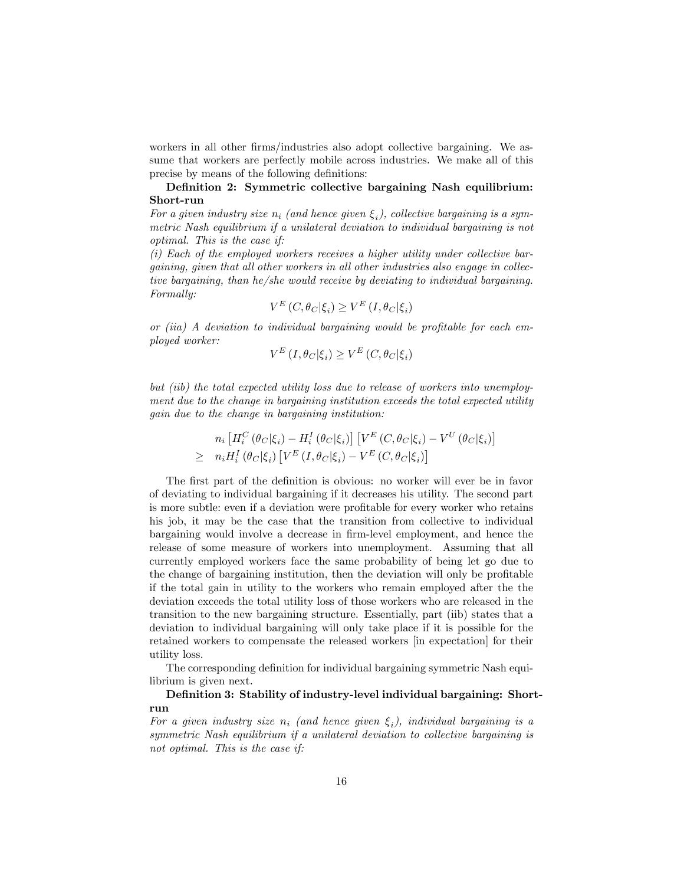workers in all other firms/industries also adopt collective bargaining. We assume that workers are perfectly mobile across industries. We make all of this precise by means of the following definitions:

**Definition 2: Symmetric collective bargaining Nash equilibrium: Short-run**

*For a given industry size $n_i$ (and hence given $\xi_i$), collective bargaining is a symmetric Nash equilibrium if a unilateral deviation to individual bargaining is not optimal. This is the case if:*

*(i) Each of the employed workers receives a higher utility under collective bargaining, given that all other workers in all other industries also engage in collective bargaining, than he/she would receive by deviating to individual bargaining. Formally:*

$$V^E(C, \theta_C|\xi_i) \geq V^E(I, \theta_C|\xi_i)$$

*or (iia) A deviation to individual bargaining would be profitable for each employed worker:*

$$V^E(I, \theta_C|\xi_i) \geq V^E(C, \theta_C|\xi_i)$$

*but (iib) the total expected utility loss due to release of workers into unemployment due to the change in bargaining institution exceeds the total expected utility gain due to the change in bargaining institution:*

$$\begin{aligned} & n_i \left[H_i^C(\theta_C|\xi_i) - H_i^I(\theta_C|\xi_i)\right]\left[V^E(C, \theta_C|\xi_i) - V^U(\theta_C|\xi_i)\right] \\ \geq \quad & n_i H_i^I(\theta_C|\xi_i)\left[V^E(I, \theta_C|\xi_i) - V^E(C, \theta_C|\xi_i)\right] \end{aligned}$$

The first part of the definition is obvious: no worker will ever be in favor of deviating to individual bargaining if it decreases his utility. The second part is more subtle: even if a deviation were profitable for every worker who retains his job, it may be the case that the transition from collective to individual bargaining would involve a decrease in firm-level employment, and hence the release of some measure of workers into unemployment. Assuming that all currently employed workers face the same probability of being let go due to the change of bargaining institution, then the deviation will only be profitable if the total gain in utility to the workers who remain employed after the the deviation exceeds the total utility loss of those workers who are released in the transition to the new bargaining structure. Essentially, part (iib) states that a deviation to individual bargaining will only take place if it is possible for the retained workers to compensate the released workers [in expectation] for their utility loss.

The corresponding definition for individual bargaining symmetric Nash equilibrium is given next.

**Definition 3: Stability of industry-level individual bargaining: Short-run**

*For a given industry size $n_i$ (and hence given $\xi_i$), individual bargaining is a symmetric Nash equilibrium if a unilateral deviation to collective bargaining is not optimal. This is the case if:*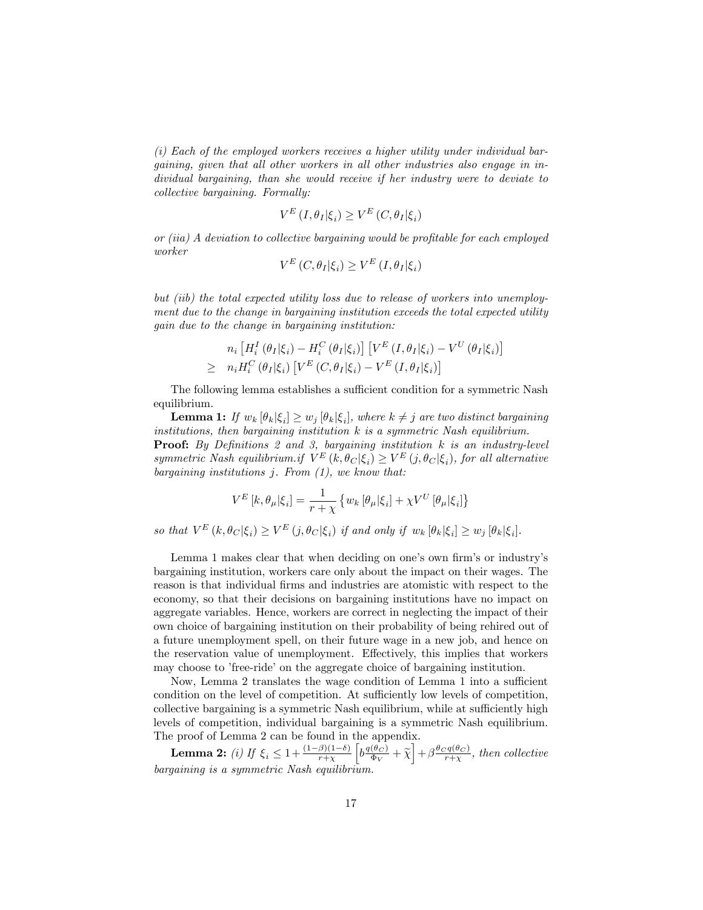*(i) Each of the employed workers receives a higher utility under individual bargaining, given that all other workers in all other industries also engage in individual bargaining, than she would receive if her industry were to deviate to collective bargaining. Formally:*

$$V^E(I, \theta_I|\xi_i) \geq V^E(C, \theta_I|\xi_i)$$

*or (iia) A deviation to collective bargaining would be profitable for each employed worker*

$$V^E(C, \theta_I|\xi_i) \geq V^E(I, \theta_I|\xi_i)$$

*but (iib) the total expected utility loss due to release of workers into unemployment due to the change in bargaining institution exceeds the total expected utility gain due to the change in bargaining institution:*

$$\begin{aligned} & n_i \left[H_i^I(\theta_I|\xi_i) - H_i^C(\theta_I|\xi_i)\right]\left[V^E(I, \theta_I|\xi_i) - V^U(\theta_I|\xi_i)\right] \\ \geq \quad & n_i H_i^C(\theta_I|\xi_i)\left[V^E(C, \theta_I|\xi_i) - V^E(I, \theta_I|\xi_i)\right] \end{aligned}$$

The following lemma establishes a sufficient condition for a symmetric Nash equilibrium.

**Lemma 1:** *If $w_k[\theta_k|\xi_i] \geq w_j[\theta_k|\xi_i]$, where $k \neq j$ are two distinct bargaining institutions, then bargaining institution $k$ is a symmetric Nash equilibrium.*

**Proof:** *By Definitions 2 and 3, bargaining institution $k$ is an industry-level symmetric Nash equilibrium.if $V^E(k, \theta_C|\xi_i) \geq V^E(j, \theta_C|\xi_i)$, for all alternative bargaining institutions $j$. From (1), we know that:*

$$V^E[k, \theta_\mu|\xi_i] = \frac{1}{r+\chi}\left\{w_k[\theta_\mu|\xi_i] + \chi V^U[\theta_\mu|\xi_i]\right\}$$

*so that $V^E(k, \theta_C|\xi_i) \geq V^E(j, \theta_C|\xi_i)$ if and only if $w_k[\theta_k|\xi_i] \geq w_j[\theta_k|\xi_i]$.*

Lemma 1 makes clear that when deciding on one's own firm's or industry's bargaining institution, workers care only about the impact on their wages. The reason is that individual firms and industries are atomistic with respect to the economy, so that their decisions on bargaining institutions have no impact on aggregate variables. Hence, workers are correct in neglecting the impact of their own choice of bargaining institution on their probability of being rehired out of a future unemployment spell, on their future wage in a new job, and hence on the reservation value of unemployment. Effectively, this implies that workers may choose to 'free-ride' on the aggregate choice of bargaining institution.

Now, Lemma 2 translates the wage condition of Lemma 1 into a sufficient condition on the level of competition. At sufficiently low levels of competition, collective bargaining is a symmetric Nash equilibrium, while at sufficiently high levels of competition, individual bargaining is a symmetric Nash equilibrium. The proof of Lemma 2 can be found in the appendix.

**Lemma 2:** *(i) If $\xi_i \leq 1 + \frac{(1-\beta)(1-\delta)}{r+\chi}\left[b\frac{q(\theta_C)}{\Phi_V} + \widetilde{\chi}\right] + \beta\frac{\theta_C q(\theta_C)}{r+\chi}$, then collective bargaining is a symmetric Nash equilibrium.*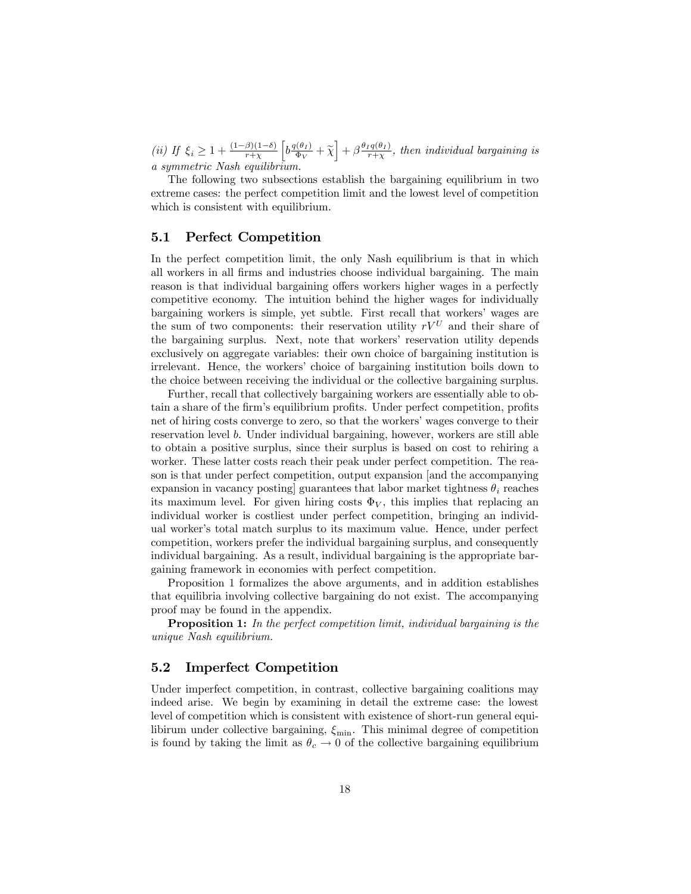*(ii) If* $\xi_i \geq 1 + \frac{(1-\beta)(1-\delta)}{r+\chi}\left[b\frac{q(\theta_I)}{\Phi_V} + \widetilde{\chi}\right] + \beta\frac{\theta_I q(\theta_I)}{r+\chi}$*, then individual bargaining is a symmetric Nash equilibrium.*

The following two subsections establish the bargaining equilibrium in two extreme cases: the perfect competition limit and the lowest level of competition which is consistent with equilibrium.

## 5.1 Perfect Competition

In the perfect competition limit, the only Nash equilibrium is that in which all workers in all firms and industries choose individual bargaining. The main reason is that individual bargaining offers workers higher wages in a perfectly competitive economy. The intuition behind the higher wages for individually bargaining workers is simple, yet subtle. First recall that workers' wages are the sum of two components: their reservation utility $rV^U$ and their share of the bargaining surplus. Next, note that workers' reservation utility depends exclusively on aggregate variables: their own choice of bargaining institution is irrelevant. Hence, the workers' choice of bargaining institution boils down to the choice between receiving the individual or the collective bargaining surplus.

Further, recall that collectively bargaining workers are essentially able to obtain a share of the firm's equilibrium profits. Under perfect competition, profits net of hiring costs converge to zero, so that the workers' wages converge to their reservation level $b$. Under individual bargaining, however, workers are still able to obtain a positive surplus, since their surplus is based on cost to rehiring a worker. These latter costs reach their peak under perfect competition. The reason is that under perfect competition, output expansion [and the accompanying expansion in vacancy posting] guarantees that labor market tightness $\theta_i$ reaches its maximum level. For given hiring costs $\Phi_V$, this implies that replacing an individual worker is costliest under perfect competition, bringing an individual worker's total match surplus to its maximum value. Hence, under perfect competition, workers prefer the individual bargaining surplus, and consequently individual bargaining. As a result, individual bargaining is the appropriate bargaining framework in economies with perfect competition.

Proposition 1 formalizes the above arguments, and in addition establishes that equilibria involving collective bargaining do not exist. The accompanying proof may be found in the appendix.

**Proposition 1:** *In the perfect competition limit, individual bargaining is the unique Nash equilibrium.*

## 5.2 Imperfect Competition

Under imperfect competition, in contrast, collective bargaining coalitions may indeed arise. We begin by examining in detail the extreme case: the lowest level of competition which is consistent with existence of short-run general equilibirum under collective bargaining, $\xi_{\min}$. This minimal degree of competition is found by taking the limit as $\theta_c \to 0$ of the collective bargaining equilibrium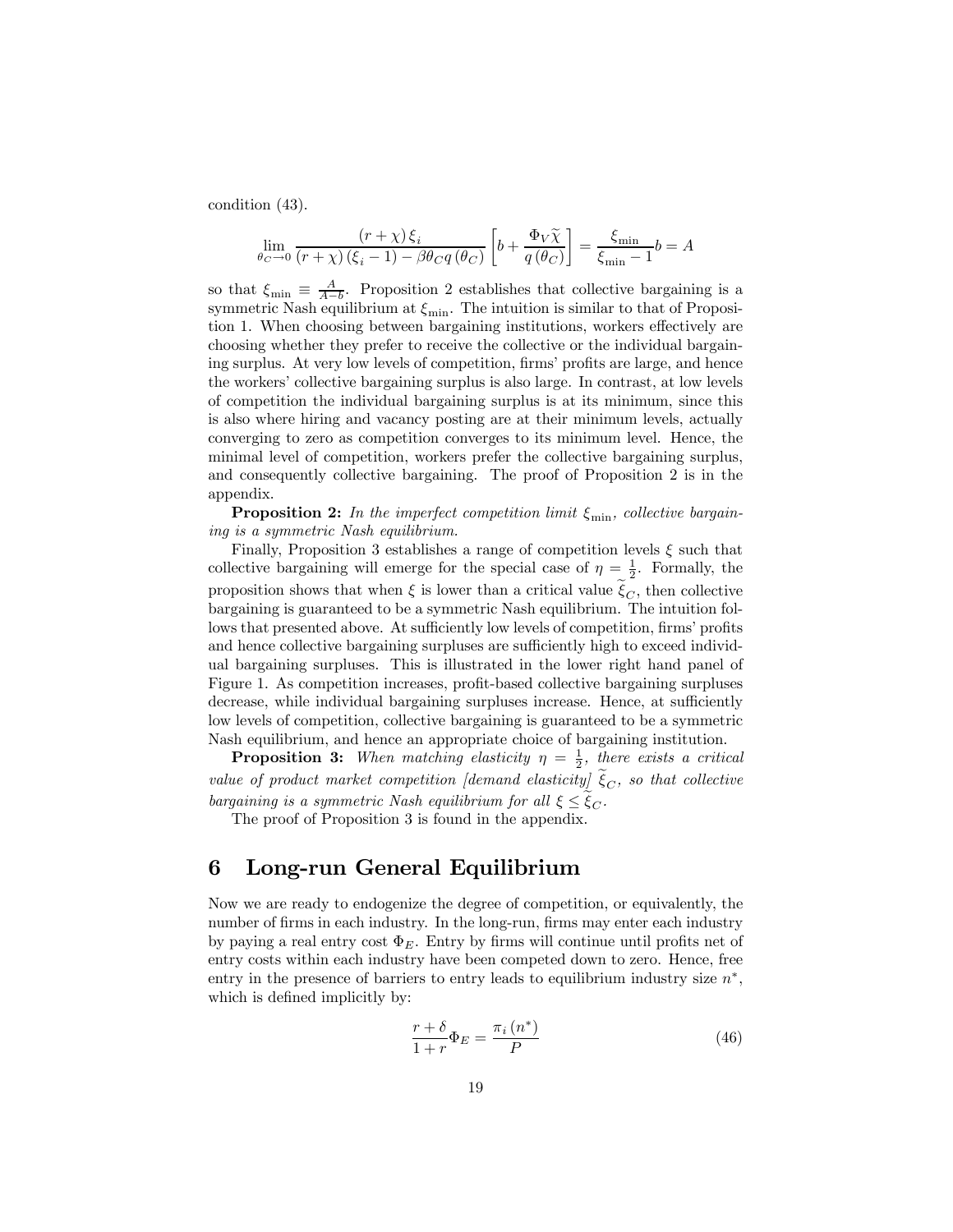condition (43).

$$\lim_{\theta_C \to 0} \frac{(r+\chi)\,\xi_i}{(r+\chi)\,(\xi_i - 1) - \beta\theta_C q\,(\theta_C)} \left[ b + \frac{\Phi_V \widetilde{\chi}}{q\,(\theta_C)} \right] = \frac{\xi_{\min}}{\xi_{\min} - 1} b = A$$

so that $\xi_{\min} \equiv \frac{A}{A-b}$. Proposition 2 establishes that collective bargaining is a symmetric Nash equilibrium at $\xi_{\min}$. The intuition is similar to that of Proposition 1. When choosing between bargaining institutions, workers effectively are choosing whether they prefer to receive the collective or the individual bargaining surplus. At very low levels of competition, firms' profits are large, and hence the workers' collective bargaining surplus is also large. In contrast, at low levels of competition the individual bargaining surplus is at its minimum, since this is also where hiring and vacancy posting are at their minimum levels, actually converging to zero as competition converges to its minimum level. Hence, the minimal level of competition, workers prefer the collective bargaining surplus, and consequently collective bargaining. The proof of Proposition 2 is in the appendix.

**Proposition 2:** *In the imperfect competition limit $\xi_{\min}$, collective bargaining is a symmetric Nash equilibrium.*

Finally, Proposition 3 establishes a range of competition levels $\xi$ such that collective bargaining will emerge for the special case of $\eta = \frac{1}{2}$. Formally, the proposition shows that when $\xi$ is lower than a critical value $\widetilde{\xi}_C$, then collective bargaining is guaranteed to be a symmetric Nash equilibrium. The intuition follows that presented above. At sufficiently low levels of competition, firms' profits and hence collective bargaining surpluses are sufficiently high to exceed individual bargaining surpluses. This is illustrated in the lower right hand panel of Figure 1. As competition increases, profit-based collective bargaining surpluses decrease, while individual bargaining surpluses increase. Hence, at sufficiently low levels of competition, collective bargaining is guaranteed to be a symmetric Nash equilibrium, and hence an appropriate choice of bargaining institution.

**Proposition 3:** *When matching elasticity $\eta = \frac{1}{2}$, there exists a critical value of product market competition [demand elasticity] $\widetilde{\xi}_C$, so that collective bargaining is a symmetric Nash equilibrium for all $\xi \leq \widetilde{\xi}_C$.*

The proof of Proposition 3 is found in the appendix.

# 6 Long-run General Equilibrium

Now we are ready to endogenize the degree of competition, or equivalently, the number of firms in each industry. In the long-run, firms may enter each industry by paying a real entry cost $\Phi_E$. Entry by firms will continue until profits net of entry costs within each industry have been competed down to zero. Hence, free entry in the presence of barriers to entry leads to equilibrium industry size $n^*$, which is defined implicitly by:

$$\frac{r+\delta}{1+r}\Phi_E = \frac{\pi_i\,(n^*)}{P} \tag{46}$$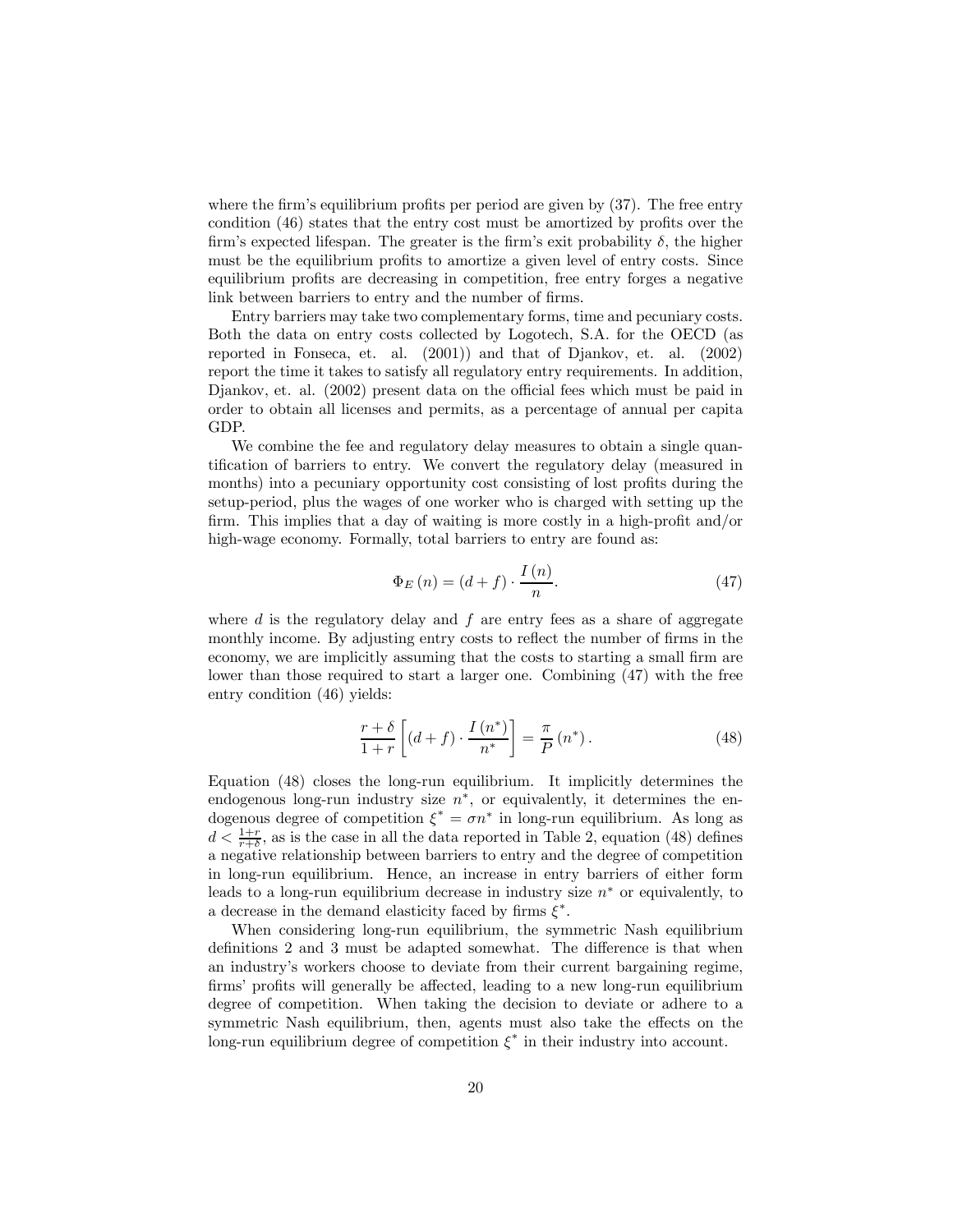where the firm's equilibrium profits per period are given by (37). The free entry condition (46) states that the entry cost must be amortized by profits over the firm's expected lifespan. The greater is the firm's exit probability $\delta$, the higher must be the equilibrium profits to amortize a given level of entry costs. Since equilibrium profits are decreasing in competition, free entry forges a negative link between barriers to entry and the number of firms.

Entry barriers may take two complementary forms, time and pecuniary costs. Both the data on entry costs collected by Logotech, S.A. for the OECD (as reported in Fonseca, et. al. (2001)) and that of Djankov, et. al. (2002) report the time it takes to satisfy all regulatory entry requirements. In addition, Djankov, et. al. (2002) present data on the official fees which must be paid in order to obtain all licenses and permits, as a percentage of annual per capita GDP.

We combine the fee and regulatory delay measures to obtain a single quantification of barriers to entry. We convert the regulatory delay (measured in months) into a pecuniary opportunity cost consisting of lost profits during the setup-period, plus the wages of one worker who is charged with setting up the firm. This implies that a day of waiting is more costly in a high-profit and/or high-wage economy. Formally, total barriers to entry are found as:

$$\Phi_E(n) = (d+f) \cdot \frac{I(n)}{n}. \tag{47}$$

where $d$ is the regulatory delay and $f$ are entry fees as a share of aggregate monthly income. By adjusting entry costs to reflect the number of firms in the economy, we are implicitly assuming that the costs to starting a small firm are lower than those required to start a larger one. Combining (47) with the free entry condition (46) yields:

$$\frac{r+\delta}{1+r}\left[(d+f) \cdot \frac{I(n^*)}{n^*}\right] = \frac{\pi}{P}(n^*). \tag{48}$$

Equation (48) closes the long-run equilibrium. It implicitly determines the endogenous long-run industry size $n^*$, or equivalently, it determines the endogenous degree of competition $\xi^* = \sigma n^*$ in long-run equilibrium. As long as $d < \frac{1+r}{r+\delta}$, as is the case in all the data reported in Table 2, equation (48) defines a negative relationship between barriers to entry and the degree of competition in long-run equilibrium. Hence, an increase in entry barriers of either form leads to a long-run equilibrium decrease in industry size $n^*$ or equivalently, to a decrease in the demand elasticity faced by firms $\xi^*$.

When considering long-run equilibrium, the symmetric Nash equilibrium definitions 2 and 3 must be adapted somewhat. The difference is that when an industry's workers choose to deviate from their current bargaining regime, firms' profits will generally be affected, leading to a new long-run equilibrium degree of competition. When taking the decision to deviate or adhere to a symmetric Nash equilibrium, then, agents must also take the effects on the long-run equilibrium degree of competition $\xi^*$ in their industry into account.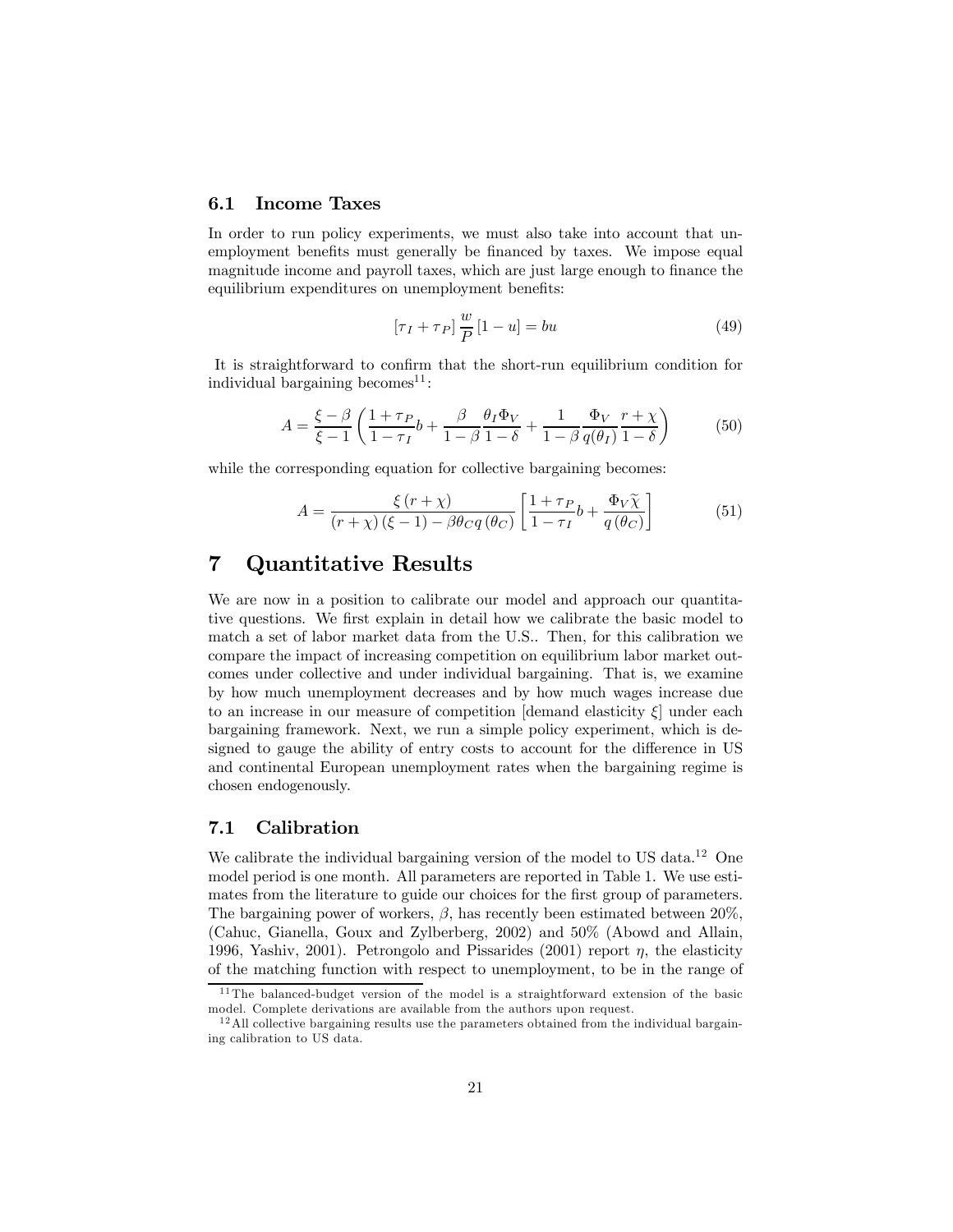### 6.1 Income Taxes

In order to run policy experiments, we must also take into account that unemployment benefits must generally be financed by taxes. We impose equal magnitude income and payroll taxes, which are just large enough to finance the equilibrium expenditures on unemployment benefits:

$$[\tau_I + \tau_P] \frac{w}{P} [1 - u] = bu \tag{49}$$

It is straightforward to confirm that the short-run equilibrium condition for individual bargaining becomes[11]:

$$A = \frac{\xi - \beta}{\xi - 1} \left( \frac{1 + \tau_P}{1 - \tau_I} b + \frac{\beta}{1 - \beta} \frac{\theta_I \Phi_V}{1 - \delta} + \frac{1}{1 - \beta} \frac{\Phi_V}{q(\theta_I)} \frac{r + \chi}{1 - \delta} \right) \tag{50}$$

while the corresponding equation for collective bargaining becomes:

$$A = \frac{\xi (r + \chi)}{(r + \chi)(\xi - 1) - \beta \theta_C q(\theta_C)} \left[ \frac{1 + \tau_P}{1 - \tau_I} b + \frac{\Phi_V \widetilde{\chi}}{q(\theta_C)} \right] \tag{51}$$

# 7 Quantitative Results

We are now in a position to calibrate our model and approach our quantitative questions. We first explain in detail how we calibrate the basic model to match a set of labor market data from the U.S.. Then, for this calibration we compare the impact of increasing competition on equilibrium labor market outcomes under collective and under individual bargaining. That is, we examine by how much unemployment decreases and by how much wages increase due to an increase in our measure of competition [demand elasticity $\xi$] under each bargaining framework. Next, we run a simple policy experiment, which is designed to gauge the ability of entry costs to account for the difference in US and continental European unemployment rates when the bargaining regime is chosen endogenously.

### 7.1 Calibration

We calibrate the individual bargaining version of the model to US data.[12] One model period is one month. All parameters are reported in Table 1. We use estimates from the literature to guide our choices for the first group of parameters. The bargaining power of workers, $\beta$, has recently been estimated between 20%, (Cahuc, Gianella, Goux and Zylberberg, 2002) and 50% (Abowd and Allain, 1996, Yashiv, 2001). Petrongolo and Pissarides (2001) report $\eta$, the elasticity of the matching function with respect to unemployment, to be in the range of

[11] The balanced-budget version of the model is a straightforward extension of the basic model. Complete derivations are available from the authors upon request.

[12] All collective bargaining results use the parameters obtained from the individual bargaining calibration to US data.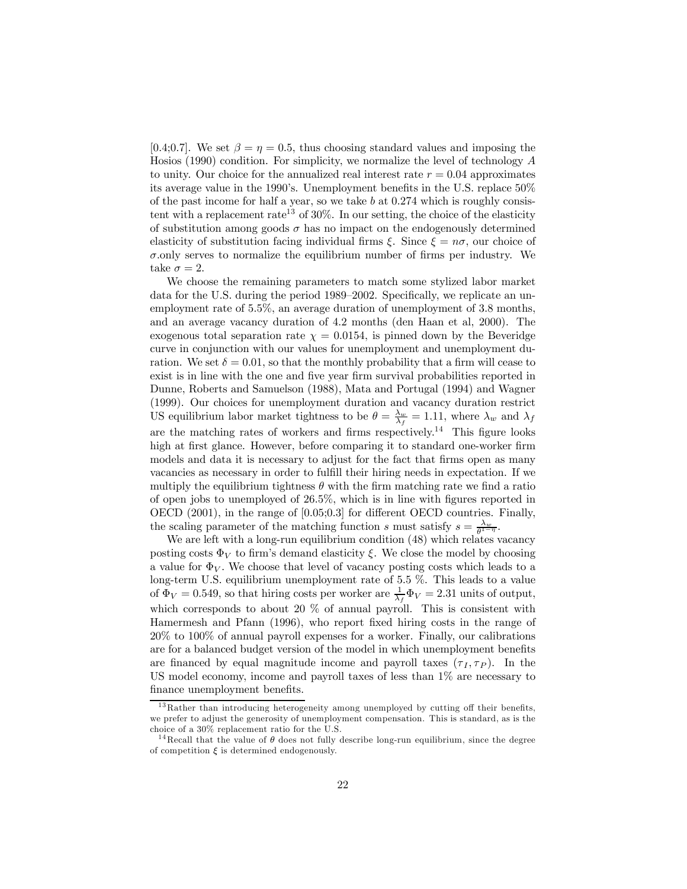[0.4;0.7]. We set $\beta = \eta = 0.5$, thus choosing standard values and imposing the Hosios (1990) condition. For simplicity, we normalize the level of technology $A$ to unity. Our choice for the annualized real interest rate $r = 0.04$ approximates its average value in the 1990's. Unemployment benefits in the U.S. replace 50% of the past income for half a year, so we take $b$ at 0.274 which is roughly consistent with a replacement rate[13] of 30%. In our setting, the choice of the elasticity of substitution among goods $\sigma$ has no impact on the endogenously determined elasticity of substitution facing individual firms $\xi$. Since $\xi = n\sigma$, our choice of $\sigma$.only serves to normalize the equilibrium number of firms per industry. We take $\sigma = 2$.

We choose the remaining parameters to match some stylized labor market data for the U.S. during the period 1989–2002. Specifically, we replicate an unemployment rate of 5.5%, an average duration of unemployment of 3.8 months, and an average vacancy duration of 4.2 months (den Haan et al, 2000). The exogenous total separation rate $\chi = 0.0154$, is pinned down by the Beveridge curve in conjunction with our values for unemployment and unemployment duration. We set $\delta = 0.01$, so that the monthly probability that a firm will cease to exist is in line with the one and five year firm survival probabilities reported in Dunne, Roberts and Samuelson (1988), Mata and Portugal (1994) and Wagner (1999). Our choices for unemployment duration and vacancy duration restrict US equilibrium labor market tightness to be $\theta = \frac{\lambda_w}{\lambda_f} = 1.11$, where $\lambda_w$ and $\lambda_f$ are the matching rates of workers and firms respectively.[14] This figure looks high at first glance. However, before comparing it to standard one-worker firm models and data it is necessary to adjust for the fact that firms open as many vacancies as necessary in order to fulfill their hiring needs in expectation. If we multiply the equilibrium tightness $\theta$ with the firm matching rate we find a ratio of open jobs to unemployed of 26.5%, which is in line with figures reported in OECD (2001), in the range of [0.05;0.3] for different OECD countries. Finally, the scaling parameter of the matching function $s$ must satisfy $s = \frac{\lambda_w}{\theta^{1-\eta}}$.

We are left with a long-run equilibrium condition (48) which relates vacancy posting costs $\Phi_V$ to firm's demand elasticity $\xi$. We close the model by choosing a value for $\Phi_V$. We choose that level of vacancy posting costs which leads to a long-term U.S. equilibrium unemployment rate of 5.5 %. This leads to a value of $\Phi_V = 0.549$, so that hiring costs per worker are $\frac{1}{\lambda_f}\Phi_V = 2.31$ units of output, which corresponds to about 20 % of annual payroll. This is consistent with Hamermesh and Pfann (1996), who report fixed hiring costs in the range of 20% to 100% of annual payroll expenses for a worker. Finally, our calibrations are for a balanced budget version of the model in which unemployment benefits are financed by equal magnitude income and payroll taxes $(\tau_I, \tau_P)$. In the US model economy, income and payroll taxes of less than 1% are necessary to finance unemployment benefits.

[13] Rather than introducing heterogeneity among unemployed by cutting off their benefits, we prefer to adjust the generosity of unemployment compensation. This is standard, as is the choice of a 30% replacement ratio for the U.S.

[14] Recall that the value of $\theta$ does not fully describe long-run equilibrium, since the degree of competition $\xi$ is determined endogenously.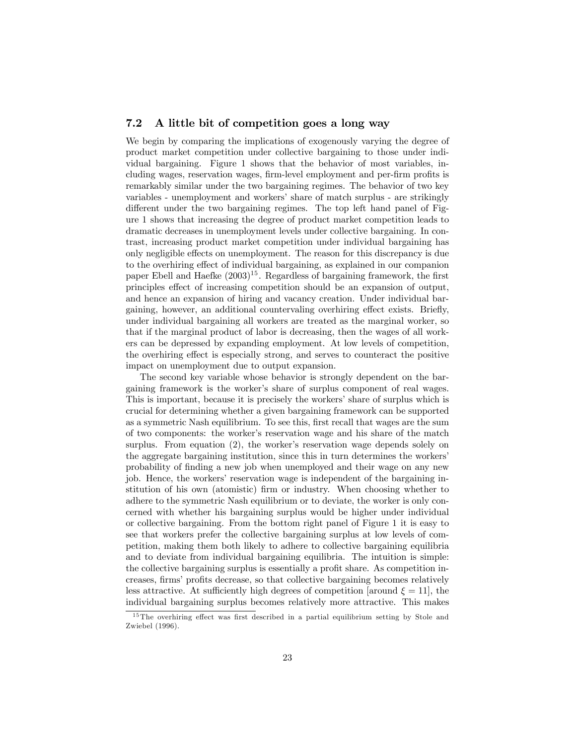### 7.2 A little bit of competition goes a long way

We begin by comparing the implications of exogenously varying the degree of product market competition under collective bargaining to those under individual bargaining. Figure 1 shows that the behavior of most variables, including wages, reservation wages, firm-level employment and per-firm profits is remarkably similar under the two bargaining regimes. The behavior of two key variables - unemployment and workers' share of match surplus - are strikingly different under the two bargaining regimes. The top left hand panel of Figure 1 shows that increasing the degree of product market competition leads to dramatic decreases in unemployment levels under collective bargaining. In contrast, increasing product market competition under individual bargaining has only negligible effects on unemployment. The reason for this discrepancy is due to the overhiring effect of individual bargaining, as explained in our companion paper Ebell and Haefke (2003)[15]. Regardless of bargaining framework, the first principles effect of increasing competition should be an expansion of output, and hence an expansion of hiring and vacancy creation. Under individual bargaining, however, an additional countervaling overhiring effect exists. Briefly, under individual bargaining all workers are treated as the marginal worker, so that if the marginal product of labor is decreasing, then the wages of all workers can be depressed by expanding employment. At low levels of competition, the overhiring effect is especially strong, and serves to counteract the positive impact on unemployment due to output expansion.

The second key variable whose behavior is strongly dependent on the bargaining framework is the worker's share of surplus component of real wages. This is important, because it is precisely the workers' share of surplus which is crucial for determining whether a given bargaining framework can be supported as a symmetric Nash equilibrium. To see this, first recall that wages are the sum of two components: the worker's reservation wage and his share of the match surplus. From equation (2), the worker's reservation wage depends solely on the aggregate bargaining institution, since this in turn determines the workers' probability of finding a new job when unemployed and their wage on any new job. Hence, the workers' reservation wage is independent of the bargaining institution of his own (atomistic) firm or industry. When choosing whether to adhere to the symmetric Nash equilibrium or to deviate, the worker is only concerned with whether his bargaining surplus would be higher under individual or collective bargaining. From the bottom right panel of Figure 1 it is easy to see that workers prefer the collective bargaining surplus at low levels of competition, making them both likely to adhere to collective bargaining equilibria and to deviate from individual bargaining equilibria. The intuition is simple: the collective bargaining surplus is essentially a profit share. As competition increases, firms' profits decrease, so that collective bargaining becomes relatively less attractive. At sufficiently high degrees of competition [around $\xi = 11$], the individual bargaining surplus becomes relatively more attractive. This makes

[15] The overhiring effect was first described in a partial equilibrium setting by Stole and Zwiebel (1996).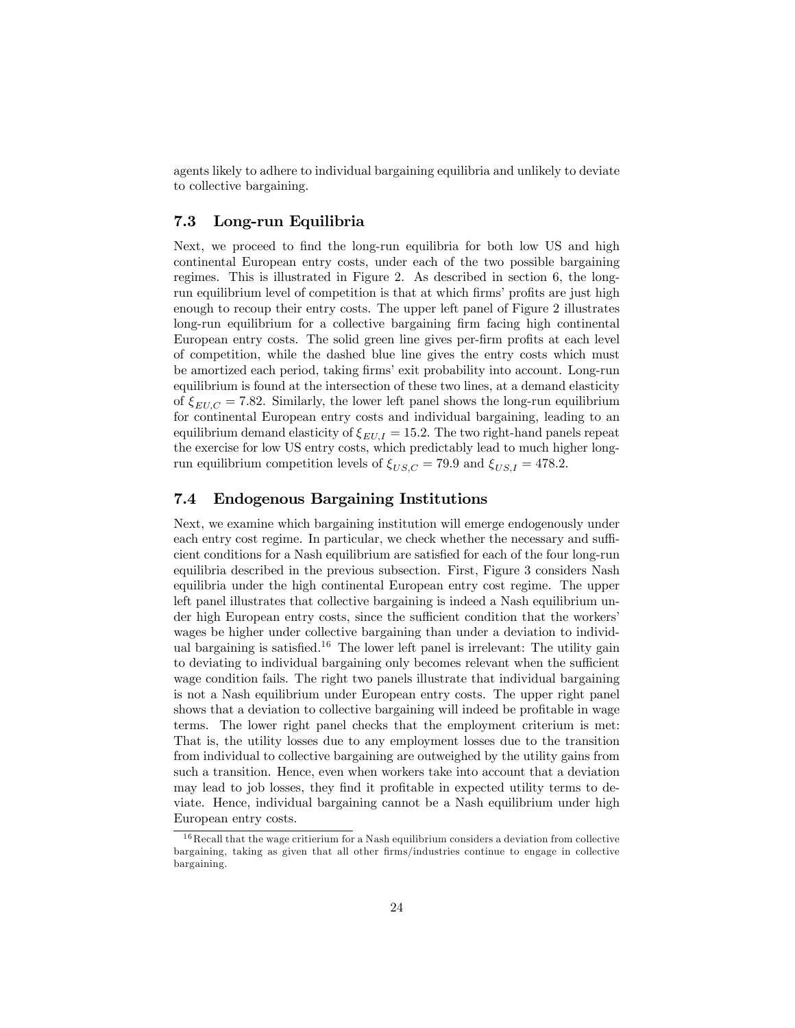agents likely to adhere to individual bargaining equilibria and unlikely to deviate to collective bargaining.

### 7.3 Long-run Equilibria

Next, we proceed to find the long-run equilibria for both low US and high continental European entry costs, under each of the two possible bargaining regimes. This is illustrated in Figure 2. As described in section 6, the long-run equilibrium level of competition is that at which firms' profits are just high enough to recoup their entry costs. The upper left panel of Figure 2 illustrates long-run equilibrium for a collective bargaining firm facing high continental European entry costs. The solid green line gives per-firm profits at each level of competition, while the dashed blue line gives the entry costs which must be amortized each period, taking firms' exit probability into account. Long-run equilibrium is found at the intersection of these two lines, at a demand elasticity of $\xi_{EU,C} = 7.82$. Similarly, the lower left panel shows the long-run equilibrium for continental European entry costs and individual bargaining, leading to an equilibrium demand elasticity of $\xi_{EU,I} = 15.2$. The two right-hand panels repeat the exercise for low US entry costs, which predictably lead to much higher long-run equilibrium competition levels of $\xi_{US,C} = 79.9$ and $\xi_{US,I} = 478.2$.

### 7.4 Endogenous Bargaining Institutions

Next, we examine which bargaining institution will emerge endogenously under each entry cost regime. In particular, we check whether the necessary and sufficient conditions for a Nash equilibrium are satisfied for each of the four long-run equilibria described in the previous subsection. First, Figure 3 considers Nash equilibria under the high continental European entry cost regime. The upper left panel illustrates that collective bargaining is indeed a Nash equilibrium under high European entry costs, since the sufficient condition that the workers' wages be higher under collective bargaining than under a deviation to individual bargaining is satisfied.[16] The lower left panel is irrelevant: The utility gain to deviating to individual bargaining only becomes relevant when the sufficient wage condition fails. The right two panels illustrate that individual bargaining is not a Nash equilibrium under European entry costs. The upper right panel shows that a deviation to collective bargaining will indeed be profitable in wage terms. The lower right panel checks that the employment criterium is met: That is, the utility losses due to any employment losses due to the transition from individual to collective bargaining are outweighed by the utility gains from such a transition. Hence, even when workers take into account that a deviation may lead to job losses, they find it profitable in expected utility terms to deviate. Hence, individual bargaining cannot be a Nash equilibrium under high European entry costs.

[16] Recall that the wage critierium for a Nash equilibrium considers a deviation from collective bargaining, taking as given that all other firms/industries continue to engage in collective bargaining.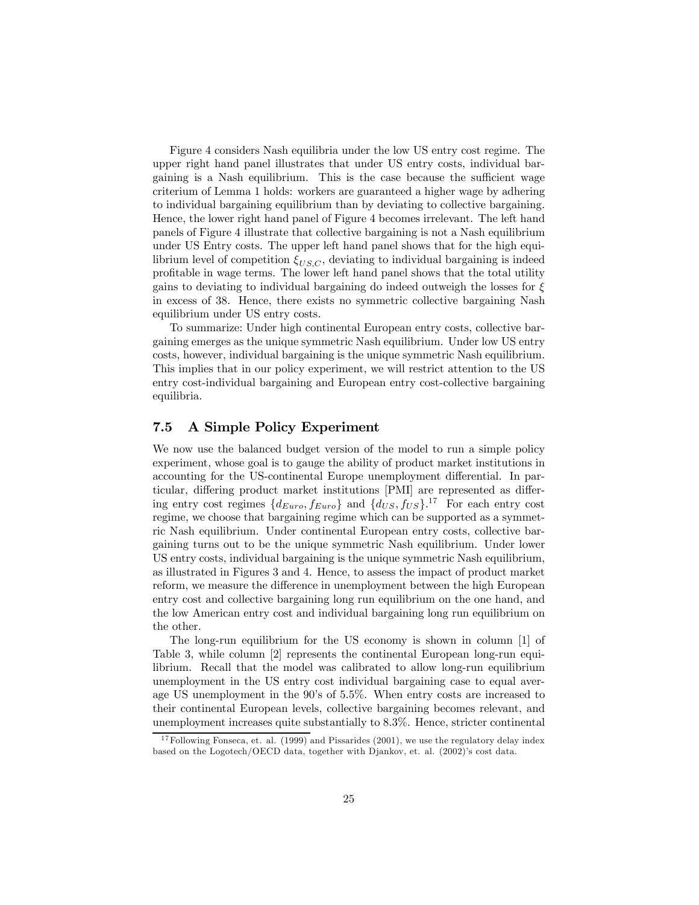Figure 4 considers Nash equilibria under the low US entry cost regime. The upper right hand panel illustrates that under US entry costs, individual bargaining is a Nash equilibrium. This is the case because the sufficient wage criterium of Lemma 1 holds: workers are guaranteed a higher wage by adhering to individual bargaining equilibrium than by deviating to collective bargaining. Hence, the lower right hand panel of Figure 4 becomes irrelevant. The left hand panels of Figure 4 illustrate that collective bargaining is not a Nash equilibrium under US Entry costs. The upper left hand panel shows that for the high equilibrium level of competition $\xi_{US,C}$, deviating to individual bargaining is indeed profitable in wage terms. The lower left hand panel shows that the total utility gains to deviating to individual bargaining do indeed outweigh the losses for $\xi$ in excess of 38. Hence, there exists no symmetric collective bargaining Nash equilibrium under US entry costs.

To summarize: Under high continental European entry costs, collective bargaining emerges as the unique symmetric Nash equilibrium. Under low US entry costs, however, individual bargaining is the unique symmetric Nash equilibrium. This implies that in our policy experiment, we will restrict attention to the US entry cost-individual bargaining and European entry cost-collective bargaining equilibria.

## 7.5 A Simple Policy Experiment

We now use the balanced budget version of the model to run a simple policy experiment, whose goal is to gauge the ability of product market institutions in accounting for the US-continental Europe unemployment differential. In particular, differing product market institutions [PMI] are represented as differing entry cost regimes $\{d_{Euro}, f_{Euro}\}$ and $\{d_{US}, f_{US}\}$.[17] For each entry cost regime, we choose that bargaining regime which can be supported as a symmetric Nash equilibrium. Under continental European entry costs, collective bargaining turns out to be the unique symmetric Nash equilibrium. Under lower US entry costs, individual bargaining is the unique symmetric Nash equilibrium, as illustrated in Figures 3 and 4. Hence, to assess the impact of product market reform, we measure the difference in unemployment between the high European entry cost and collective bargaining long run equilibrium on the one hand, and the low American entry cost and individual bargaining long run equilibrium on the other.

The long-run equilibrium for the US economy is shown in column [1] of Table 3, while column [2] represents the continental European long-run equilibrium. Recall that the model was calibrated to allow long-run equilibrium unemployment in the US entry cost individual bargaining case to equal average US unemployment in the 90's of 5.5%. When entry costs are increased to their continental European levels, collective bargaining becomes relevant, and unemployment increases quite substantially to 8.3%. Hence, stricter continental

[17] Following Fonseca, et. al. (1999) and Pissarides (2001), we use the regulatory delay index based on the Logotech/OECD data, together with Djankov, et. al. (2002)'s cost data.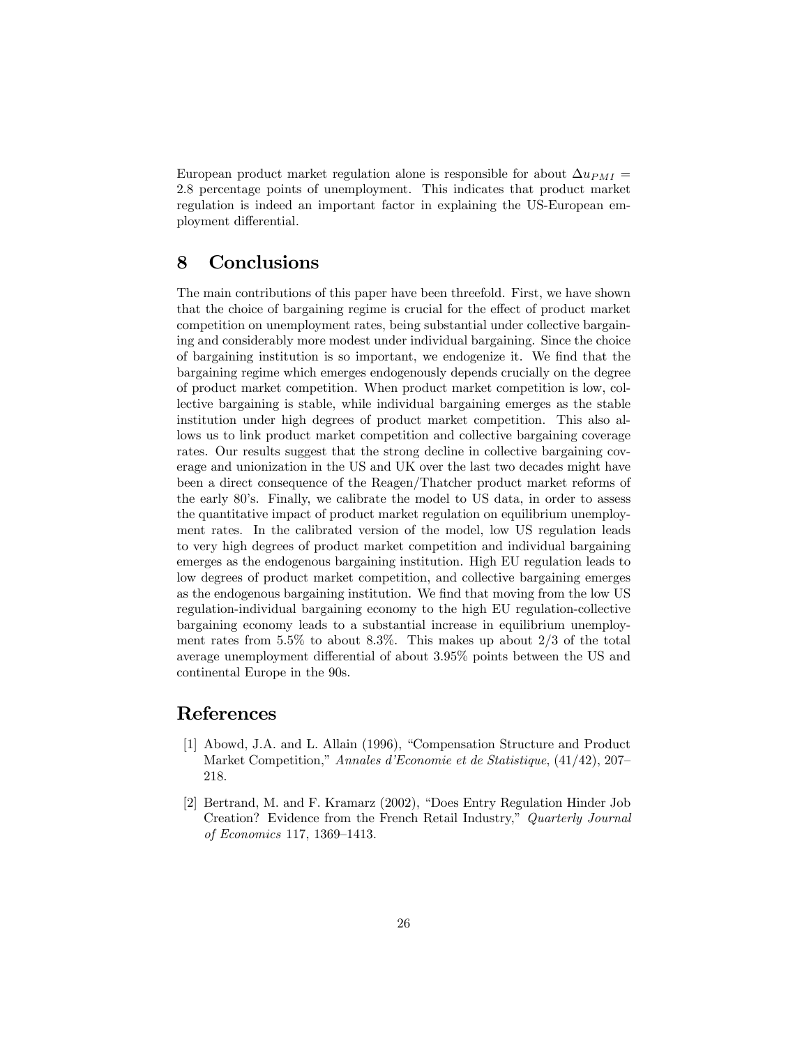European product market regulation alone is responsible for about $\Delta u_{PMI} = 2.8$ percentage points of unemployment. This indicates that product market regulation is indeed an important factor in explaining the US-European employment differential.

## 8 Conclusions

The main contributions of this paper have been threefold. First, we have shown that the choice of bargaining regime is crucial for the effect of product market competition on unemployment rates, being substantial under collective bargaining and considerably more modest under individual bargaining. Since the choice of bargaining institution is so important, we endogenize it. We find that the bargaining regime which emerges endogenously depends crucially on the degree of product market competition. When product market competition is low, collective bargaining is stable, while individual bargaining emerges as the stable institution under high degrees of product market competition. This also allows us to link product market competition and collective bargaining coverage rates. Our results suggest that the strong decline in collective bargaining coverage and unionization in the US and UK over the last two decades might have been a direct consequence of the Reagen/Thatcher product market reforms of the early 80's. Finally, we calibrate the model to US data, in order to assess the quantitative impact of product market regulation on equilibrium unemployment rates. In the calibrated version of the model, low US regulation leads to very high degrees of product market competition and individual bargaining emerges as the endogenous bargaining institution. High EU regulation leads to low degrees of product market competition, and collective bargaining emerges as the endogenous bargaining institution. We find that moving from the low US regulation-individual bargaining economy to the high EU regulation-collective bargaining economy leads to a substantial increase in equilibrium unemployment rates from 5.5% to about 8.3%. This makes up about 2/3 of the total average unemployment differential of about 3.95% points between the US and continental Europe in the 90s.

## References

[1] Abowd, J.A. and L. Allain (1996), "Compensation Structure and Product Market Competition," *Annales d'Economie et de Statistique*, (41/42), 207–218.

[2] Bertrand, M. and F. Kramarz (2002), "Does Entry Regulation Hinder Job Creation? Evidence from the French Retail Industry," *Quarterly Journal of Economics* 117, 1369–1413.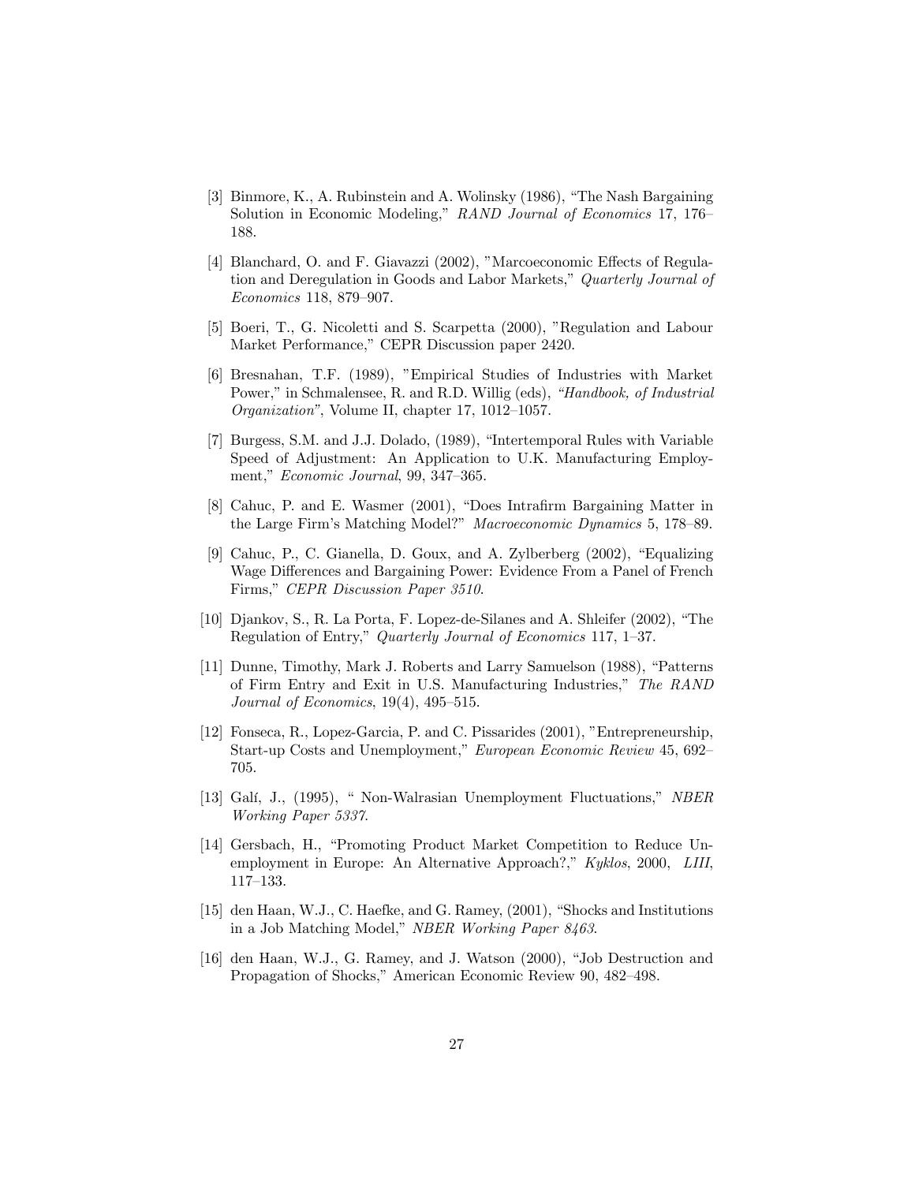[3] Binmore, K., A. Rubinstein and A. Wolinsky (1986), "The Nash Bargaining Solution in Economic Modeling," *RAND Journal of Economics* 17, 176–188.

[4] Blanchard, O. and F. Giavazzi (2002), "Marcoeconomic Effects of Regulation and Deregulation in Goods and Labor Markets," *Quarterly Journal of Economics* 118, 879–907.

[5] Boeri, T., G. Nicoletti and S. Scarpetta (2000), "Regulation and Labour Market Performance," CEPR Discussion paper 2420.

[6] Bresnahan, T.F. (1989), "Empirical Studies of Industries with Market Power," in Schmalensee, R. and R.D. Willig (eds), *"Handbook, of Industrial Organization"*, Volume II, chapter 17, 1012–1057.

[7] Burgess, S.M. and J.J. Dolado, (1989), "Intertemporal Rules with Variable Speed of Adjustment: An Application to U.K. Manufacturing Employment," *Economic Journal*, 99, 347–365.

[8] Cahuc, P. and E. Wasmer (2001), "Does Intrafirm Bargaining Matter in the Large Firm's Matching Model?" *Macroeconomic Dynamics* 5, 178–89.

[9] Cahuc, P., C. Gianella, D. Goux, and A. Zylberberg (2002), "Equalizing Wage Differences and Bargaining Power: Evidence From a Panel of French Firms," *CEPR Discussion Paper 3510*.

[10] Djankov, S., R. La Porta, F. Lopez-de-Silanes and A. Shleifer (2002), "The Regulation of Entry," *Quarterly Journal of Economics* 117, 1–37.

[11] Dunne, Timothy, Mark J. Roberts and Larry Samuelson (1988), "Patterns of Firm Entry and Exit in U.S. Manufacturing Industries," *The RAND Journal of Economics*, 19(4), 495–515.

[12] Fonseca, R., Lopez-Garcia, P. and C. Pissarides (2001), "Entrepreneurship, Start-up Costs and Unemployment," *European Economic Review* 45, 692–705.

[13] Galí, J., (1995), " Non-Walrasian Unemployment Fluctuations," *NBER Working Paper 5337*.

[14] Gersbach, H., "Promoting Product Market Competition to Reduce Unemployment in Europe: An Alternative Approach?," *Kyklos*, 2000, *LIII*, 117–133.

[15] den Haan, W.J., C. Haefke, and G. Ramey, (2001), "Shocks and Institutions in a Job Matching Model," *NBER Working Paper 8463*.

[16] den Haan, W.J., G. Ramey, and J. Watson (2000), "Job Destruction and Propagation of Shocks," American Economic Review 90, 482–498.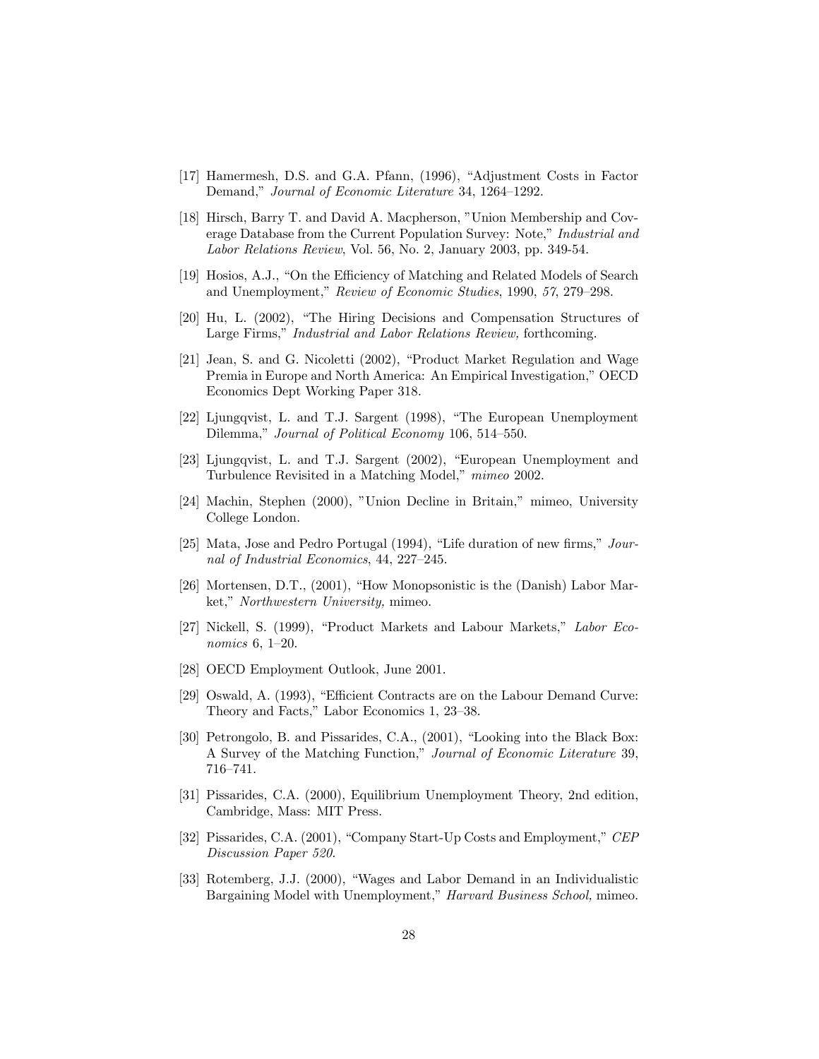[17] Hamermesh, D.S. and G.A. Pfann, (1996), "Adjustment Costs in Factor Demand," *Journal of Economic Literature* 34, 1264–1292.

[18] Hirsch, Barry T. and David A. Macpherson, "Union Membership and Coverage Database from the Current Population Survey: Note," *Industrial and Labor Relations Review*, Vol. 56, No. 2, January 2003, pp. 349-54.

[19] Hosios, A.J., "On the Efficiency of Matching and Related Models of Search and Unemployment," *Review of Economic Studies*, 1990, *57*, 279–298.

[20] Hu, L. (2002), "The Hiring Decisions and Compensation Structures of Large Firms," *Industrial and Labor Relations Review,* forthcoming.

[21] Jean, S. and G. Nicoletti (2002), "Product Market Regulation and Wage Premia in Europe and North America: An Empirical Investigation," OECD Economics Dept Working Paper 318.

[22] Ljungqvist, L. and T.J. Sargent (1998), "The European Unemployment Dilemma," *Journal of Political Economy* 106, 514–550.

[23] Ljungqvist, L. and T.J. Sargent (2002), "European Unemployment and Turbulence Revisited in a Matching Model," *mimeo* 2002.

[24] Machin, Stephen (2000), "Union Decline in Britain," mimeo, University College London.

[25] Mata, Jose and Pedro Portugal (1994), "Life duration of new firms," *Journal of Industrial Economics*, 44, 227–245.

[26] Mortensen, D.T., (2001), "How Monopsonistic is the (Danish) Labor Market," *Northwestern University,* mimeo.

[27] Nickell, S. (1999), "Product Markets and Labour Markets," *Labor Economics* 6, 1–20.

[28] OECD Employment Outlook, June 2001.

[29] Oswald, A. (1993), "Efficient Contracts are on the Labour Demand Curve: Theory and Facts," Labor Economics 1, 23–38.

[30] Petrongolo, B. and Pissarides, C.A., (2001), "Looking into the Black Box: A Survey of the Matching Function," *Journal of Economic Literature* 39, 716–741.

[31] Pissarides, C.A. (2000), Equilibrium Unemployment Theory, 2nd edition, Cambridge, Mass: MIT Press.

[32] Pissarides, C.A. (2001), "Company Start-Up Costs and Employment," *CEP Discussion Paper 520.*

[33] Rotemberg, J.J. (2000), "Wages and Labor Demand in an Individualistic Bargaining Model with Unemployment," *Harvard Business School,* mimeo.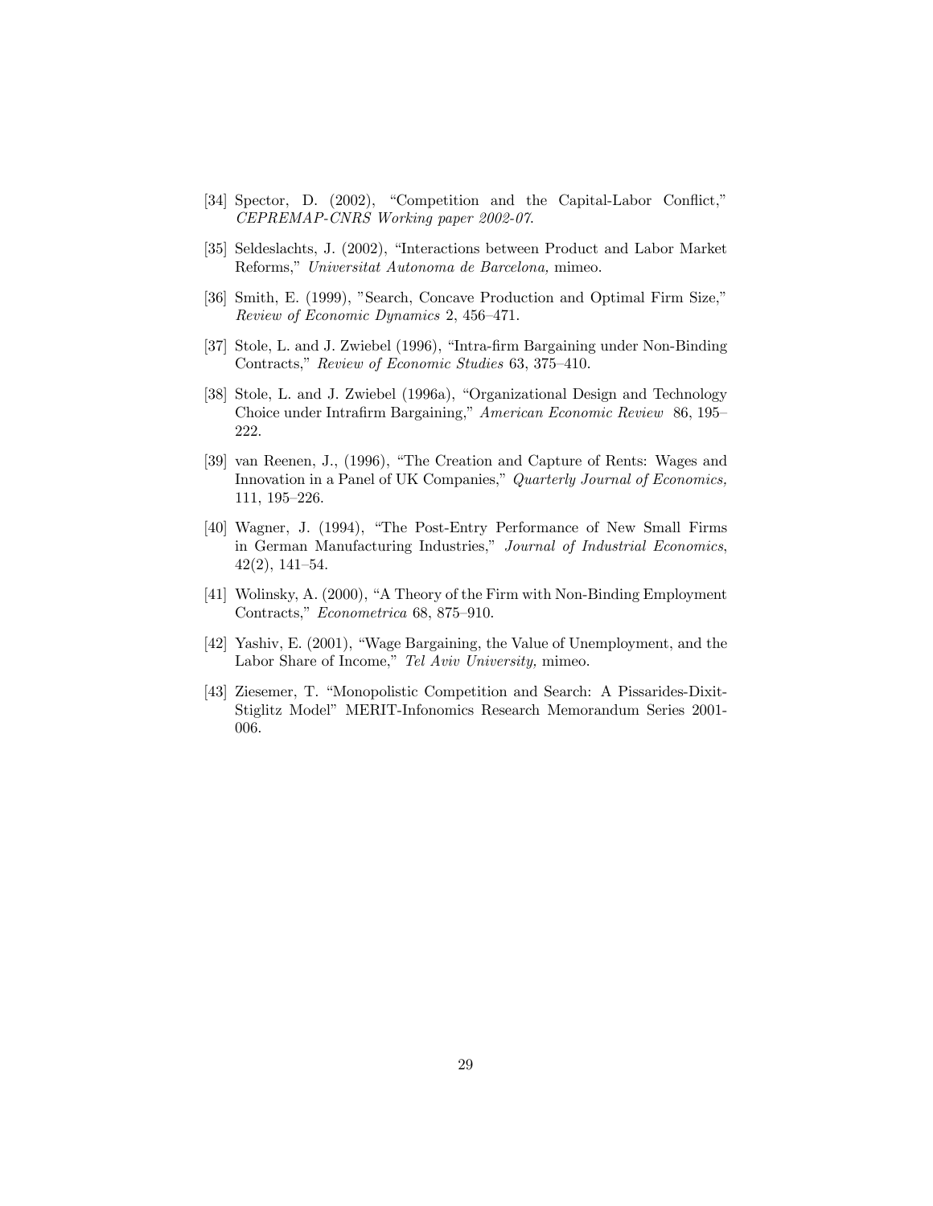[34] Spector, D. (2002), "Competition and the Capital-Labor Conflict," *CEPREMAP-CNRS Working paper 2002-07.*

[35] Seldeslachts, J. (2002), "Interactions between Product and Labor Market Reforms," *Universitat Autonoma de Barcelona,* mimeo.

[36] Smith, E. (1999), "Search, Concave Production and Optimal Firm Size," *Review of Economic Dynamics* 2, 456–471.

[37] Stole, L. and J. Zwiebel (1996), "Intra-firm Bargaining under Non-Binding Contracts," *Review of Economic Studies* 63, 375–410.

[38] Stole, L. and J. Zwiebel (1996a), "Organizational Design and Technology Choice under Intrafirm Bargaining," *American Economic Review* 86, 195–222.

[39] van Reenen, J., (1996), "The Creation and Capture of Rents: Wages and Innovation in a Panel of UK Companies," *Quarterly Journal of Economics,* 111, 195–226.

[40] Wagner, J. (1994), "The Post-Entry Performance of New Small Firms in German Manufacturing Industries," *Journal of Industrial Economics*, 42(2), 141–54.

[41] Wolinsky, A. (2000), "A Theory of the Firm with Non-Binding Employment Contracts," *Econometrica* 68, 875–910.

[42] Yashiv, E. (2001), "Wage Bargaining, the Value of Unemployment, and the Labor Share of Income," *Tel Aviv University,* mimeo.

[43] Ziesemer, T. "Monopolistic Competition and Search: A Pissarides-Dixit-Stiglitz Model" MERIT-Infonomics Research Memorandum Series 2001-006.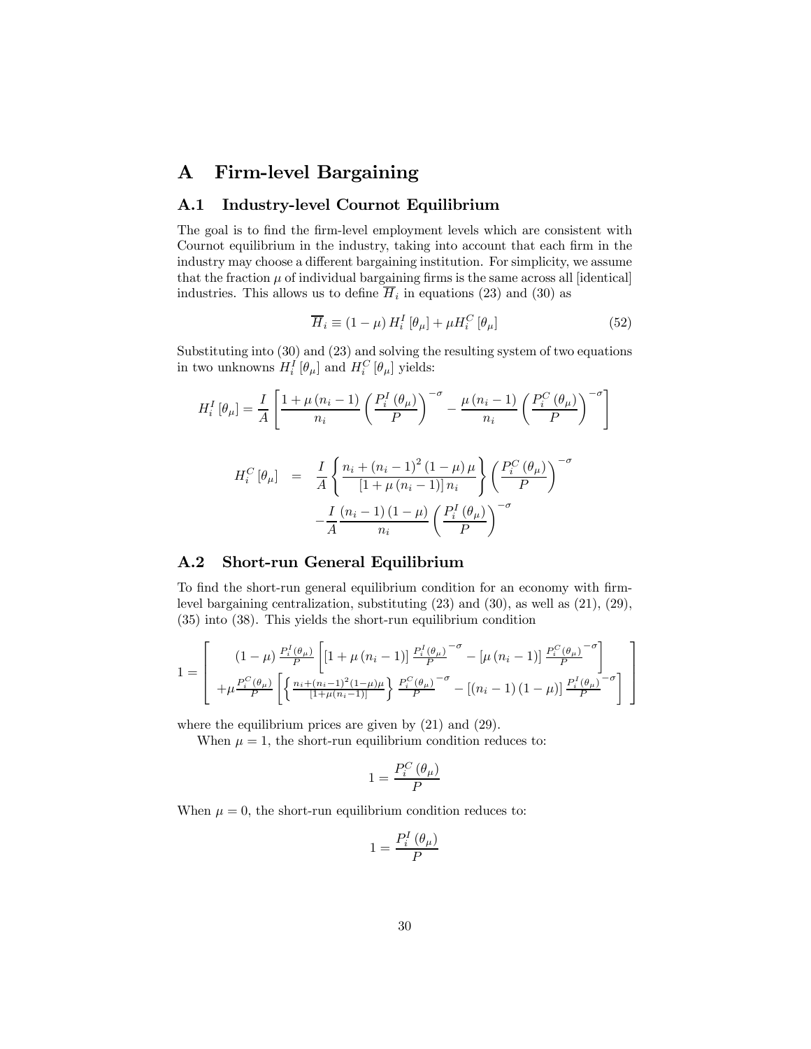# A Firm-level Bargaining

## A.1 Industry-level Cournot Equilibrium

The goal is to find the firm-level employment levels which are consistent with Cournot equilibrium in the industry, taking into account that each firm in the industry may choose a different bargaining institution. For simplicity, we assume that the fraction $\mu$ of individual bargaining firms is the same across all [identical] industries. This allows us to define $\overline{H}_i$ in equations (23) and (30) as

$$\overline{H}_i \equiv (1-\mu) H_i^I [\theta_\mu] + \mu H_i^C [\theta_\mu] \tag{52}$$

Substituting into (30) and (23) and solving the resulting system of two equations in two unknowns $H_i^I [\theta_\mu]$ and $H_i^C [\theta_\mu]$ yields:

$$H_i^I [\theta_\mu] = \frac{I}{A} \left[ \frac{1+\mu(n_i-1)}{n_i} \left( \frac{P_i^I(\theta_\mu)}{P} \right)^{-\sigma} - \frac{\mu(n_i-1)}{n_i} \left( \frac{P_i^C(\theta_\mu)}{P} \right)^{-\sigma} \right]$$

$$\begin{aligned} H_i^C [\theta_\mu] &= \frac{I}{A} \left\{ \frac{n_i + (n_i-1)^2 (1-\mu) \mu}{[1+\mu(n_i-1)] n_i} \right\} \left( \frac{P_i^C(\theta_\mu)}{P} \right)^{-\sigma} \\ &\quad - \frac{I}{A} \frac{(n_i-1)(1-\mu)}{n_i} \left( \frac{P_i^I(\theta_\mu)}{P} \right)^{-\sigma} \end{aligned}$$

## A.2 Short-run General Equilibrium

To find the short-run general equilibrium condition for an economy with firm-level bargaining centralization, substituting (23) and (30), as well as (21), (29), (35) into (38). This yields the short-run equilibrium condition

$$1 = \left[ \begin{array}{c} (1-\mu) \frac{P_i^I(\theta_\mu)}{P} \left[ [1+\mu(n_i-1)] \frac{P_i^I(\theta_\mu)}{P}^{-\sigma} - [\mu(n_i-1)] \frac{P_i^C(\theta_\mu)}{P}^{-\sigma} \right] \\ +\mu \frac{P_i^C(\theta_\mu)}{P} \left[ \left\{ \frac{n_i + (n_i-1)^2(1-\mu)\mu}{[1+\mu(n_i-1)]} \right\} \frac{P_i^C(\theta_\mu)}{P}^{-\sigma} - [(n_i-1)(1-\mu)] \frac{P_i^I(\theta_\mu)}{P}^{-\sigma} \right] \end{array} \right]$$

where the equilibrium prices are given by (21) and (29).

When $\mu = 1$, the short-run equilibrium condition reduces to:

$$1 = \frac{P_i^C(\theta_\mu)}{P}$$

When $\mu = 0$, the short-run equilibrium condition reduces to:

$$1 = \frac{P_i^I(\theta_\mu)}{P}$$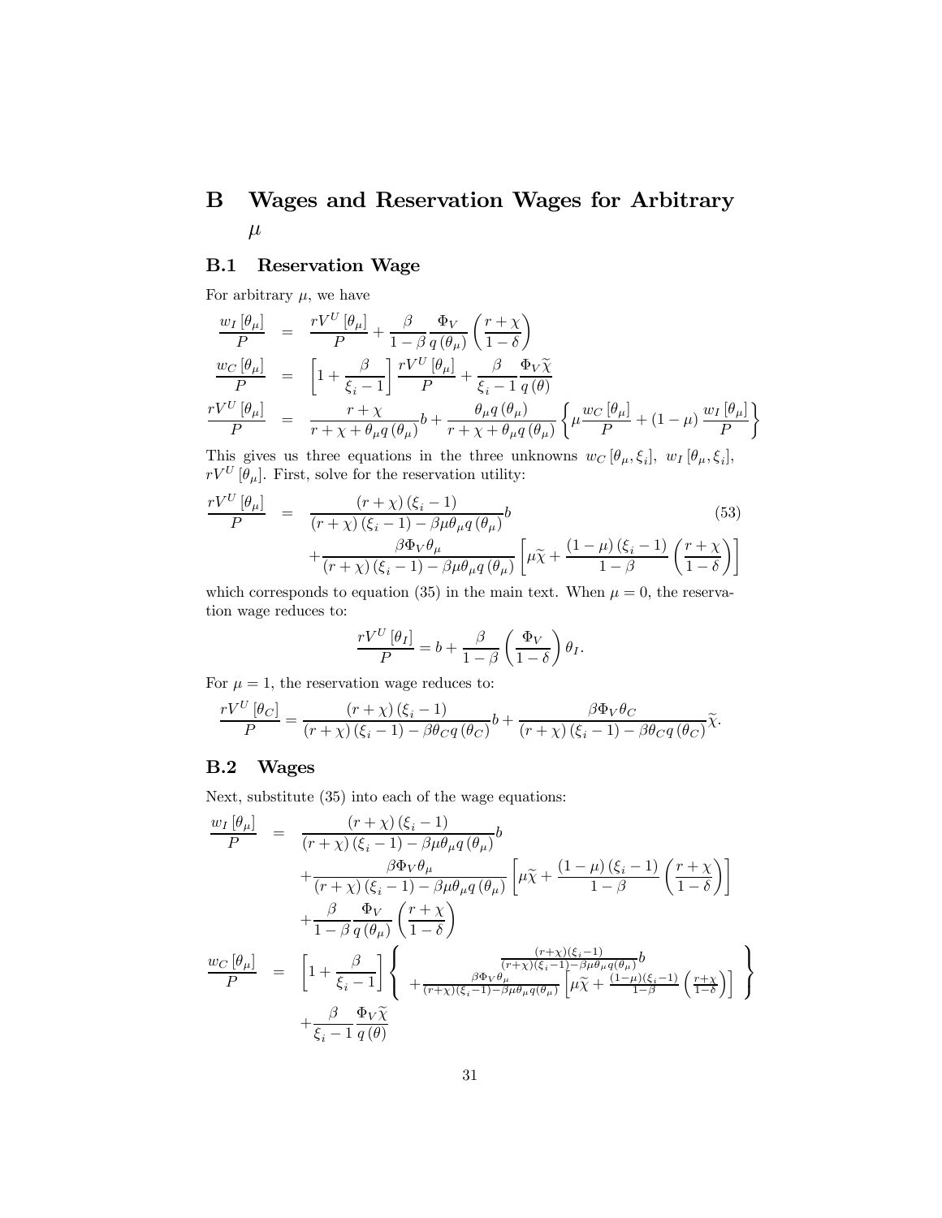# B Wages and Reservation Wages for Arbitrary $\mu$

## B.1 Reservation Wage

For arbitrary $\mu$, we have

$$
\begin{aligned}
\frac{w_I[\theta_\mu]}{P} &= \frac{rV^U[\theta_\mu]}{P} + \frac{\beta}{1-\beta}\frac{\Phi_V}{q(\theta_\mu)}\left(\frac{r+\chi}{1-\delta}\right) \\
\frac{w_C[\theta_\mu]}{P} &= \left[1+\frac{\beta}{\xi_i - 1}\right]\frac{rV^U[\theta_\mu]}{P} + \frac{\beta}{\xi_i - 1}\frac{\Phi_V\widetilde{\chi}}{q(\theta)} \\
\frac{rV^U[\theta_\mu]}{P} &= \frac{r+\chi}{r+\chi+\theta_\mu q(\theta_\mu)}b + \frac{\theta_\mu q(\theta_\mu)}{r+\chi+\theta_\mu q(\theta_\mu)}\left\{\mu\frac{w_C[\theta_\mu]}{P} + (1-\mu)\frac{w_I[\theta_\mu]}{P}\right\}
\end{aligned}
$$

This gives us three equations in the three unknowns $w_C[\theta_\mu,\xi_i]$, $w_I[\theta_\mu,\xi_i]$, $rV^U[\theta_\mu]$. First, solve for the reservation utility:

$$
\begin{aligned}
\frac{rV^U[\theta_\mu]}{P} &= \frac{(r+\chi)(\xi_i - 1)}{(r+\chi)(\xi_i-1) - \beta\mu\theta_\mu q(\theta_\mu)}b \\
&\quad + \frac{\beta\Phi_V\theta_\mu}{(r+\chi)(\xi_i-1) - \beta\mu\theta_\mu q(\theta_\mu)}\left[\mu\widetilde{\chi} + \frac{(1-\mu)(\xi_i - 1)}{1-\beta}\left(\frac{r+\chi}{1-\delta}\right)\right]
\end{aligned} \tag{53}
$$

which corresponds to equation (35) in the main text. When $\mu = 0$, the reservation wage reduces to:

$$
\frac{rV^U[\theta_I]}{P} = b + \frac{\beta}{1-\beta}\left(\frac{\Phi_V}{1-\delta}\right)\theta_I.
$$

For $\mu = 1$, the reservation wage reduces to:

$$
\frac{rV^U[\theta_C]}{P} = \frac{(r+\chi)(\xi_i - 1)}{(r+\chi)(\xi_i - 1) - \beta\theta_C q(\theta_C)}b + \frac{\beta\Phi_V\theta_C}{(r+\chi)(\xi_i-1) - \beta\theta_C q(\theta_C)}\widetilde{\chi}.
$$

## B.2 Wages

Next, substitute (35) into each of the wage equations:

$$
\begin{aligned}
\frac{w_I[\theta_\mu]}{P} &= \frac{(r+\chi)(\xi_i - 1)}{(r+\chi)(\xi_i-1) - \beta\mu\theta_\mu q(\theta_\mu)}b \\
&\quad + \frac{\beta\Phi_V\theta_\mu}{(r+\chi)(\xi_i-1) - \beta\mu\theta_\mu q(\theta_\mu)}\left[\mu\widetilde{\chi} + \frac{(1-\mu)(\xi_i-1)}{1-\beta}\left(\frac{r+\chi}{1-\delta}\right)\right] \\
&\quad + \frac{\beta}{1-\beta}\frac{\Phi_V}{q(\theta_\mu)}\left(\frac{r+\chi}{1-\delta}\right) \\
\frac{w_C[\theta_\mu]}{P} &= \left[1 + \frac{\beta}{\xi_i - 1}\right]\left\{ \begin{array}{c} \frac{(r+\chi)(\xi_i-1)}{(r+\chi)(\xi_i-1)-\beta\mu\theta_\mu q(\theta_\mu)}b \\ + \frac{\beta\Phi_V\theta_\mu}{(r+\chi)(\xi_i-1)-\beta\mu\theta_\mu q(\theta_\mu)}\left[\mu\widetilde{\chi} + \frac{(1-\mu)(\xi_i-1)}{1-\beta}\left(\frac{r+\chi}{1-\delta}\right)\right] \end{array} \right\} \\
&\quad + \frac{\beta}{\xi_i - 1}\frac{\Phi_V\widetilde{\chi}}{q(\theta)}
\end{aligned}
$$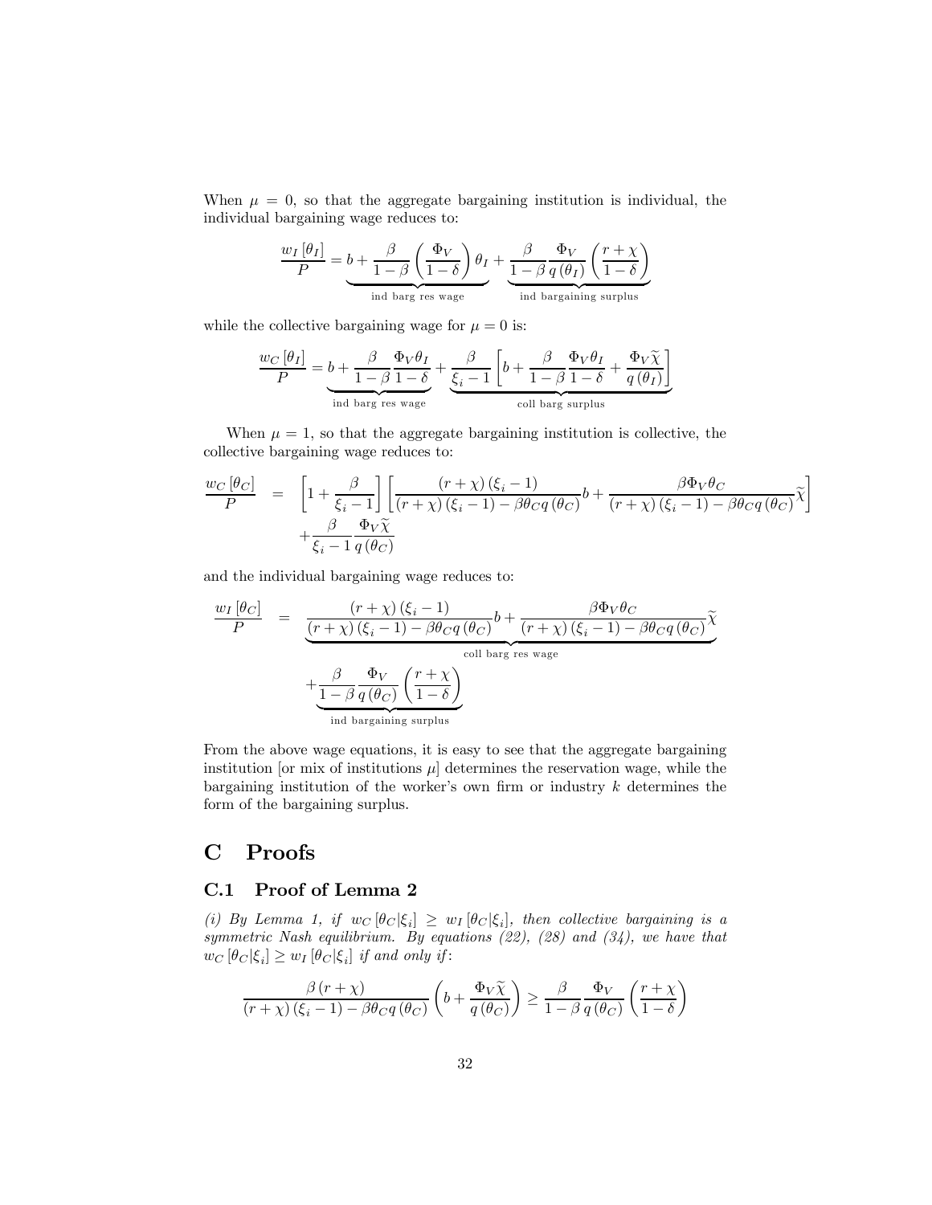When $\mu = 0$, so that the aggregate bargaining institution is individual, the individual bargaining wage reduces to:

$$\frac{w_I[\theta_I]}{P} = \underbrace{b + \frac{\beta}{1-\beta}\left(\frac{\Phi_V}{1-\delta}\right)\theta_I}_{\text{ind barg res wage}} + \underbrace{\frac{\beta}{1-\beta}\frac{\Phi_V}{q(\theta_I)}\left(\frac{r+\chi}{1-\delta}\right)}_{\text{ind bargaining surplus}}$$

while the collective bargaining wage for $\mu = 0$ is:

$$\frac{w_C[\theta_I]}{P} = \underbrace{b + \frac{\beta}{1-\beta}\frac{\Phi_V \theta_I}{1-\delta}}_{\text{ind barg res wage}} + \underbrace{\frac{\beta}{\xi_i - 1}\left[b + \frac{\beta}{1-\beta}\frac{\Phi_V \theta_I}{1-\delta} + \frac{\Phi_V \widetilde{\chi}}{q(\theta_I)}\right]}_{\text{coll barg surplus}}$$

When $\mu = 1$, so that the aggregate bargaining institution is collective, the collective bargaining wage reduces to:

$$\begin{aligned}\frac{w_C[\theta_C]}{P} &= \left[1 + \frac{\beta}{\xi_i - 1}\right]\left[\frac{(r+\chi)(\xi_i - 1)}{(r+\chi)(\xi_i - 1) - \beta\theta_C q(\theta_C)} b + \frac{\beta\Phi_V\theta_C}{(r+\chi)(\xi_i - 1) - \beta\theta_C q(\theta_C)}\widetilde{\chi}\right] \\ &\quad + \frac{\beta}{\xi_i - 1}\frac{\Phi_V \widetilde{\chi}}{q(\theta_C)}\end{aligned}$$

and the individual bargaining wage reduces to:

$$\begin{aligned}\frac{w_I[\theta_C]}{P} &= \underbrace{\frac{(r+\chi)(\xi_i - 1)}{(r+\chi)(\xi_i - 1) - \beta\theta_C q(\theta_C)} b + \frac{\beta\Phi_V\theta_C}{(r+\chi)(\xi_i - 1) - \beta\theta_C q(\theta_C)}\widetilde{\chi}}_{\text{coll barg res wage}} \\ &\quad + \underbrace{\frac{\beta}{1-\beta}\frac{\Phi_V}{q(\theta_C)}\left(\frac{r+\chi}{1-\delta}\right)}_{\text{ind bargaining surplus}}\end{aligned}$$

From the above wage equations, it is easy to see that the aggregate bargaining institution [or mix of institutions $\mu$] determines the reservation wage, while the bargaining institution of the worker's own firm or industry $k$ determines the form of the bargaining surplus.

# C Proofs

## C.1 Proof of Lemma 2

*(i) By Lemma 1, if $w_C[\theta_C|\xi_i] \geq w_I[\theta_C|\xi_i]$, then collective bargaining is a symmetric Nash equilibrium. By equations (22), (28) and (34), we have that $w_C[\theta_C|\xi_i] \geq w_I[\theta_C|\xi_i]$ if and only if:*

$$\frac{\beta(r+\chi)}{(r+\chi)(\xi_i - 1) - \beta\theta_C q(\theta_C)}\left(b + \frac{\Phi_V \widetilde{\chi}}{q(\theta_C)}\right) \geq \frac{\beta}{1-\beta}\frac{\Phi_V}{q(\theta_C)}\left(\frac{r+\chi}{1-\delta}\right)$$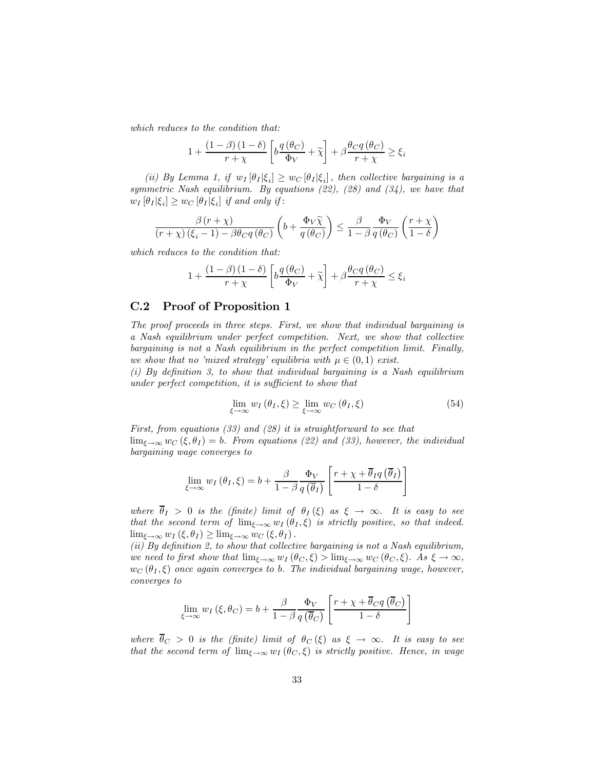*which reduces to the condition that:*

$$1+\frac{(1-\beta)(1-\delta)}{r+\chi}\left[b\frac{q(\theta_C)}{\Phi_V}+\widetilde{\chi}\right]+\beta\frac{\theta_C q(\theta_C)}{r+\chi}\geq \xi_i$$

*(ii) By Lemma 1, if* $w_I[\theta_I|\xi_i]\geq w_C[\theta_I|\xi_i]$*, then collective bargaining is a symmetric Nash equilibrium. By equations (22), (28) and (34), we have that* $w_I[\theta_I|\xi_i]\geq w_C[\theta_I|\xi_i]$ *if and only if:*

$$\frac{\beta(r+\chi)}{(r+\chi)(\xi_i-1)-\beta\theta_C q(\theta_C)}\left(b+\frac{\Phi_V\widetilde{\chi}}{q(\theta_C)}\right)\leq\frac{\beta}{1-\beta}\frac{\Phi_V}{q(\theta_C)}\left(\frac{r+\chi}{1-\delta}\right)$$

*which reduces to the condition that:*

$$1+\frac{(1-\beta)(1-\delta)}{r+\chi}\left[b\frac{q(\theta_C)}{\Phi_V}+\widetilde{\chi}\right]+\beta\frac{\theta_C q(\theta_C)}{r+\chi}\leq \xi_i$$

## C.2 Proof of Proposition 1

*The proof proceeds in three steps. First, we show that individual bargaining is a Nash equilibrium under perfect competition. Next, we show that collective bargaining is not a Nash equilibrium in the perfect competition limit. Finally, we show that no 'mixed strategy' equilibria with* $\mu\in(0,1)$ *exist.*

*(i) By definition 3, to show that individual bargaining is a Nash equilibrium under perfect competition, it is sufficient to show that*

$$\lim_{\xi\to\infty}w_I(\theta_I,\xi)\geq\lim_{\xi\to\infty}w_C(\theta_I,\xi)\tag{54}$$

*First, from equations (33) and (28) it is straightforward to see that* $\lim_{\xi\to\infty}w_C(\xi,\theta_I)=b$*. From equations (22) and (33), however, the individual bargaining wage converges to*

$$\lim_{\xi\to\infty}w_I(\theta_I,\xi)=b+\frac{\beta}{1-\beta}\frac{\Phi_V}{q(\overline{\theta}_I)}\left[\frac{r+\chi+\overline{\theta}_I q(\overline{\theta}_I)}{1-\delta}\right]$$

*where* $\overline{\theta}_I>0$ *is the (finite) limit of* $\theta_I(\xi)$ *as* $\xi\to\infty$*. It is easy to see that the second term of* $\lim_{\xi\to\infty}w_I(\theta_I,\xi)$ *is strictly positive, so that indeed.* $\lim_{\xi\to\infty}w_I(\xi,\theta_I)\geq\lim_{\xi\to\infty}w_C(\xi,\theta_I)$*.*

*(ii) By definition 2, to show that collective bargaining is not a Nash equilibrium, we need to first show that* $\lim_{\xi\to\infty}w_I(\theta_C,\xi)>\lim_{\xi\to\infty}w_C(\theta_C,\xi)$*. As* $\xi\to\infty$*,* $w_C(\theta_I,\xi)$ *once again converges to* $b$*. The individual bargaining wage, however, converges to*

$$\lim_{\xi\to\infty}w_I(\xi,\theta_C)=b+\frac{\beta}{1-\beta}\frac{\Phi_V}{q(\overline{\theta}_C)}\left[\frac{r+\chi+\overline{\theta}_C q(\overline{\theta}_C)}{1-\delta}\right]$$

*where* $\overline{\theta}_C>0$ *is the (finite) limit of* $\theta_C(\xi)$ *as* $\xi\to\infty$*. It is easy to see that the second term of* $\lim_{\xi\to\infty}w_I(\theta_C,\xi)$ *is strictly positive. Hence, in wage*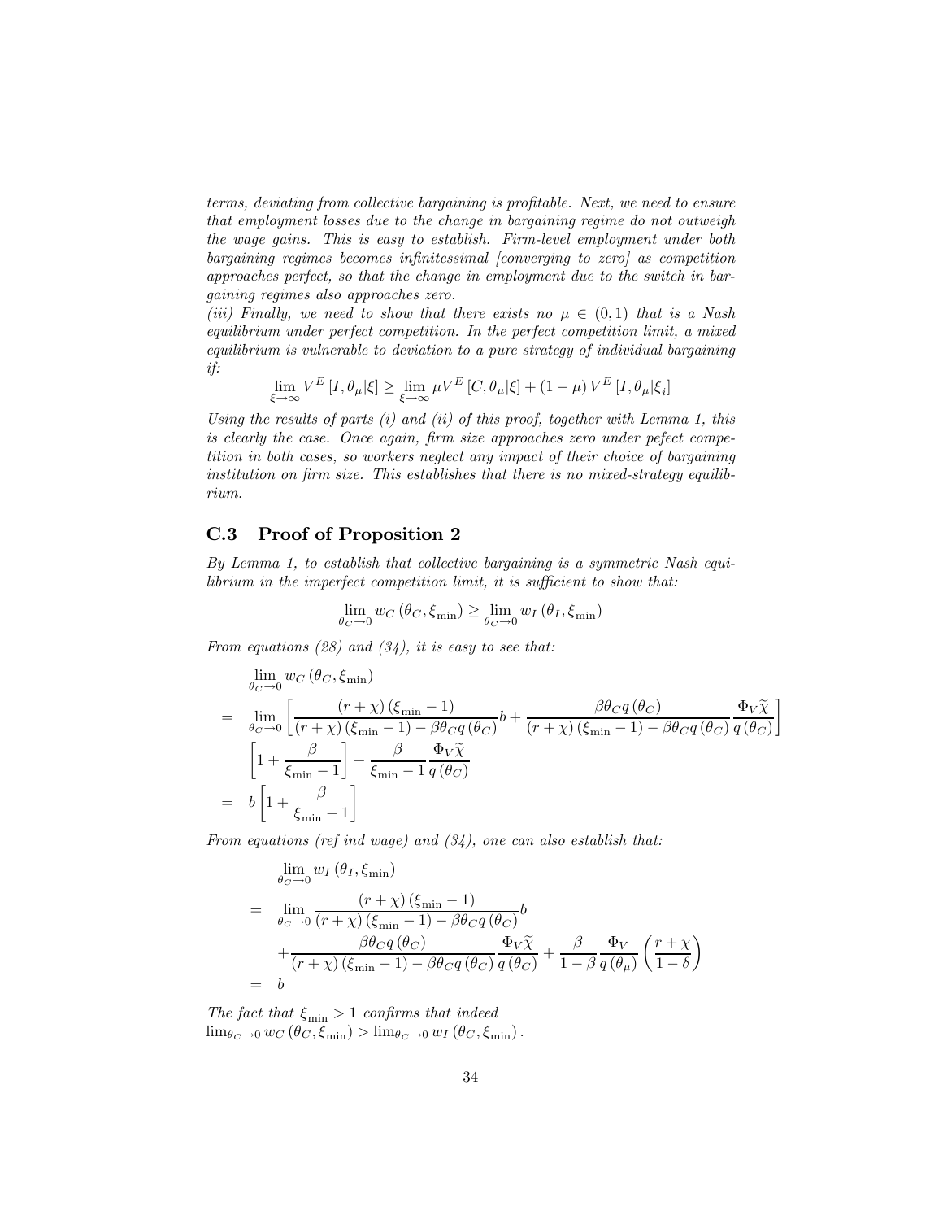*terms, deviating from collective bargaining is profitable. Next, we need to ensure that employment losses due to the change in bargaining regime do not outweigh the wage gains. This is easy to establish. Firm-level employment under both bargaining regimes becomes infinitessimal [converging to zero] as competition approaches perfect, so that the change in employment due to the switch in bargaining regimes also approaches zero.*

*(iii) Finally, we need to show that there exists no $\mu \in (0,1)$ that is a Nash equilibrium under perfect competition. In the perfect competition limit, a mixed equilibrium is vulnerable to deviation to a pure strategy of individual bargaining if:*

$$\lim_{\xi \to \infty} V^E [I, \theta_\mu | \xi] \geq \lim_{\xi \to \infty} \mu V^E [C, \theta_\mu | \xi] + (1 - \mu) V^E [I, \theta_\mu | \xi_i]$$

*Using the results of parts (i) and (ii) of this proof, together with Lemma 1, this is clearly the case. Once again, firm size approaches zero under pefect competition in both cases, so workers neglect any impact of their choice of bargaining institution on firm size. This establishes that there is no mixed-strategy equilibrium.*

## C.3 Proof of Proposition 2

*By Lemma 1, to establish that collective bargaining is a symmetric Nash equilibrium in the imperfect competition limit, it is sufficient to show that:*

$$\lim_{\theta_C \to 0} w_C (\theta_C, \xi_{\min}) \geq \lim_{\theta_C \to 0} w_I (\theta_I, \xi_{\min})$$

*From equations (28) and (34), it is easy to see that:*

$$\begin{aligned}
& \lim_{\theta_C \to 0} w_C (\theta_C, \xi_{\min}) \\
= & \lim_{\theta_C \to 0} \left[ \frac{(r+\chi)(\xi_{\min} - 1)}{(r+\chi)(\xi_{\min} - 1) - \beta \theta_C q(\theta_C)} b + \frac{\beta \theta_C q(\theta_C)}{(r+\chi)(\xi_{\min} - 1) - \beta \theta_C q(\theta_C)} \frac{\Phi_V \widetilde{\chi}}{q(\theta_C)} \right] \\
& \left[ 1 + \frac{\beta}{\xi_{\min} - 1} \right] + \frac{\beta}{\xi_{\min} - 1} \frac{\Phi_V \widetilde{\chi}}{q(\theta_C)} \\
= & \; b \left[ 1 + \frac{\beta}{\xi_{\min} - 1} \right]
\end{aligned}$$

*From equations (ref ind wage) and (34), one can also establish that:*

$$\begin{aligned}
& \lim_{\theta_C \to 0} w_I (\theta_I, \xi_{\min}) \\
= & \lim_{\theta_C \to 0} \frac{(r+\chi)(\xi_{\min} - 1)}{(r+\chi)(\xi_{\min} - 1) - \beta \theta_C q(\theta_C)} b \\
& + \frac{\beta \theta_C q(\theta_C)}{(r+\chi)(\xi_{\min} - 1) - \beta \theta_C q(\theta_C)} \frac{\Phi_V \widetilde{\chi}}{q(\theta_C)} + \frac{\beta}{1-\beta} \frac{\Phi_V}{q(\theta_\mu)} \left( \frac{r+\chi}{1-\delta} \right) \\
= & \; b
\end{aligned}$$

*The fact that $\xi_{\min} > 1$ confirms that indeed* $\lim_{\theta_C \to 0} w_C (\theta_C, \xi_{\min}) > \lim_{\theta_C \to 0} w_I (\theta_C, \xi_{\min})$.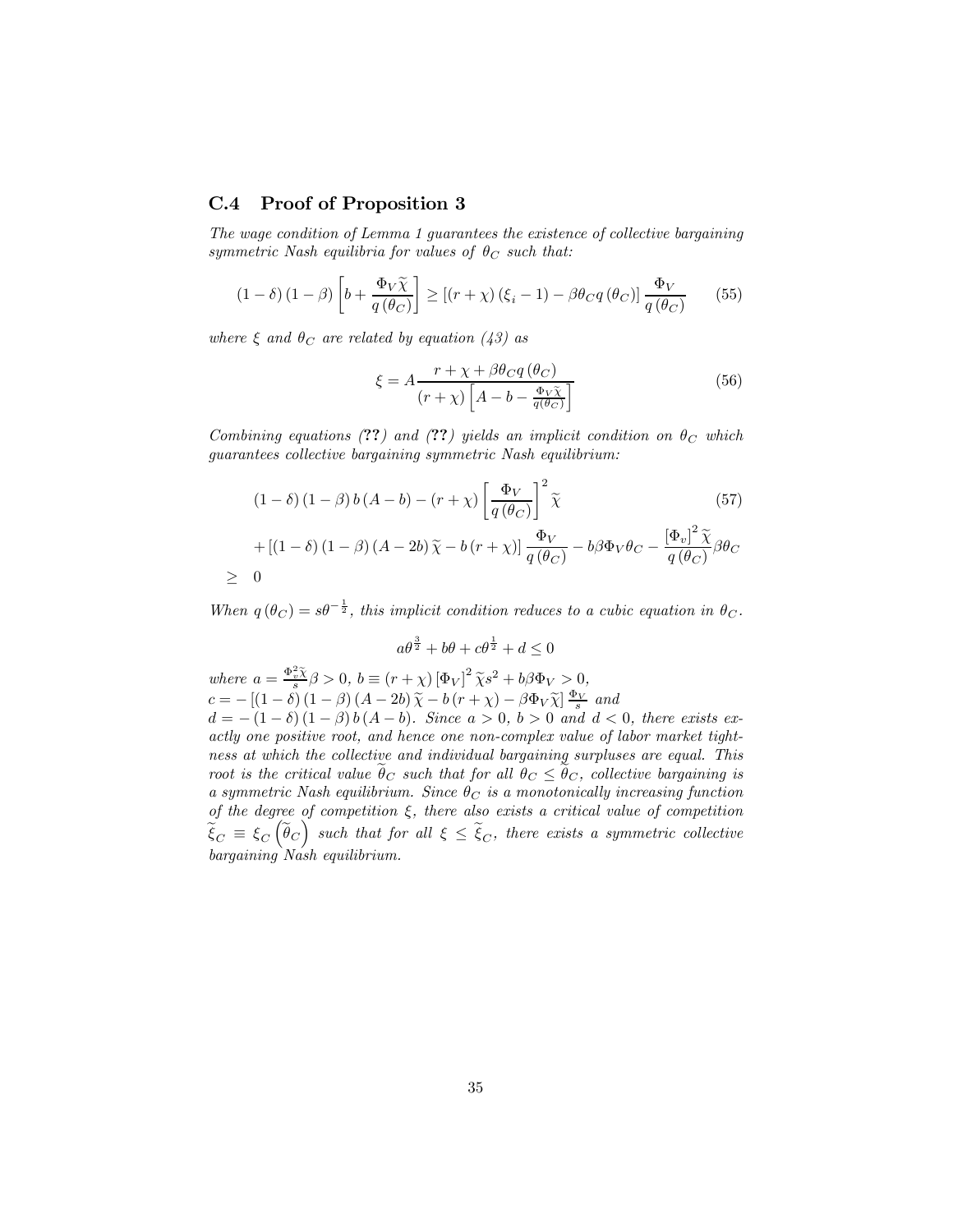## C.4 Proof of Proposition 3

*The wage condition of Lemma 1 guarantees the existence of collective bargaining symmetric Nash equilibria for values of $\theta_C$ such that:*

$$(1-\delta)(1-\beta)\left[b+\frac{\Phi_V\widetilde{\chi}}{q(\theta_C)}\right] \geq \left[(r+\chi)(\xi_i-1)-\beta\theta_C q(\theta_C)\right]\frac{\Phi_V}{q(\theta_C)} \qquad (55)$$

*where $\xi$ and $\theta_C$ are related by equation (43) as*

$$\xi = A\frac{r+\chi+\beta\theta_C q(\theta_C)}{(r+\chi)\left[A-b-\frac{\Phi_V\widetilde{\chi}}{q(\theta_C)}\right]} \qquad (56)$$

*Combining equations (??) and (??) yields an implicit condition on $\theta_C$ which guarantees collective bargaining symmetric Nash equilibrium:*

$$\begin{aligned}
&(1-\delta)(1-\beta)\,b\,(A-b)-(r+\chi)\left[\frac{\Phi_V}{q(\theta_C)}\right]^2\widetilde{\chi} \qquad (57)\\
&+\left[(1-\delta)(1-\beta)(A-2b)\,\widetilde{\chi}-b\,(r+\chi)\right]\frac{\Phi_V}{q(\theta_C)}-b\beta\Phi_V\theta_C-\frac{[\Phi_v]^2\widetilde{\chi}}{q(\theta_C)}\beta\theta_C \\
\geq\;& 0
\end{aligned}$$

*When $q(\theta_C)=s\theta^{-\frac{1}{2}}$, this implicit condition reduces to a cubic equation in $\theta_C$.*

$$a\theta^{\frac{3}{2}}+b\theta+c\theta^{\frac{1}{2}}+d\leq 0$$

*where $a=\frac{\Phi_v^2\widetilde{\chi}}{s}\beta>0$, $b\equiv(r+\chi)\left[\Phi_V\right]^2\widetilde{\chi}s^2+b\beta\Phi_V>0$, $c=-\left[(1-\delta)(1-\beta)(A-2b)\,\widetilde{\chi}-b\,(r+\chi)-\beta\Phi_V\widetilde{\chi}\right]\frac{\Phi_V}{s}$ and $d=-(1-\delta)(1-\beta)\,b\,(A-b)$. Since $a>0$, $b>0$ and $d<0$, there exists exactly one positive root, and hence one non-complex value of labor market tightness at which the collective and individual bargaining surpluses are equal. This root is the critical value $\widetilde{\theta}_C$ such that for all $\theta_C\leq\widetilde{\theta}_C$, collective bargaining is a symmetric Nash equilibrium. Since $\theta_C$ is a monotonically increasing function of the degree of competition $\xi$, there also exists a critical value of competition $\widetilde{\xi}_C\equiv\xi_C\left(\widetilde{\theta}_C\right)$ such that for all $\xi\leq\widetilde{\xi}_C$, there exists a symmetric collective bargaining Nash equilibrium.*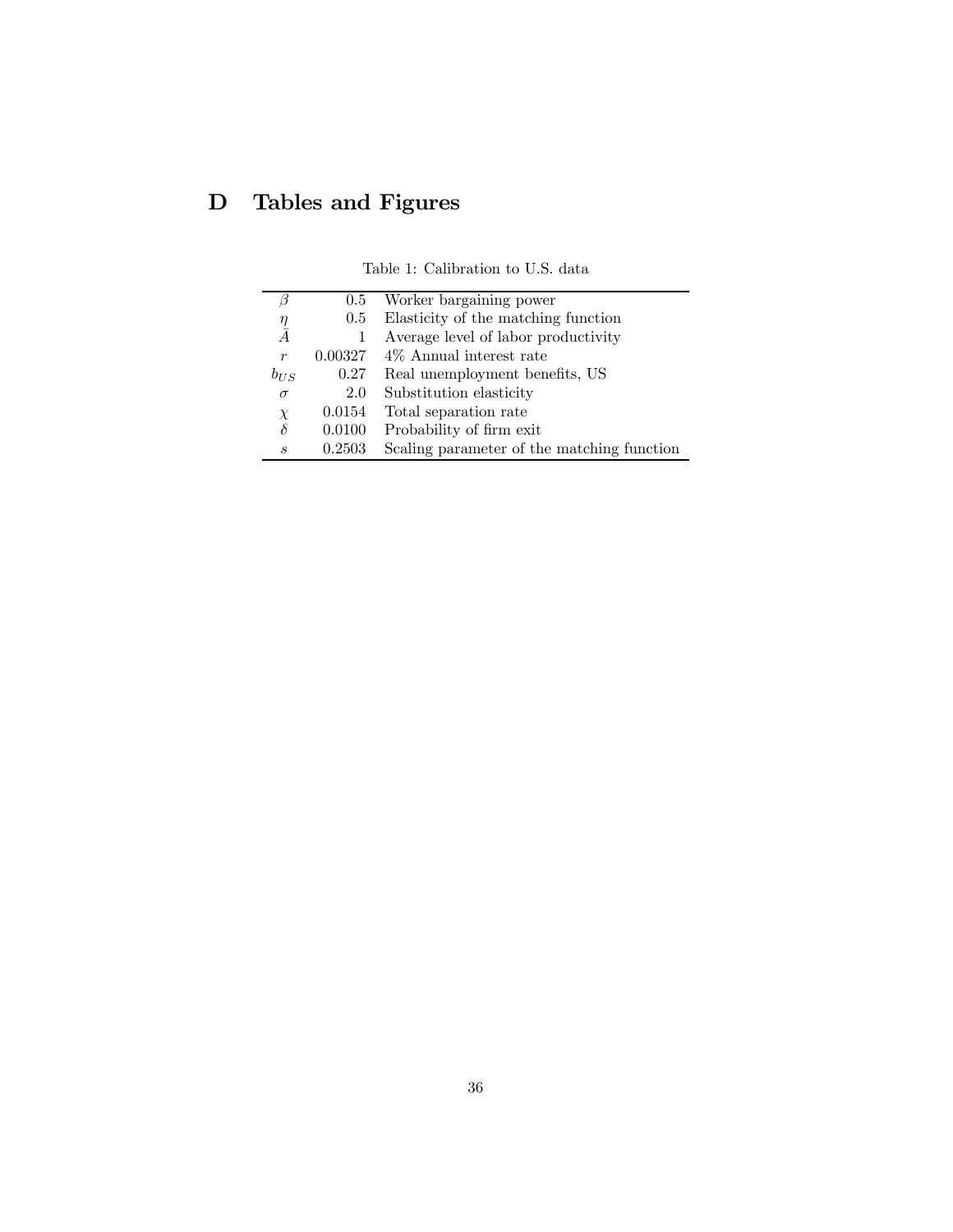# D Tables and Figures

Table 1: Calibration to U.S. data

| | | |
|---|---|---|
| $\beta$ | 0.5 | Worker bargaining power |
| $\eta$ | 0.5 | Elasticity of the matching function |
| $\bar{A}$ | 1 | Average level of labor productivity |
| $r$ | 0.00327 | 4% Annual interest rate |
| $b_{US}$ | 0.27 | Real unemployment benefits, US |
| $\sigma$ | 2.0 | Substitution elasticity |
| $\chi$ | 0.0154 | Total separation rate |
| $\delta$ | 0.0100 | Probability of firm exit |
| $s$ | 0.2503 | Scaling parameter of the matching function |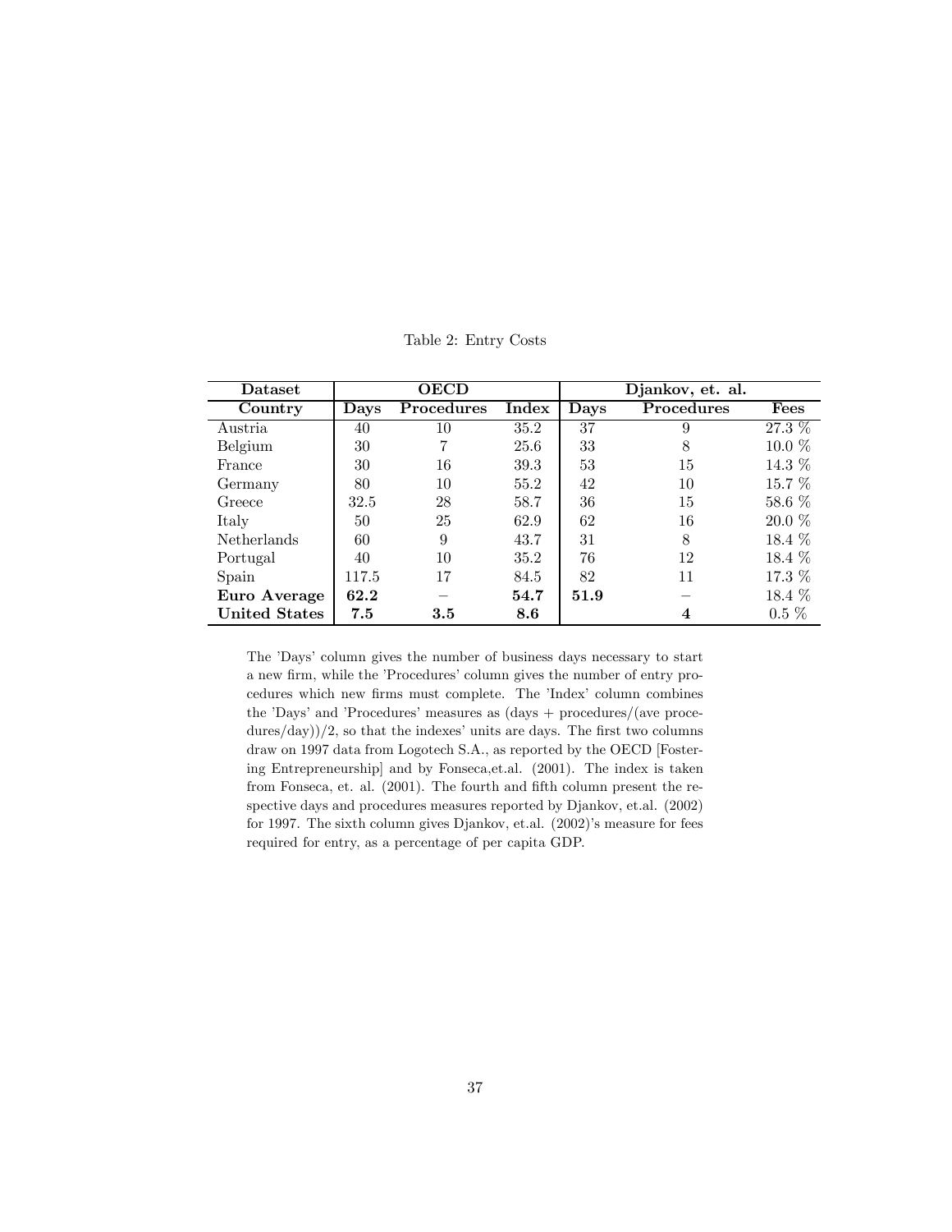Table 2: Entry Costs

| **Dataset** | **OECD** | | | **Djankov, et. al.** | | |
|---|---|---|---|---|---|---|
| **Country** | **Days** | **Procedures** | **Index** | **Days** | **Procedures** | **Fees** |
| Austria | 40 | 10 | 35.2 | 37 | 9 | 27.3 % |
| Belgium | 30 | 7 | 25.6 | 33 | 8 | 10.0 % |
| France | 30 | 16 | 39.3 | 53 | 15 | 14.3 % |
| Germany | 80 | 10 | 55.2 | 42 | 10 | 15.7 % |
| Greece | 32.5 | 28 | 58.7 | 36 | 15 | 58.6 % |
| Italy | 50 | 25 | 62.9 | 62 | 16 | 20.0 % |
| Netherlands | 60 | 9 | 43.7 | 31 | 8 | 18.4 % |
| Portugal | 40 | 10 | 35.2 | 76 | 12 | 18.4 % |
| Spain | 117.5 | 17 | 84.5 | 82 | 11 | 17.3 % |
| **Euro Average** | **62.2** | – | **54.7** | **51.9** | – | 18.4 % |
| **United States** | **7.5** | **3.5** | **8.6** | | **4** | 0.5 % |

The 'Days' column gives the number of business days necessary to start a new firm, while the 'Procedures' column gives the number of entry procedures which new firms must complete. The 'Index' column combines the 'Days' and 'Procedures' measures as (days + procedures/(ave procedures/day))/2, so that the indexes' units are days. The first two columns draw on 1997 data from Logotech S.A., as reported by the OECD [Fostering Entrepreneurship] and by Fonseca,et.al. (2001). The index is taken from Fonseca, et. al. (2001). The fourth and fifth column present the respective days and procedures measures reported by Djankov, et.al. (2002) for 1997. The sixth column gives Djankov, et.al. (2002)'s measure for fees required for entry, as a percentage of per capita GDP.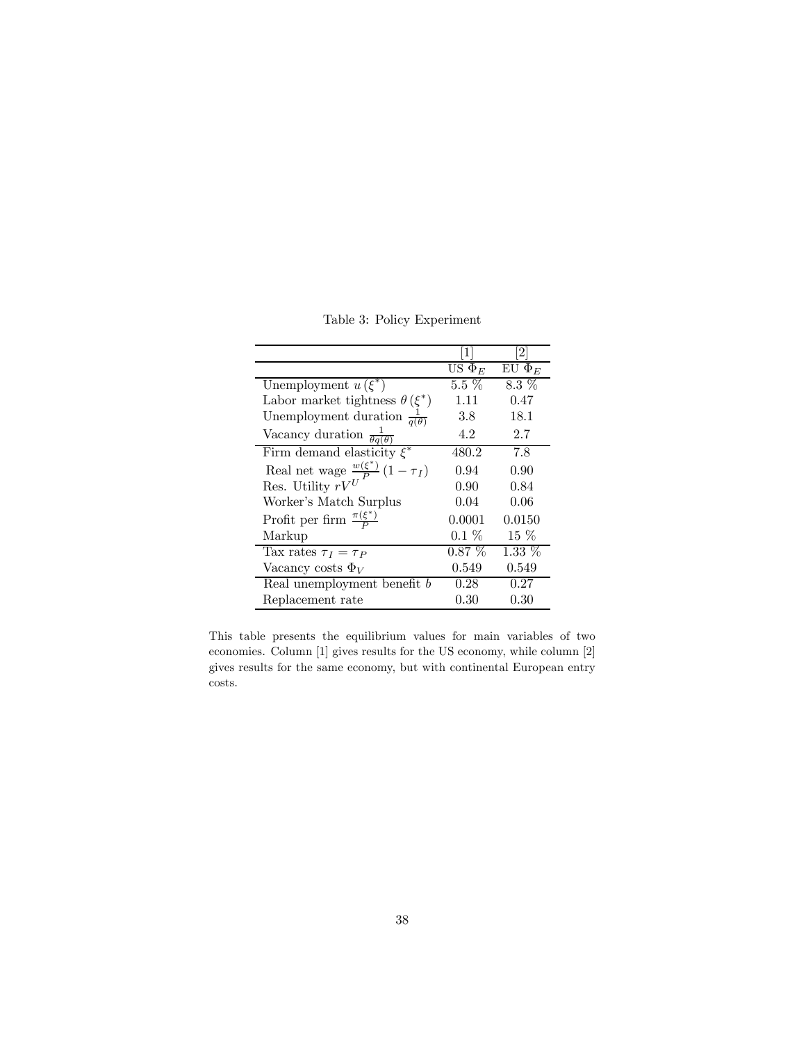Table 3: Policy Experiment

| | [1] | [2] |
|---|---|---|
| | US $\Phi_E$ | EU $\Phi_E$ |
| Unemployment $u(\xi^*)$ | 5.5 % | 8.3 % |
| Labor market tightness $\theta(\xi^*)$ | 1.11 | 0.47 |
| Unemployment duration $\frac{1}{q(\theta)}$ | 3.8 | 18.1 |
| Vacancy duration $\frac{1}{\theta q(\theta)}$ | 4.2 | 2.7 |
| Firm demand elasticity $\xi^*$ | 480.2 | 7.8 |
| Real net wage $\frac{w(\xi^*)}{P}(1-\tau_I)$ | 0.94 | 0.90 |
| Res. Utility $rV^U$ | 0.90 | 0.84 |
| Worker's Match Surplus | 0.04 | 0.06 |
| Profit per firm $\frac{\pi(\xi^*)}{P}$ | 0.0001 | 0.0150 |
| Markup | 0.1 % | 15 % |
| Tax rates $\tau_I = \tau_P$ | 0.87 % | 1.33 % |
| Vacancy costs $\Phi_V$ | 0.549 | 0.549 |
| Real unemployment benefit $b$ | 0.28 | 0.27 |
| Replacement rate | 0.30 | 0.30 |

This table presents the equilibrium values for main variables of two economies. Column [1] gives results for the US economy, while column [2] gives results for the same economy, but with continental European entry costs.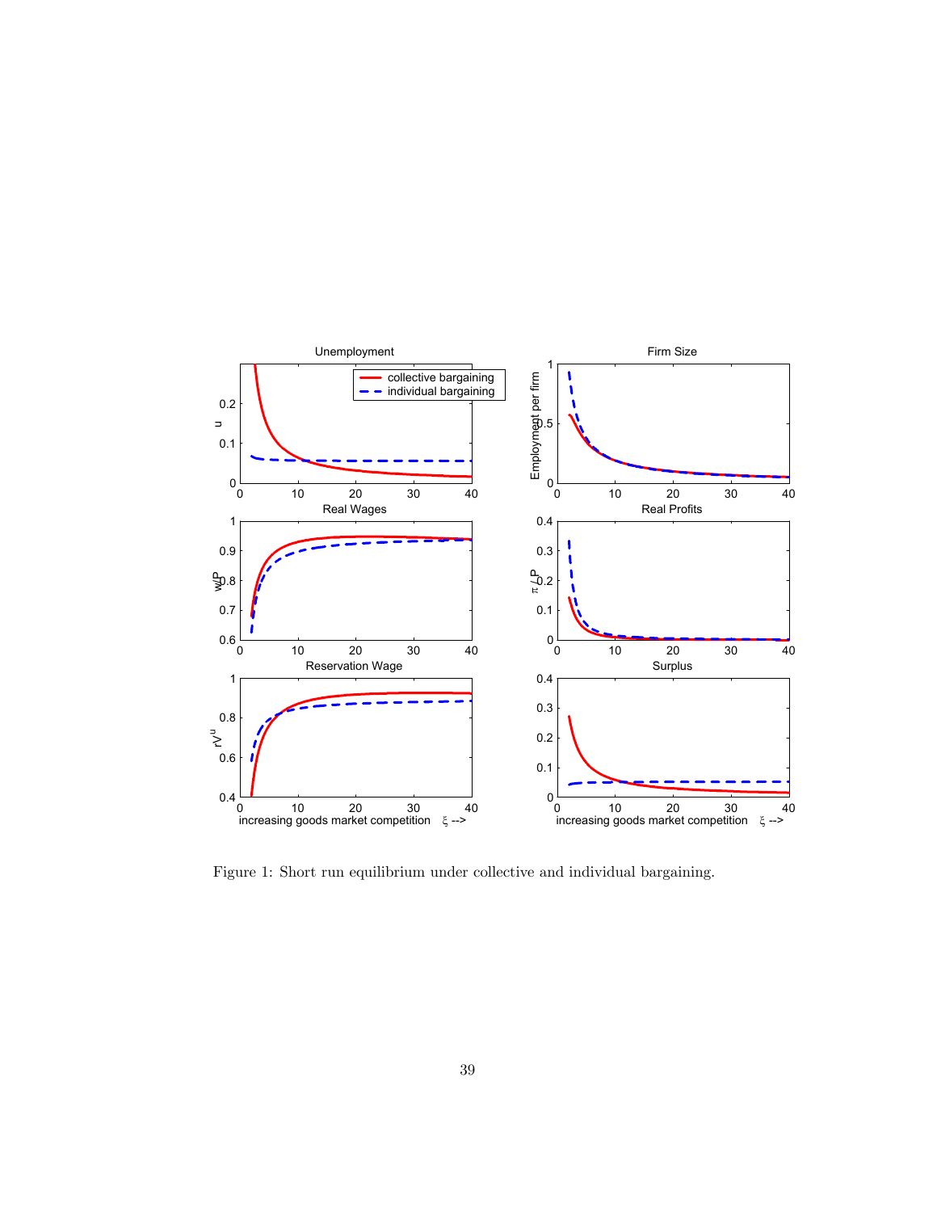Figure 1: Short run equilibrium under collective and individual bargaining.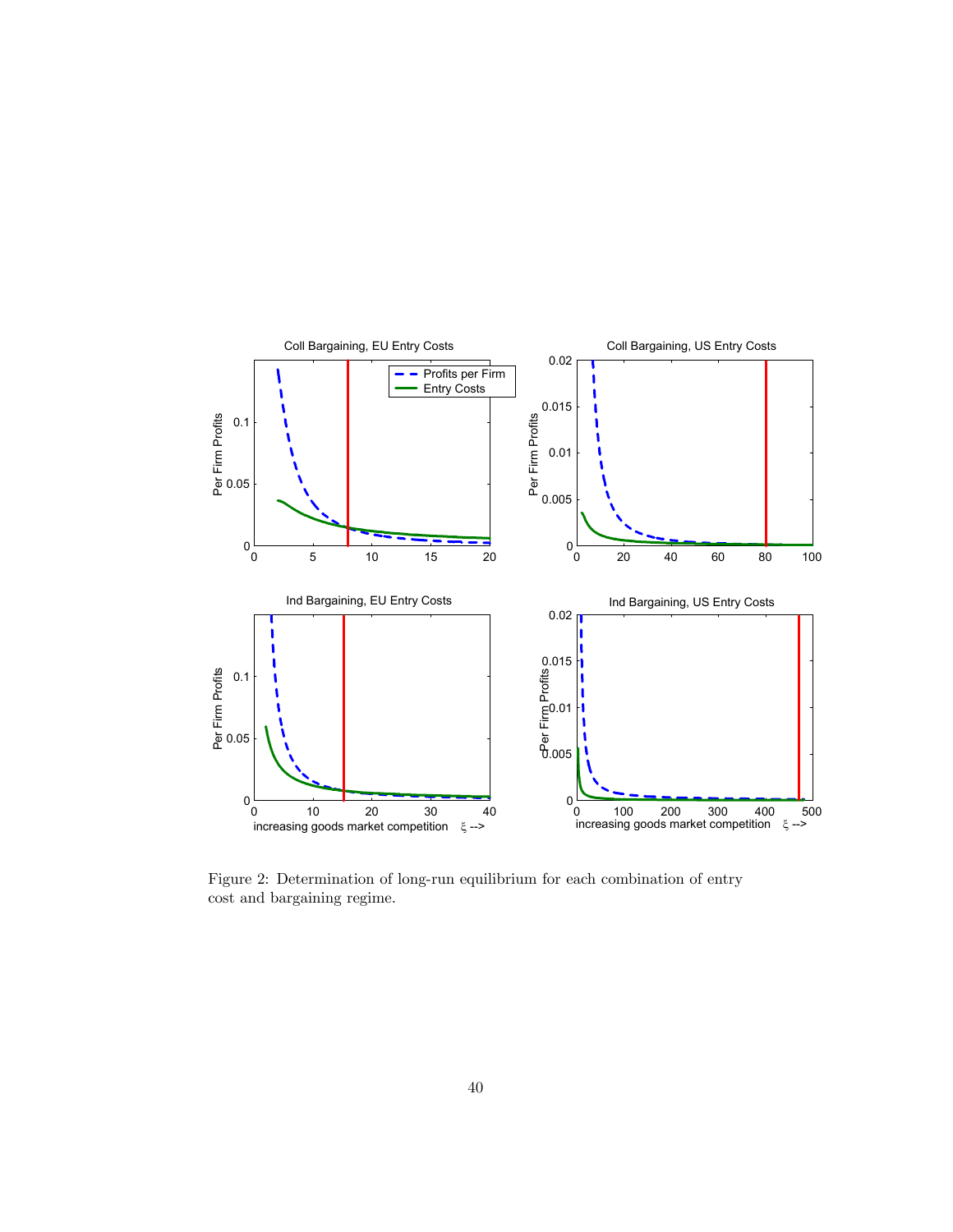Figure 2: Determination of long-run equilibrium for each combination of entry cost and bargaining regime.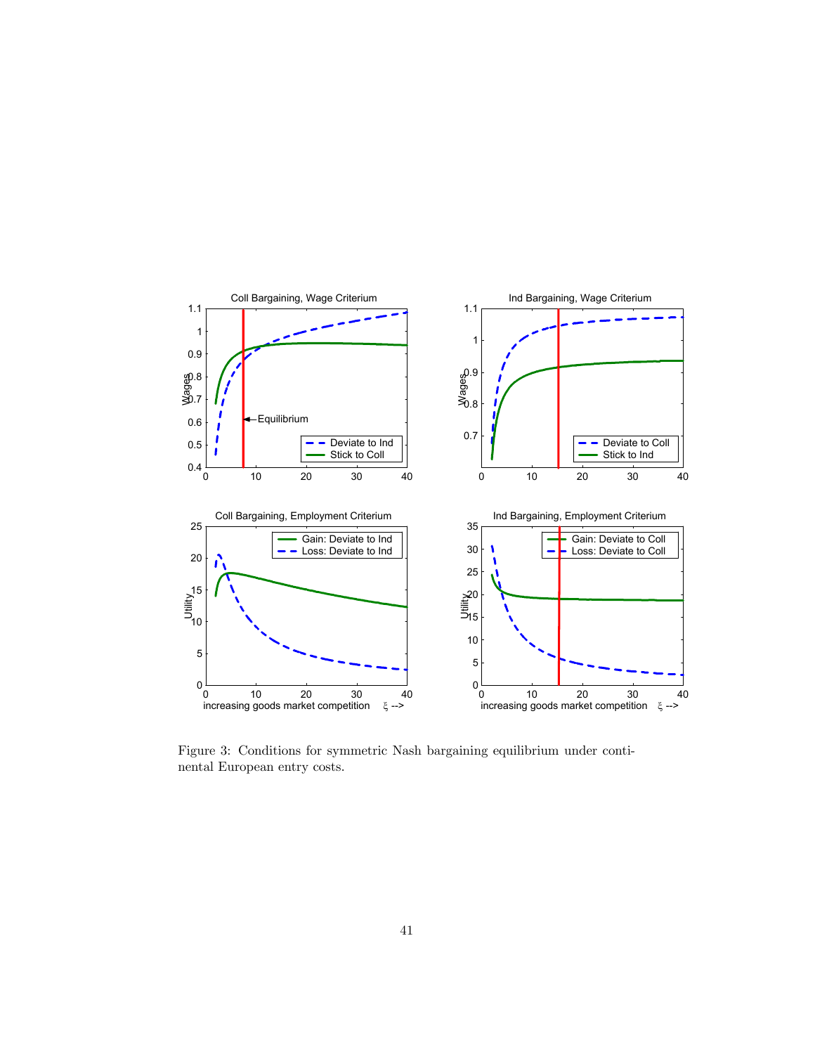Figure 3: Conditions for symmetric Nash bargaining equilibrium under continental European entry costs.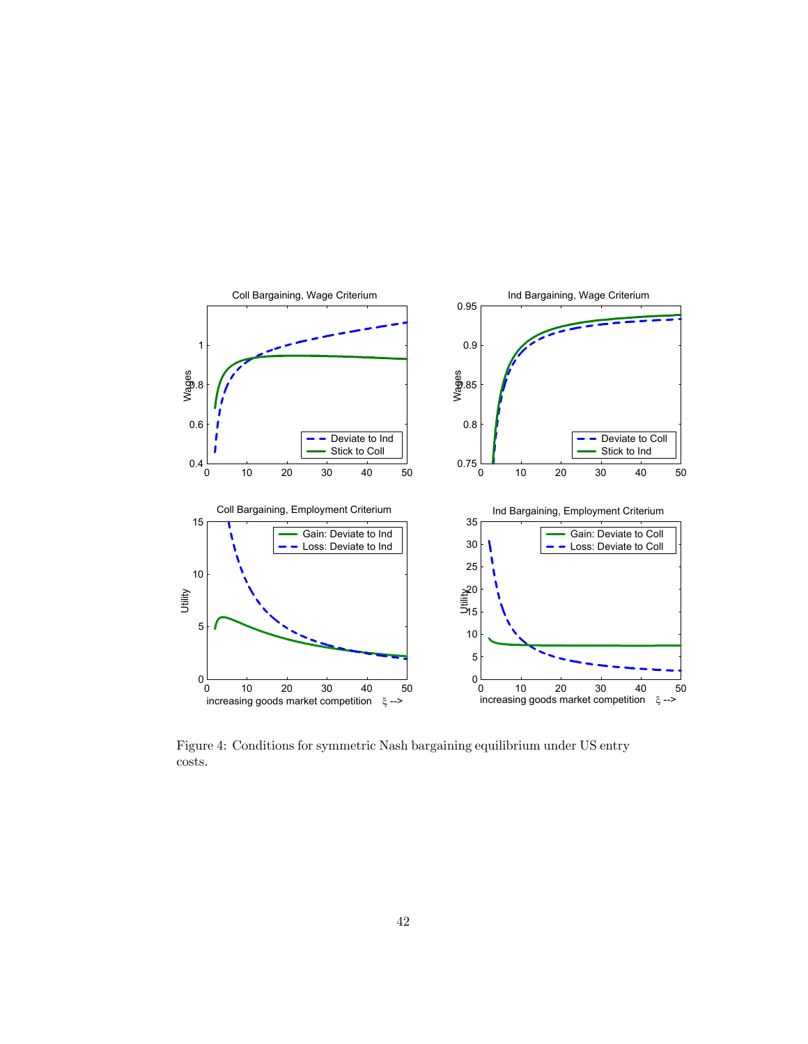Figure 4: Conditions for symmetric Nash bargaining equilibrium under US entry costs.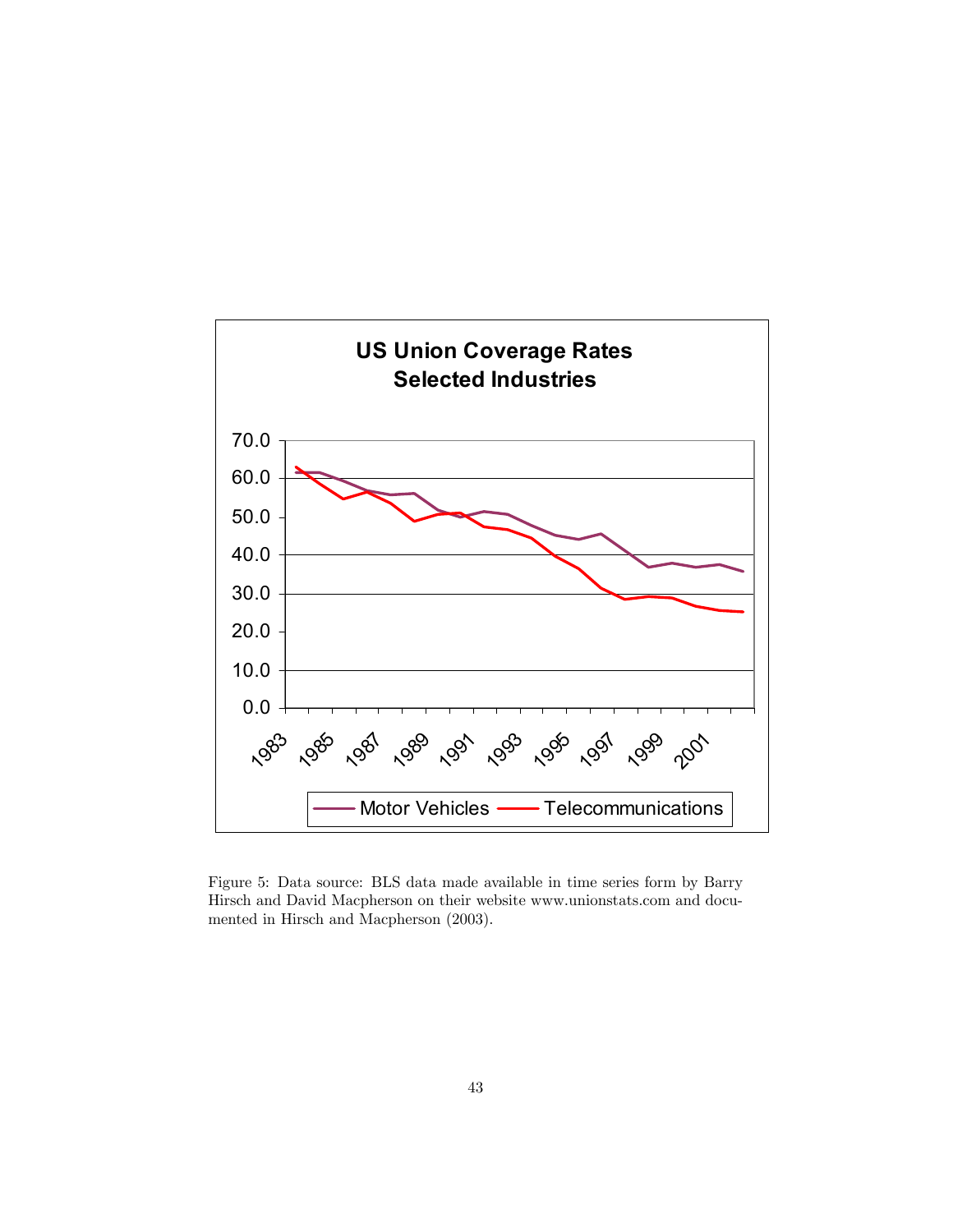US Union Coverage Rates
Selected Industries

70.0
60.0
50.0
40.0
30.0
20.0
10.0
0.0

1983
1985
1987
1989
1991
1993
1995
1997
1999
2001

Motor Vehicles
Telecommunications

Figure 5: Data source: BLS data made available in time series form by Barry Hirsch and David Macpherson on their website www.unionstats.com and documented in Hirsch and Macpherson (2003).